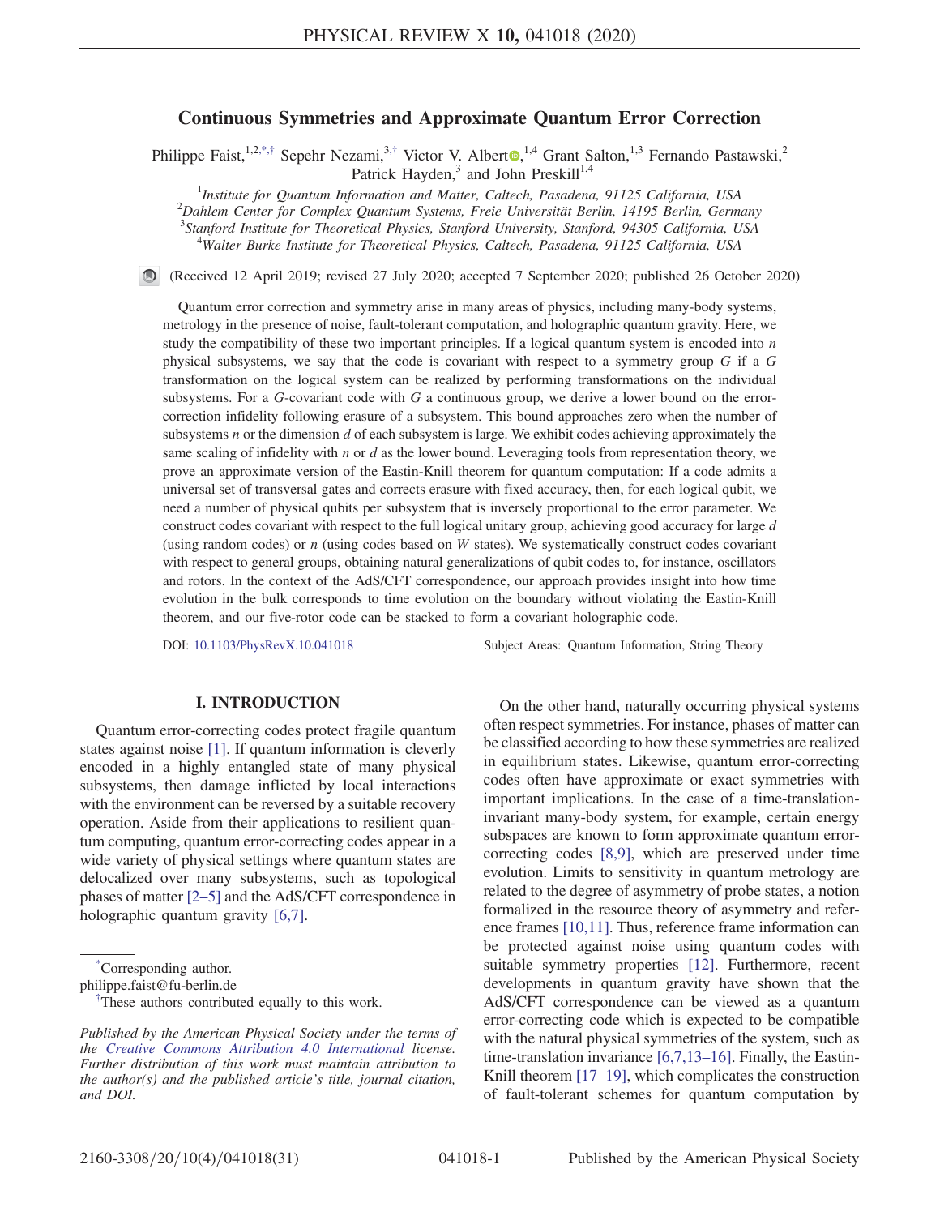# Continuous Symmetries and Approximate Quantum Error Correction

Philippe Faist,[1,2,*,†] Sepehr Nezami,[3,†] Victor V. Albert,[1,4] Grant Salton,[1,3] Fernando Pastawski,[2] Patrick Hayden,[3] and John Preskill[1,4]

[1]Institute for Quantum Information and Matter, Caltech, Pasadena, 91125 California, USA
[2]Dahlem Center for Complex Quantum Systems, Freie Universität Berlin, 14195 Berlin, Germany
[3]Stanford Institute for Theoretical Physics, Stanford University, Stanford, 94305 California, USA
[4]Walter Burke Institute for Theoretical Physics, Caltech, Pasadena, 91125 California, USA

(Received 12 April 2019; revised 27 July 2020; accepted 7 September 2020; published 26 October 2020)

Quantum error correction and symmetry arise in many areas of physics, including many-body systems, metrology in the presence of noise, fault-tolerant computation, and holographic quantum gravity. Here, we study the compatibility of these two important principles. If a logical quantum system is encoded into $n$ physical subsystems, we say that the code is covariant with respect to a symmetry group $G$ if a $G$ transformation on the logical system can be realized by performing transformations on the individual subsystems. For a $G$-covariant code with $G$ a continuous group, we derive a lower bound on the error-correction infidelity following erasure of a subsystem. This bound approaches zero when the number of subsystems $n$ or the dimension $d$ of each subsystem is large. We exhibit codes achieving approximately the same scaling of infidelity with $n$ or $d$ as the lower bound. Leveraging tools from representation theory, we prove an approximate version of the Eastin-Knill theorem for quantum computation: If a code admits a universal set of transversal gates and corrects erasure with fixed accuracy, then, for each logical qubit, we need a number of physical qubits per subsystem that is inversely proportional to the error parameter. We construct codes covariant with respect to the full logical unitary group, achieving good accuracy for large $d$ (using random codes) or $n$ (using codes based on $W$ states). We systematically construct codes covariant with respect to general groups, obtaining natural generalizations of qubit codes to, for instance, oscillators and rotors. In the context of the AdS/CFT correspondence, our approach provides insight into how time evolution in the bulk corresponds to time evolution on the boundary without violating the Eastin-Knill theorem, and our five-rotor code can be stacked to form a covariant holographic code.

DOI: 10.1103/PhysRevX.10.041018 Subject Areas: Quantum Information, String Theory

## I. INTRODUCTION

Quantum error-correcting codes protect fragile quantum states against noise [1]. If quantum information is cleverly encoded in a highly entangled state of many physical subsystems, then damage inflicted by local interactions with the environment can be reversed by a suitable recovery operation. Aside from their applications to resilient quantum computing, quantum error-correcting codes appear in a wide variety of physical settings where quantum states are delocalized over many subsystems, such as topological phases of matter [2–5] and the AdS/CFT correspondence in holographic quantum gravity [6,7].

On the other hand, naturally occurring physical systems often respect symmetries. For instance, phases of matter can be classified according to how these symmetries are realized in equilibrium states. Likewise, quantum error-correcting codes often have approximate or exact symmetries with important implications. In the case of a time-translation-invariant many-body system, for example, certain energy subspaces are known to form approximate quantum error-correcting codes [8,9], which are preserved under time evolution. Limits to sensitivity in quantum metrology are related to the degree of asymmetry of probe states, a notion formalized in the resource theory of asymmetry and reference frames [10,11]. Thus, reference frame information can be protected against noise using quantum codes with suitable symmetry properties [12]. Furthermore, recent developments in quantum gravity have shown that the AdS/CFT correspondence can be viewed as a quantum error-correcting code which is expected to be compatible with the natural physical symmetries of the system, such as time-translation invariance [6,7,13–16]. Finally, the Eastin-Knill theorem [17–19], which complicates the construction of fault-tolerant schemes for quantum computation by

*Corresponding author.
philippe.faist@fu-berlin.de
†These authors contributed equally to this work.

*Published by the American Physical Society under the terms of the Creative Commons Attribution 4.0 International license. Further distribution of this work must maintain attribution to the author(s) and the published article's title, journal citation, and DOI.*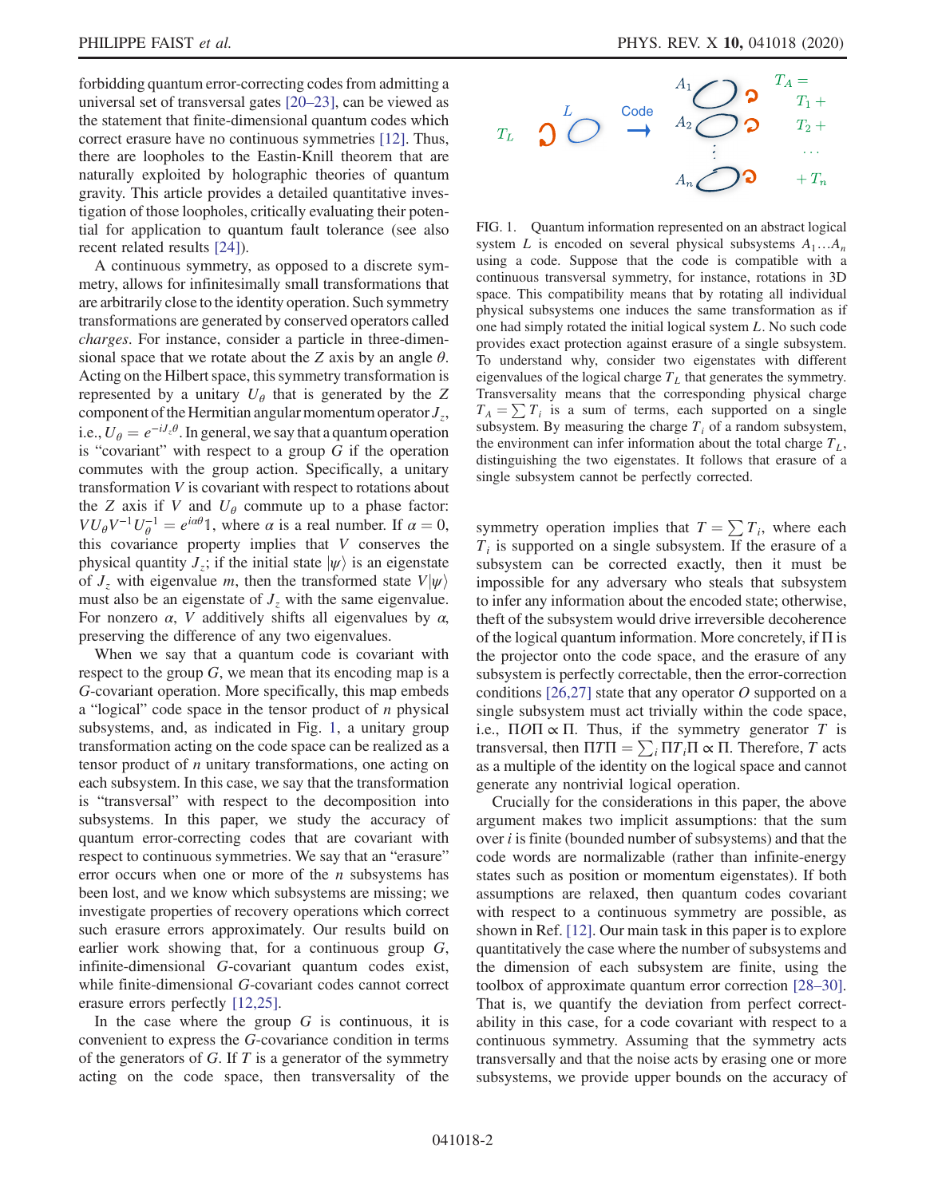forbidding quantum error-correcting codes from admitting a universal set of transversal gates [20–23], can be viewed as the statement that finite-dimensional quantum codes which correct erasure have no continuous symmetries [12]. Thus, there are loopholes to the Eastin-Knill theorem that are naturally exploited by holographic theories of quantum gravity. This article provides a detailed quantitative investigation of those loopholes, critically evaluating their potential for application to quantum fault tolerance (see also recent related results [24]).

A continuous symmetry, as opposed to a discrete symmetry, allows for infinitesimally small transformations that are arbitrarily close to the identity operation. Such symmetry transformations are generated by conserved operators called *charges*. For instance, consider a particle in three-dimensional space that we rotate about the $Z$ axis by an angle $\theta$. Acting on the Hilbert space, this symmetry transformation is represented by a unitary $U_\theta$ that is generated by the $Z$ component of the Hermitian angular momentum operator $J_z$, i.e., $U_\theta = e^{-iJ_z\theta}$. In general, we say that a quantum operation is "covariant" with respect to a group $G$ if the operation commutes with the group action. Specifically, a unitary transformation $V$ is covariant with respect to rotations about the $Z$ axis if $V$ and $U_\theta$ commute up to a phase factor: $VU_\theta V^{-1}U_\theta^{-1} = e^{i\alpha\theta}\mathbb{1}$, where $\alpha$ is a real number. If $\alpha = 0$, this covariance property implies that $V$ conserves the physical quantity $J_z$; if the initial state $|\psi\rangle$ is an eigenstate of $J_z$ with eigenvalue $m$, then the transformed state $V|\psi\rangle$ must also be an eigenstate of $J_z$ with the same eigenvalue. For nonzero $\alpha$, $V$ additively shifts all eigenvalues by $\alpha$, preserving the difference of any two eigenvalues.

When we say that a quantum code is covariant with respect to the group $G$, we mean that its encoding map is a $G$-covariant operation. More specifically, this map embeds a "logical" code space in the tensor product of $n$ physical subsystems, and, as indicated in Fig. 1, a unitary group transformation acting on the code space can be realized as a tensor product of $n$ unitary transformations, one acting on each subsystem. In this case, we say that the transformation is "transversal" with respect to the decomposition into subsystems. In this paper, we study the accuracy of quantum error-correcting codes that are covariant with respect to continuous symmetries. We say that an "erasure" error occurs when one or more of the $n$ subsystems has been lost, and we know which subsystems are missing; we investigate properties of recovery operations which correct such erasure errors approximately. Our results build on earlier work showing that, for a continuous group $G$, infinite-dimensional $G$-covariant quantum codes exist, while finite-dimensional $G$-covariant codes cannot correct erasure errors perfectly [12,25].

In the case where the group $G$ is continuous, it is convenient to express the $G$-covariance condition in terms of the generators of $G$. If $T$ is a generator of the symmetry acting on the code space, then transversality of the symmetry operation implies that $T = \sum T_i$, where each $T_i$ is supported on a single subsystem. If the erasure of a subsystem can be corrected exactly, then it must be impossible for any adversary who steals that subsystem to infer any information about the encoded state; otherwise, theft of the subsystem would drive irreversible decoherence of the logical quantum information. More concretely, if $\Pi$ is the projector onto the code space, and the erasure of any subsystem is perfectly correctable, then the error-correction conditions [26,27] state that any operator $O$ supported on a single subsystem must act trivially within the code space, i.e., $\Pi O \Pi \propto \Pi$. Thus, if the symmetry generator $T$ is transversal, then $\Pi T \Pi = \sum_i \Pi T_i \Pi \propto \Pi$. Therefore, $T$ acts as a multiple of the identity on the logical space and cannot generate any nontrivial logical operation.

Crucially for the considerations in this paper, the above argument makes two implicit assumptions: that the sum over $i$ is finite (bounded number of subsystems) and that the code words are normalizable (rather than infinite-energy states such as position or momentum eigenstates). If both assumptions are relaxed, then quantum codes covariant with respect to a continuous symmetry are possible, as shown in Ref. [12]. Our main task in this paper is to explore quantitatively the case where the number of subsystems and the dimension of each subsystem are finite, using the toolbox of approximate quantum error correction [28–30]. That is, we quantify the deviation from perfect correctability in this case, for a code covariant with respect to a continuous symmetry. Assuming that the symmetry acts transversally and that the noise acts by erasing one or more subsystems, we provide upper bounds on the accuracy of

FIG. 1. Quantum information represented on an abstract logical system $L$ is encoded on several physical subsystems $A_1 \ldots A_n$ using a code. Suppose that the code is compatible with a continuous transversal symmetry, for instance, rotations in 3D space. This compatibility means that by rotating all individual physical subsystems one induces the same transformation as if one had simply rotated the initial logical system $L$. No such code provides exact protection against erasure of a single subsystem. To understand why, consider two eigenstates with different eigenvalues of the logical charge $T_L$ that generates the symmetry. Transversality means that the corresponding physical charge $T_A = \sum T_i$ is a sum of terms, each supported on a single subsystem. By measuring the charge $T_i$ of a random subsystem, the environment can infer information about the total charge $T_L$, distinguishing the two eigenstates. It follows that erasure of a single subsystem cannot be perfectly corrected.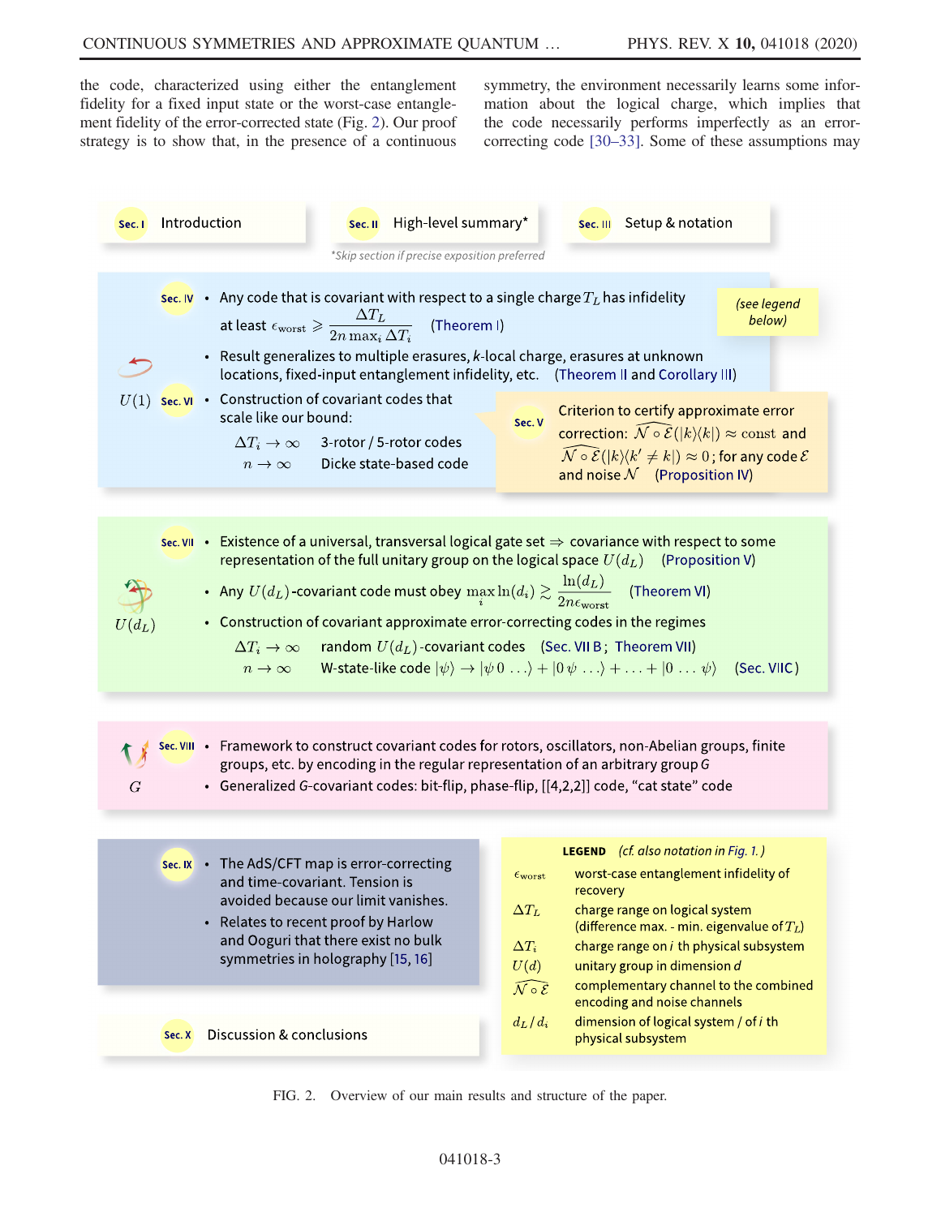the code, characterized using either the entanglement fidelity for a fixed input state or the worst-case entanglement fidelity of the error-corrected state (Fig. 2). Our proof strategy is to show that, in the presence of a continuous symmetry, the environment necessarily learns some information about the logical charge, which implies that the code necessarily performs imperfectly as an error-correcting code [30–33]. Some of these assumptions may

**Sec. I** Introduction

**Sec. II** High-level summary*

**Sec. III** Setup & notation

*Skip section if precise exposition preferred

**$U(1)$**

**Sec. IV**
- Any code that is covariant with respect to a single charge $T_L$ has infidelity at least $\epsilon_{\text{worst}} \geqslant \dfrac{\Delta T_L}{2n \max_i \Delta T_i}$ (Theorem I)
- Result generalizes to multiple erasures, $k$-local charge, erasures at unknown locations, fixed-input entanglement infidelity, etc. (Theorem II and Corollary III)

(see legend below)

**Sec. VI**
- Construction of covariant codes that scale like our bound:
  - $\Delta T_i \to \infty$ 3-rotor / 5-rotor codes
  - $n \to \infty$ Dicke state-based code

**Sec. V** Criterion to certify approximate error correction: $\widehat{\mathcal{N} \circ \mathcal{E}}(|k\rangle\langle k|) \approx \text{const}$ and $\widehat{\mathcal{N} \circ \mathcal{E}}(|k\rangle\langle k' \neq k|) \approx 0$; for any code $\mathcal{E}$ and noise $\mathcal{N}$ (Proposition IV)

**$U(d_L)$**

**Sec. VII**
- Existence of a universal, transversal logical gate set $\Rightarrow$ covariance with respect to some representation of the full unitary group on the logical space $U(d_L)$ (Proposition V)
- Any $U(d_L)$-covariant code must obey $\max_i \ln(d_i) \gtrsim \dfrac{\ln(d_L)}{2n\epsilon_{\text{worst}}}$ (Theorem VI)
- Construction of covariant approximate error-correcting codes in the regimes
  - $\Delta T_i \to \infty$ random $U(d_L)$-covariant codes (Sec. VII B; Theorem VII)
  - $n \to \infty$ W-state-like code $|\psi\rangle \to |\psi\, 0 \ldots\rangle + |0\, \psi \ldots\rangle + \ldots + |0 \ldots \psi\rangle$ (Sec. VII C)

**$G$**

**Sec. VIII**
- Framework to construct covariant codes for rotors, oscillators, non-Abelian groups, finite groups, etc. by encoding in the regular representation of an arbitrary group $G$
- Generalized $G$-covariant codes: bit-flip, phase-flip, [[4,2,2]] code, "cat state" code

**Sec. IX**
- The AdS/CFT map is error-correcting and time-covariant. Tension is avoided because our limit vanishes.
- Relates to recent proof by Harlow and Ooguri that there exist no bulk symmetries in holography [15, 16]

**Sec. X** Discussion & conclusions

**LEGEND** (cf. also notation in Fig. 1.)

| | |
|---|---|
| $\epsilon_{\text{worst}}$ | worst-case entanglement infidelity of recovery |
| $\Delta T_L$ | charge range on logical system (difference max. - min. eigenvalue of $T_L$) |
| $\Delta T_i$ | charge range on $i$ th physical subsystem |
| $U(d)$ | unitary group in dimension $d$ |
| $\widehat{\mathcal{N} \circ \mathcal{E}}$ | complementary channel to the combined encoding and noise channels |
| $d_L$ / $d_i$ | dimension of logical system / of $i$ th physical subsystem |

FIG. 2. Overview of our main results and structure of the paper.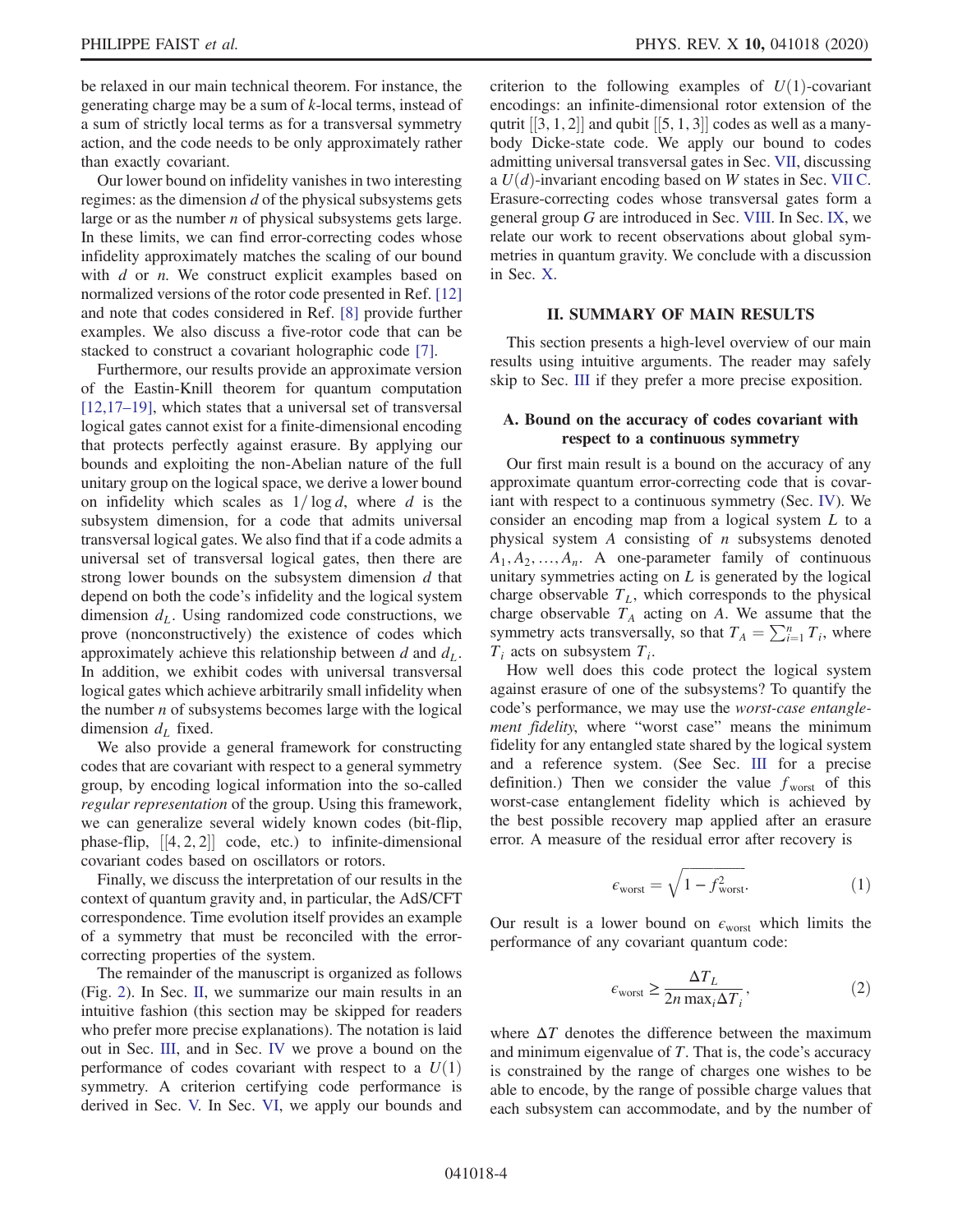be relaxed in our main technical theorem. For instance, the generating charge may be a sum of $k$-local terms, instead of a sum of strictly local terms as for a transversal symmetry action, and the code needs to be only approximately rather than exactly covariant.

Our lower bound on infidelity vanishes in two interesting regimes: as the dimension $d$ of the physical subsystems gets large or as the number $n$ of physical subsystems gets large. In these limits, we can find error-correcting codes whose infidelity approximately matches the scaling of our bound with $d$ or $n$. We construct explicit examples based on normalized versions of the rotor code presented in Ref. [12] and note that codes considered in Ref. [8] provide further examples. We also discuss a five-rotor code that can be stacked to construct a covariant holographic code [7].

Furthermore, our results provide an approximate version of the Eastin-Knill theorem for quantum computation [12,17–19], which states that a universal set of transversal logical gates cannot exist for a finite-dimensional encoding that protects perfectly against erasure. By applying our bounds and exploiting the non-Abelian nature of the full unitary group on the logical space, we derive a lower bound on infidelity which scales as $1/\log d$, where $d$ is the subsystem dimension, for a code that admits universal transversal logical gates. We also find that if a code admits a universal set of transversal logical gates, then there are strong lower bounds on the subsystem dimension $d$ that depend on both the code's infidelity and the logical system dimension $d_L$. Using randomized code constructions, we prove (nonconstructively) the existence of codes which approximately achieve this relationship between $d$ and $d_L$. In addition, we exhibit codes with universal transversal logical gates which achieve arbitrarily small infidelity when the number $n$ of subsystems becomes large with the logical dimension $d_L$ fixed.

We also provide a general framework for constructing codes that are covariant with respect to a general symmetry group, by encoding logical information into the so-called *regular representation* of the group. Using this framework, we can generalize several widely known codes (bit-flip, phase-flip, [[4, 2, 2]] code, etc.) to infinite-dimensional covariant codes based on oscillators or rotors.

Finally, we discuss the interpretation of our results in the context of quantum gravity and, in particular, the AdS/CFT correspondence. Time evolution itself provides an example of a symmetry that must be reconciled with the error-correcting properties of the system.

The remainder of the manuscript is organized as follows (Fig. 2). In Sec. II, we summarize our main results in an intuitive fashion (this section may be skipped for readers who prefer more precise explanations). The notation is laid out in Sec. III, and in Sec. IV we prove a bound on the performance of codes covariant with respect to a $U(1)$ symmetry. A criterion certifying code performance is derived in Sec. V. In Sec. VI, we apply our bounds and criterion to the following examples of $U(1)$-covariant encodings: an infinite-dimensional rotor extension of the qutrit [[3, 1, 2]] and qubit [[5, 1, 3]] codes as well as a many-body Dicke-state code. We apply our bound to codes admitting universal transversal gates in Sec. VII, discussing a $U(d)$-invariant encoding based on $W$ states in Sec. VII C. Erasure-correcting codes whose transversal gates form a general group $G$ are introduced in Sec. VIII. In Sec. IX, we relate our work to recent observations about global symmetries in quantum gravity. We conclude with a discussion in Sec. X.

## II. SUMMARY OF MAIN RESULTS

This section presents a high-level overview of our main results using intuitive arguments. The reader may safely skip to Sec. III if they prefer a more precise exposition.

### A. Bound on the accuracy of codes covariant with respect to a continuous symmetry

Our first main result is a bound on the accuracy of any approximate quantum error-correcting code that is covariant with respect to a continuous symmetry (Sec. IV). We consider an encoding map from a logical system $L$ to a physical system $A$ consisting of $n$ subsystems denoted $A_1, A_2, \ldots, A_n$. A one-parameter family of continuous unitary symmetries acting on $L$ is generated by the logical charge observable $T_L$, which corresponds to the physical charge observable $T_A$ acting on $A$. We assume that the symmetry acts transversally, so that $T_A = \sum_{i=1}^{n} T_i$, where $T_i$ acts on subsystem $T_i$.

How well does this code protect the logical system against erasure of one of the subsystems? To quantify the code's performance, we may use the *worst-case entanglement fidelity*, where "worst case" means the minimum fidelity for any entangled state shared by the logical system and a reference system. (See Sec. III for a precise definition.) Then we consider the value $f_{\text{worst}}$ of this worst-case entanglement fidelity which is achieved by the best possible recovery map applied after an erasure error. A measure of the residual error after recovery is

$$\epsilon_{\text{worst}} = \sqrt{1 - f_{\text{worst}}^2}. \tag{1}$$

Our result is a lower bound on $\epsilon_{\text{worst}}$ which limits the performance of any covariant quantum code:

$$\epsilon_{\text{worst}} \geq \frac{\Delta T_L}{2n \max_i \Delta T_i}, \tag{2}$$

where $\Delta T$ denotes the difference between the maximum and minimum eigenvalue of $T$. That is, the code's accuracy is constrained by the range of charges one wishes to be able to encode, by the range of possible charge values that each subsystem can accommodate, and by the number of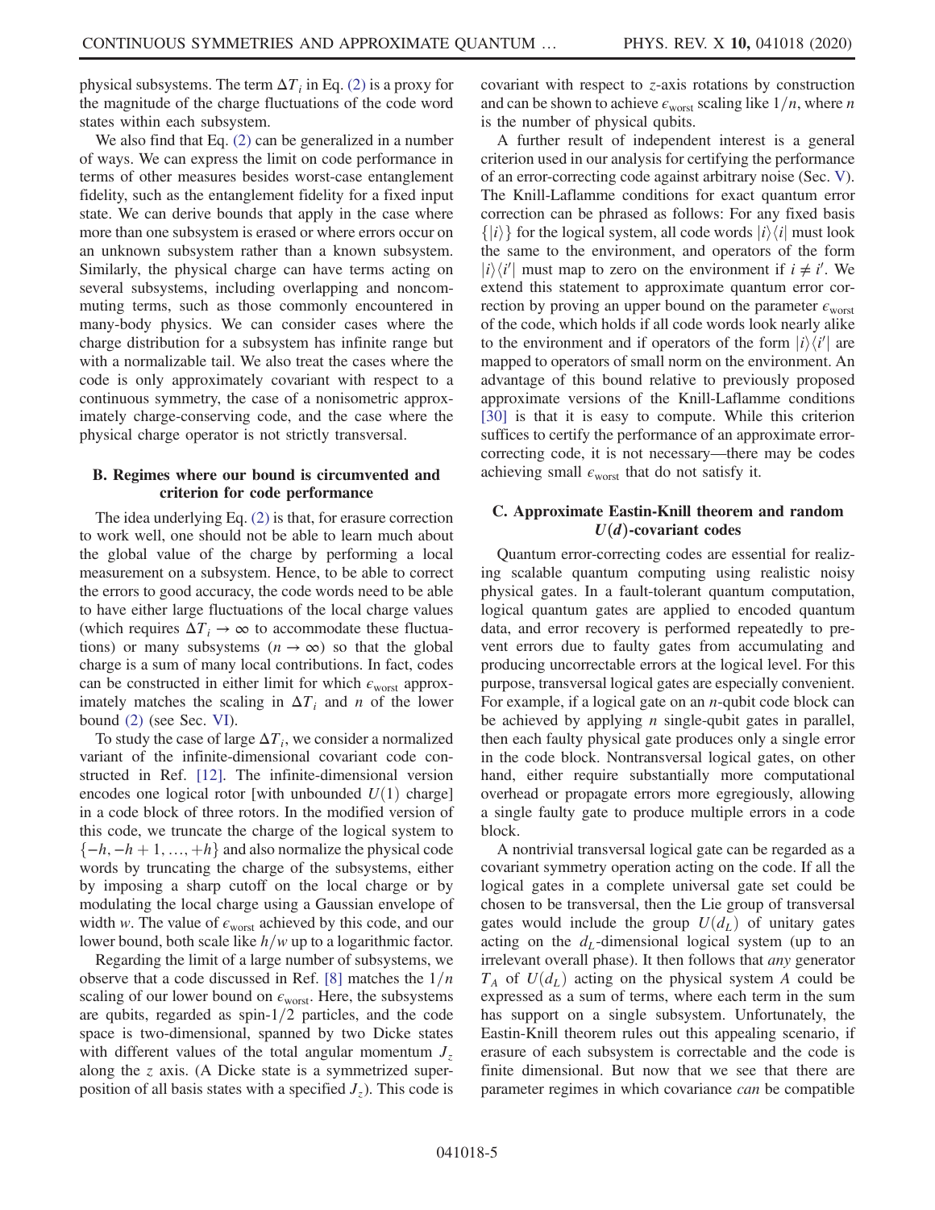physical subsystems. The term $\Delta T_i$ in Eq. (2) is a proxy for the magnitude of the charge fluctuations of the code word states within each subsystem.

We also find that Eq. (2) can be generalized in a number of ways. We can express the limit on code performance in terms of other measures besides worst-case entanglement fidelity, such as the entanglement fidelity for a fixed input state. We can derive bounds that apply in the case where more than one subsystem is erased or where errors occur on an unknown subsystem rather than a known subsystem. Similarly, the physical charge can have terms acting on several subsystems, including overlapping and noncommuting terms, such as those commonly encountered in many-body physics. We can consider cases where the charge distribution for a subsystem has infinite range but with a normalizable tail. We also treat the cases where the code is only approximately covariant with respect to a continuous symmetry, the case of a nonisometric approximately charge-conserving code, and the case where the physical charge operator is not strictly transversal.

### B. Regimes where our bound is circumvented and criterion for code performance

The idea underlying Eq. (2) is that, for erasure correction to work well, one should not be able to learn much about the global value of the charge by performing a local measurement on a subsystem. Hence, to be able to correct the errors to good accuracy, the code words need to be able to have either large fluctuations of the local charge values (which requires $\Delta T_i \to \infty$ to accommodate these fluctuations) or many subsystems ($n \to \infty$) so that the global charge is a sum of many local contributions. In fact, codes can be constructed in either limit for which $\epsilon_{\mathrm{worst}}$ approximately matches the scaling in $\Delta T_i$ and $n$ of the lower bound (2) (see Sec. VI).

To study the case of large $\Delta T_i$, we consider a normalized variant of the infinite-dimensional covariant code constructed in Ref. [12]. The infinite-dimensional version encodes one logical rotor [with unbounded $U(1)$ charge] in a code block of three rotors. In the modified version of this code, we truncate the charge of the logical system to $\{-h, -h+1, \ldots, +h\}$ and also normalize the physical code words by truncating the charge of the subsystems, either by imposing a sharp cutoff on the local charge or by modulating the local charge using a Gaussian envelope of width $w$. The value of $\epsilon_{\mathrm{worst}}$ achieved by this code, and our lower bound, both scale like $h/w$ up to a logarithmic factor.

Regarding the limit of a large number of subsystems, we observe that a code discussed in Ref. [8] matches the $1/n$ scaling of our lower bound on $\epsilon_{\mathrm{worst}}$. Here, the subsystems are qubits, regarded as spin-$1/2$ particles, and the code space is two-dimensional, spanned by two Dicke states with different values of the total angular momentum $J_z$ along the $z$ axis. (A Dicke state is a symmetrized superposition of all basis states with a specified $J_z$). This code is covariant with respect to $z$-axis rotations by construction and can be shown to achieve $\epsilon_{\mathrm{worst}}$ scaling like $1/n$, where $n$ is the number of physical qubits.

A further result of independent interest is a general criterion used in our analysis for certifying the performance of an error-correcting code against arbitrary noise (Sec. V). The Knill-Laflamme conditions for exact quantum error correction can be phrased as follows: For any fixed basis $\{|i\rangle\}$ for the logical system, all code words $|i\rangle\langle i|$ must look the same to the environment, and operators of the form $|i\rangle\langle i'|$ must map to zero on the environment if $i \neq i'$. We extend this statement to approximate quantum error correction by proving an upper bound on the parameter $\epsilon_{\mathrm{worst}}$ of the code, which holds if all code words look nearly alike to the environment and if operators of the form $|i\rangle\langle i'|$ are mapped to operators of small norm on the environment. An advantage of this bound relative to previously proposed approximate versions of the Knill-Laflamme conditions [30] is that it is easy to compute. While this criterion suffices to certify the performance of an approximate error-correcting code, it is not necessary—there may be codes achieving small $\epsilon_{\mathrm{worst}}$ that do not satisfy it.

### C. Approximate Eastin-Knill theorem and random $U(d)$-covariant codes

Quantum error-correcting codes are essential for realizing scalable quantum computing using realistic noisy physical gates. In a fault-tolerant quantum computation, logical quantum gates are applied to encoded quantum data, and error recovery is performed repeatedly to prevent errors due to faulty gates from accumulating and producing uncorrectable errors at the logical level. For this purpose, transversal logical gates are especially convenient. For example, if a logical gate on an $n$-qubit code block can be achieved by applying $n$ single-qubit gates in parallel, then each faulty physical gate produces only a single error in the code block. Nontransversal logical gates, on other hand, either require substantially more computational overhead or propagate errors more egregiously, allowing a single faulty gate to produce multiple errors in a code block.

A nontrivial transversal logical gate can be regarded as a covariant symmetry operation acting on the code. If all the logical gates in a complete universal gate set could be chosen to be transversal, then the Lie group of transversal gates would include the group $U(d_L)$ of unitary gates acting on the $d_L$-dimensional logical system (up to an irrelevant overall phase). It then follows that *any* generator $T_A$ of $U(d_L)$ acting on the physical system $A$ could be expressed as a sum of terms, where each term in the sum has support on a single subsystem. Unfortunately, the Eastin-Knill theorem rules out this appealing scenario, if erasure of each subsystem is correctable and the code is finite dimensional. But now that we see that there are parameter regimes in which covariance *can* be compatible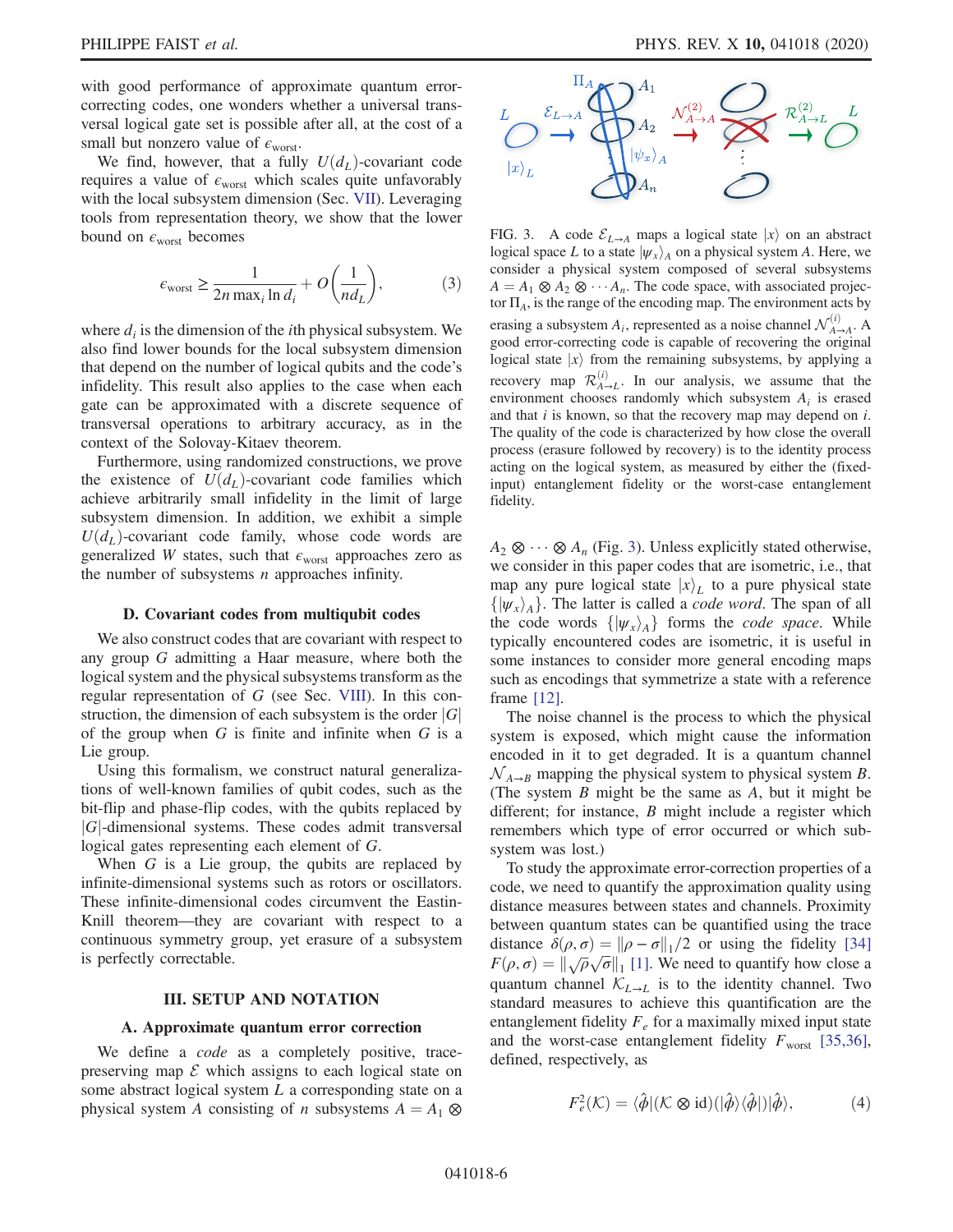with good performance of approximate quantum error-correcting codes, one wonders whether a universal transversal logical gate set is possible after all, at the cost of a small but nonzero value of $\epsilon_{\mathrm{worst}}$.

We find, however, that a fully $U(d_L)$-covariant code requires a value of $\epsilon_{\mathrm{worst}}$ which scales quite unfavorably with the local subsystem dimension (Sec. VII). Leveraging tools from representation theory, we show that the lower bound on $\epsilon_{\mathrm{worst}}$ becomes

$$\epsilon_{\mathrm{worst}} \geq \frac{1}{2n \max_i \ln d_i} + O\left(\frac{1}{n d_L}\right), \tag{3}$$

where $d_i$ is the dimension of the $i$th physical subsystem. We also find lower bounds for the local subsystem dimension that depend on the number of logical qubits and the code's infidelity. This result also applies to the case when each gate can be approximated with a discrete sequence of transversal operations to arbitrary accuracy, as in the context of the Solovay-Kitaev theorem.

Furthermore, using randomized constructions, we prove the existence of $U(d_L)$-covariant code families which achieve arbitrarily small infidelity in the limit of large subsystem dimension. In addition, we exhibit a simple $U(d_L)$-covariant code family, whose code words are generalized $W$ states, such that $\epsilon_{\mathrm{worst}}$ approaches zero as the number of subsystems $n$ approaches infinity.

### D. Covariant codes from multiqubit codes

We also construct codes that are covariant with respect to any group $G$ admitting a Haar measure, where both the logical system and the physical subsystems transform as the regular representation of $G$ (see Sec. VIII). In this construction, the dimension of each subsystem is the order $|G|$ of the group when $G$ is finite and infinite when $G$ is a Lie group.

Using this formalism, we construct natural generalizations of well-known families of qubit codes, such as the bit-flip and phase-flip codes, with the qubits replaced by $|G|$-dimensional systems. These codes admit transversal logical gates representing each element of $G$.

When $G$ is a Lie group, the qubits are replaced by infinite-dimensional systems such as rotors or oscillators. These infinite-dimensional codes circumvent the Eastin-Knill theorem—they are covariant with respect to a continuous symmetry group, yet erasure of a subsystem is perfectly correctable.

## III. SETUP AND NOTATION

### A. Approximate quantum error correction

We define a *code* as a completely positive, trace-preserving map $\mathcal{E}$ which assigns to each logical state on some abstract logical system $L$ a corresponding state on a physical system $A$ consisting of $n$ subsystems $A = A_1 \otimes A_2 \otimes \cdots \otimes A_n$ (Fig. 3). Unless explicitly stated otherwise, we consider in this paper codes that are isometric, i.e., that map any pure logical state $|x\rangle_L$ to a pure physical state $\{|\psi_x\rangle_A\}$. The latter is called a *code word*. The span of all the code words $\{|\psi_x\rangle_A\}$ forms the *code space*. While typically encountered codes are isometric, it is useful in some instances to consider more general encoding maps such as encodings that symmetrize a state with a reference frame [12].

FIG. 3. A code $\mathcal{E}_{L\to A}$ maps a logical state $|x\rangle$ on an abstract logical space $L$ to a state $|\psi_x\rangle_A$ on a physical system $A$. Here, we consider a physical system composed of several subsystems $A = A_1 \otimes A_2 \otimes \cdots A_n$. The code space, with associated projector $\Pi_A$, is the range of the encoding map. The environment acts by erasing a subsystem $A_i$, represented as a noise channel $\mathcal{N}^{(i)}_{A\to A}$. A good error-correcting code is capable of recovering the original logical state $|x\rangle$ from the remaining subsystems, by applying a recovery map $\mathcal{R}^{(i)}_{A\to L}$. In our analysis, we assume that the environment chooses randomly which subsystem $A_i$ is erased and that $i$ is known, so that the recovery map may depend on $i$. The quality of the code is characterized by how close the overall process (erasure followed by recovery) is to the identity process acting on the logical system, as measured by either the (fixed-input) entanglement fidelity or the worst-case entanglement fidelity.

The noise channel is the process to which the physical system is exposed, which might cause the information encoded in it to get degraded. It is a quantum channel $\mathcal{N}_{A\to B}$ mapping the physical system to physical system $B$. (The system $B$ might be the same as $A$, but it might be different; for instance, $B$ might include a register which remembers which type of error occurred or which subsystem was lost.)

To study the approximate error-correction properties of a code, we need to quantify the approximation quality using distance measures between states and channels. Proximity between quantum states can be quantified using the trace distance $\delta(\rho,\sigma) = \|\rho - \sigma\|_1/2$ or using the fidelity [34] $F(\rho,\sigma) = \|\sqrt{\rho}\sqrt{\sigma}\|_1$ [1]. We need to quantify how close a quantum channel $\mathcal{K}_{L\to L}$ is to the identity channel. Two standard measures to achieve this quantification are the entanglement fidelity $F_e$ for a maximally mixed input state and the worst-case entanglement fidelity $F_{\mathrm{worst}}$ [35,36], defined, respectively, as

$$F_e^2(\mathcal{K}) = \langle\hat{\phi}|(\mathcal{K}\otimes \mathrm{id})(|\hat{\phi}\rangle\langle\hat{\phi}|)|\hat{\phi}\rangle, \tag{4}$$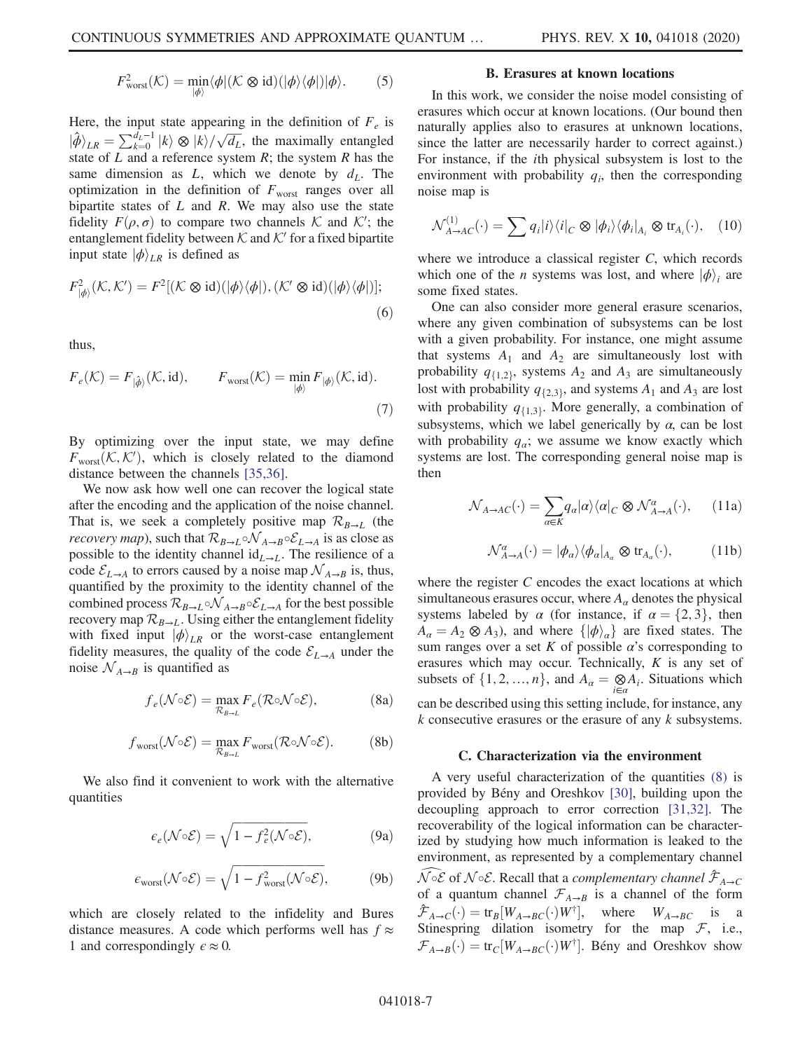$$F^2_{\rm worst}(\mathcal{K}) = \min_{|\phi\rangle} \langle\phi|(\mathcal{K}\otimes \mathrm{id})(|\phi\rangle\langle\phi|)|\phi\rangle. \tag{5}$$

Here, the input state appearing in the definition of $F_e$ is $|\hat{\phi}\rangle_{LR} = \sum_{k=0}^{d_L-1} |k\rangle \otimes |k\rangle/\sqrt{d_L}$, the maximally entangled state of $L$ and a reference system $R$; the system $R$ has the same dimension as $L$, which we denote by $d_L$. The optimization in the definition of $F_{\rm worst}$ ranges over all bipartite states of $L$ and $R$. We may also use the state fidelity $F(\rho,\sigma)$ to compare two channels $\mathcal{K}$ and $\mathcal{K}'$; the entanglement fidelity between $\mathcal{K}$ and $\mathcal{K}'$ for a fixed bipartite input state $|\phi\rangle_{LR}$ is defined as

$$F^2_{|\phi\rangle}(\mathcal{K},\mathcal{K}') = F^2[(\mathcal{K}\otimes \mathrm{id})(|\phi\rangle\langle\phi|), (\mathcal{K}'\otimes \mathrm{id})(|\phi\rangle\langle\phi|)]; \tag{6}$$

thus,

$$F_e(\mathcal{K}) = F_{|\hat{\phi}\rangle}(\mathcal{K},\mathrm{id}), \qquad F_{\rm worst}(\mathcal{K}) = \min_{|\phi\rangle} F_{|\phi\rangle}(\mathcal{K},\mathrm{id}). \tag{7}$$

By optimizing over the input state, we may define $F_{\rm worst}(\mathcal{K},\mathcal{K}')$, which is closely related to the diamond distance between the channels [35,36].

We now ask how well one can recover the logical state after the encoding and the application of the noise channel. That is, we seek a completely positive map $\mathcal{R}_{B\to L}$ (the *recovery map*), such that $\mathcal{R}_{B\to L}\circ\mathcal{N}_{A\to B}\circ\mathcal{E}_{L\to A}$ is as close as possible to the identity channel $\mathrm{id}_{L\to L}$. The resilience of a code $\mathcal{E}_{L\to A}$ to errors caused by a noise map $\mathcal{N}_{A\to B}$ is, thus, quantified by the proximity to the identity channel of the combined process $\mathcal{R}_{B\to L}\circ\mathcal{N}_{A\to B}\circ\mathcal{E}_{L\to A}$ for the best possible recovery map $\mathcal{R}_{B\to L}$. Using either the entanglement fidelity with fixed input $|\phi\rangle_{LR}$ or the worst-case entanglement fidelity measures, the quality of the code $\mathcal{E}_{L\to A}$ under the noise $\mathcal{N}_{A\to B}$ is quantified as

$$f_e(\mathcal{N}\circ\mathcal{E}) = \max_{\mathcal{R}_{B\to L}} F_e(\mathcal{R}\circ\mathcal{N}\circ\mathcal{E}), \tag{8a}$$

$$f_{\rm worst}(\mathcal{N}\circ\mathcal{E}) = \max_{\mathcal{R}_{B\to L}} F_{\rm worst}(\mathcal{R}\circ\mathcal{N}\circ\mathcal{E}). \tag{8b}$$

We also find it convenient to work with the alternative quantities

$$\epsilon_e(\mathcal{N}\circ\mathcal{E}) = \sqrt{1 - f_e^2(\mathcal{N}\circ\mathcal{E})}, \tag{9a}$$

$$\epsilon_{\rm worst}(\mathcal{N}\circ\mathcal{E}) = \sqrt{1 - f_{\rm worst}^2(\mathcal{N}\circ\mathcal{E})}, \tag{9b}$$

which are closely related to the infidelity and Bures distance measures. A code which performs well has $f \approx 1$ and correspondingly $\epsilon \approx 0$.

### B. Erasures at known locations

In this work, we consider the noise model consisting of erasures which occur at known locations. (Our bound then naturally applies also to erasures at unknown locations, since the latter are necessarily harder to correct against.) For instance, if the $i$th physical subsystem is lost to the environment with probability $q_i$, then the corresponding noise map is

$$\mathcal{N}^{(1)}_{A\to AC}(\cdot) = \sum q_i |i\rangle\langle i|_C \otimes |\phi_i\rangle\langle\phi_i|_{A_i} \otimes \mathrm{tr}_{A_i}(\cdot), \tag{10}$$

where we introduce a classical register $C$, which records which one of the $n$ systems was lost, and where $|\phi\rangle_i$ are some fixed states.

One can also consider more general erasure scenarios, where any given combination of subsystems can be lost with a given probability. For instance, one might assume that systems $A_1$ and $A_2$ are simultaneously lost with probability $q_{\{1,2\}}$, systems $A_2$ and $A_3$ are simultaneously lost with probability $q_{\{2,3\}}$, and systems $A_1$ and $A_3$ are lost with probability $q_{\{1,3\}}$. More generally, a combination of subsystems, which we label generically by $\alpha$, can be lost with probability $q_\alpha$; we assume we know exactly which systems are lost. The corresponding general noise map is then

$$\mathcal{N}_{A\to AC}(\cdot) = \sum_{\alpha\in K} q_\alpha |\alpha\rangle\langle\alpha|_C \otimes \mathcal{N}^\alpha_{A\to A}(\cdot), \tag{11a}$$

$$\mathcal{N}^\alpha_{A\to A}(\cdot) = |\phi_\alpha\rangle\langle\phi_\alpha|_{A_\alpha} \otimes \mathrm{tr}_{A_\alpha}(\cdot), \tag{11b}$$

where the register $C$ encodes the exact locations at which simultaneous erasures occur, where $A_\alpha$ denotes the physical systems labeled by $\alpha$ (for instance, if $\alpha = \{2,3\}$, then $A_\alpha = A_2 \otimes A_3$), and where $\{|\phi\rangle_\alpha\}$ are fixed states. The sum ranges over a set $K$ of possible $\alpha$'s corresponding to erasures which may occur. Technically, $K$ is any set of subsets of $\{1,2,\ldots,n\}$, and $A_\alpha = \bigotimes_{i\in\alpha} A_i$. Situations which can be described using this setting include, for instance, any $k$ consecutive erasures or the erasure of any $k$ subsystems.

### C. Characterization via the environment

A very useful characterization of the quantities (8) is provided by Bény and Oreshkov [30], building upon the decoupling approach to error correction [31,32]. The recoverability of the logical information can be characterized by studying how much information is leaked to the environment, as represented by a complementary channel $\widehat{\mathcal{N}\circ\mathcal{E}}$ of $\mathcal{N}\circ\mathcal{E}$. Recall that a *complementary channel* $\hat{\mathcal{F}}_{A\to C}$ of a quantum channel $\mathcal{F}_{A\to B}$ is a channel of the form $\hat{\mathcal{F}}_{A\to C}(\cdot) = \mathrm{tr}_B[W_{A\to BC}(\cdot)W^\dagger]$, where $W_{A\to BC}$ is a Stinespring dilation isometry for the map $\mathcal{F}$, i.e., $\mathcal{F}_{A\to B}(\cdot) = \mathrm{tr}_C[W_{A\to BC}(\cdot)W^\dagger]$. Bény and Oreshkov show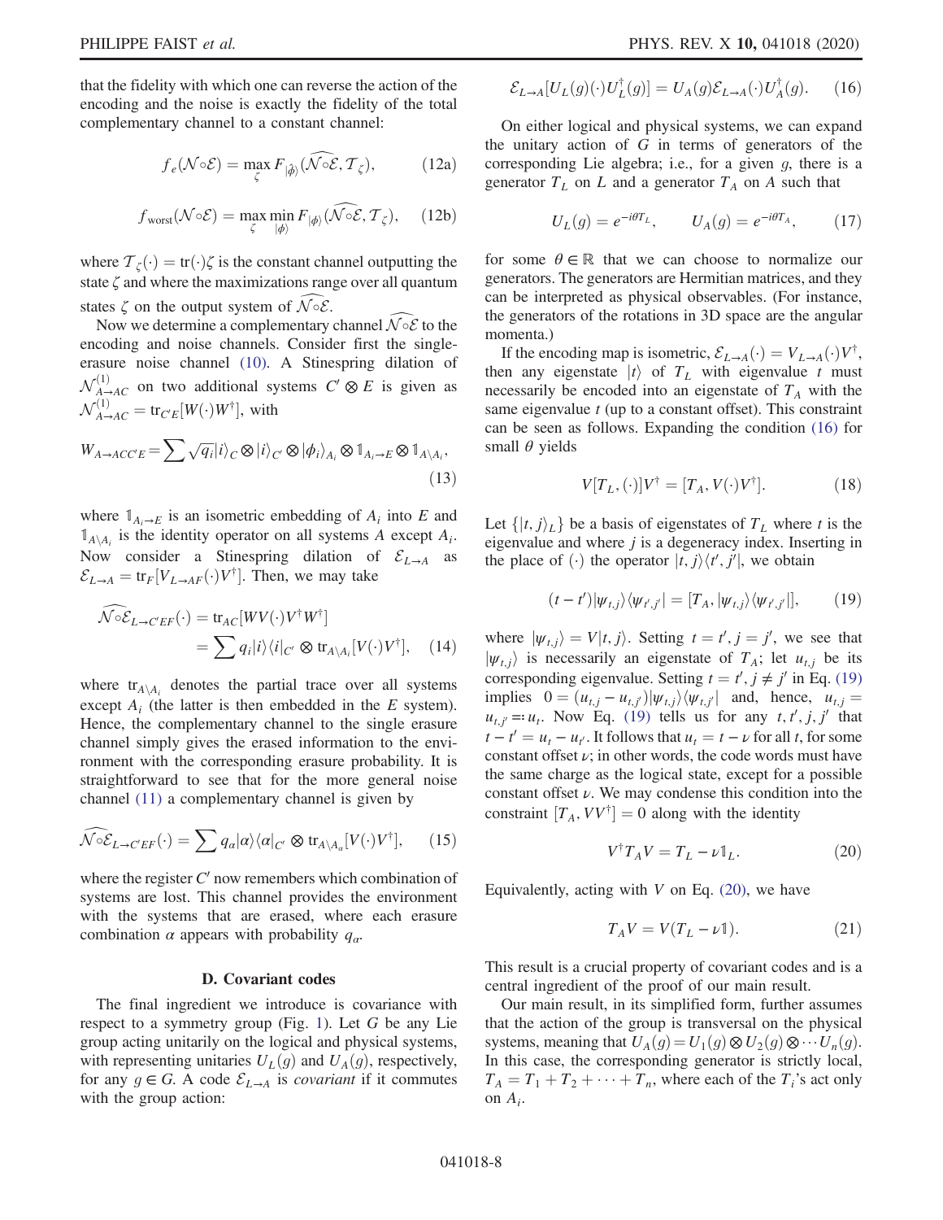that the fidelity with which one can reverse the action of the encoding and the noise is exactly the fidelity of the total complementary channel to a constant channel:

$$f_e(\mathcal{N}\circ\mathcal{E}) = \max_{\zeta} F_{|\hat{\phi}\rangle}(\widehat{\mathcal{N}\circ\mathcal{E}}, \mathcal{T}_{\zeta}), \tag{12a}$$

$$f_{\text{worst}}(\mathcal{N}\circ\mathcal{E}) = \max_{\zeta} \min_{|\phi\rangle} F_{|\phi\rangle}(\widehat{\mathcal{N}\circ\mathcal{E}}, \mathcal{T}_{\zeta}), \tag{12b}$$

where $\mathcal{T}_{\zeta}(\cdot) = \mathrm{tr}(\cdot)\zeta$ is the constant channel outputting the state $\zeta$ and where the maximizations range over all quantum states $\zeta$ on the output system of $\widehat{\mathcal{N}\circ\mathcal{E}}$.

Now we determine a complementary channel $\widehat{\mathcal{N}\circ\mathcal{E}}$ to the encoding and noise channels. Consider first the single-erasure noise channel (10). A Stinespring dilation of $\mathcal{N}^{(1)}_{A\to AC}$ on two additional systems $C'\otimes E$ is given as $\mathcal{N}^{(1)}_{A\to AC} = \mathrm{tr}_{C'E}[W(\cdot)W^\dagger]$, with

$$W_{A\to ACC'E} = \sum \sqrt{q_i}|i\rangle_C \otimes |i\rangle_{C'} \otimes |\phi_i\rangle_{A_i} \otimes \mathbb{1}_{A_i\to E} \otimes \mathbb{1}_{A\backslash A_i}, \tag{13}$$

where $\mathbb{1}_{A_i\to E}$ is an isometric embedding of $A_i$ into $E$ and $\mathbb{1}_{A\backslash A_i}$ is the identity operator on all systems $A$ except $A_i$. Now consider a Stinespring dilation of $\mathcal{E}_{L\to A}$ as $\mathcal{E}_{L\to A} = \mathrm{tr}_F[V_{L\to AF}(\cdot)V^\dagger]$. Then, we may take

$$\begin{aligned}\widehat{\mathcal{N}\circ\mathcal{E}}_{L\to C'EF}(\cdot) &= \mathrm{tr}_{AC}[WV(\cdot)V^\dagger W^\dagger] \\ &= \sum q_i |i\rangle\langle i|_{C'} \otimes \mathrm{tr}_{A\backslash A_i}[V(\cdot)V^\dagger],\end{aligned} \tag{14}$$

where $\mathrm{tr}_{A\backslash A_i}$ denotes the partial trace over all systems except $A_i$ (the latter is then embedded in the $E$ system). Hence, the complementary channel to the single erasure channel simply gives the erased information to the environment with the corresponding erasure probability. It is straightforward to see that for the more general noise channel (11) a complementary channel is given by

$$\widehat{\mathcal{N}\circ\mathcal{E}}_{L\to C'EF}(\cdot) = \sum q_\alpha |\alpha\rangle\langle\alpha|_{C'} \otimes \mathrm{tr}_{A\backslash A_\alpha}[V(\cdot)V^\dagger], \tag{15}$$

where the register $C'$ now remembers which combination of systems are lost. This channel provides the environment with the systems that are erased, where each erasure combination $\alpha$ appears with probability $q_\alpha$.

### D. Covariant codes

The final ingredient we introduce is covariance with respect to a symmetry group (Fig. 1). Let $G$ be any Lie group acting unitarily on the logical and physical systems, with representing unitaries $U_L(g)$ and $U_A(g)$, respectively, for any $g\in G$. A code $\mathcal{E}_{L\to A}$ is *covariant* if it commutes with the group action:

$$\mathcal{E}_{L\to A}[U_L(g)(\cdot)U_L^\dagger(g)] = U_A(g)\mathcal{E}_{L\to A}(\cdot)U_A^\dagger(g). \tag{16}$$

On either logical and physical systems, we can expand the unitary action of $G$ in terms of generators of the corresponding Lie algebra; i.e., for a given $g$, there is a generator $T_L$ on $L$ and a generator $T_A$ on $A$ such that

$$U_L(g) = e^{-i\theta T_L}, \qquad U_A(g) = e^{-i\theta T_A}, \tag{17}$$

for some $\theta\in\mathbb{R}$ that we can choose to normalize our generators. The generators are Hermitian matrices, and they can be interpreted as physical observables. (For instance, the generators of the rotations in 3D space are the angular momenta.)

If the encoding map is isometric, $\mathcal{E}_{L\to A}(\cdot) = V_{L\to A}(\cdot)V^\dagger$, then any eigenstate $|t\rangle$ of $T_L$ with eigenvalue $t$ must necessarily be encoded into an eigenstate of $T_A$ with the same eigenvalue $t$ (up to a constant offset). This constraint can be seen as follows. Expanding the condition (16) for small $\theta$ yields

$$V[T_L, (\cdot)]V^\dagger = [T_A, V(\cdot)V^\dagger]. \tag{18}$$

Let $\{|t,j\rangle_L\}$ be a basis of eigenstates of $T_L$ where $t$ is the eigenvalue and where $j$ is a degeneracy index. Inserting in the place of $(\cdot)$ the operator $|t,j\rangle\langle t',j'|$, we obtain

$$(t-t')|\psi_{t,j}\rangle\langle\psi_{t',j'}| = [T_A, |\psi_{t,j}\rangle\langle\psi_{t',j'}|], \tag{19}$$

where $|\psi_{t,j}\rangle = V|t,j\rangle$. Setting $t=t'$, $j=j'$, we see that $|\psi_{t,j}\rangle$ is necessarily an eigenstate of $T_A$; let $u_{t,j}$ be its corresponding eigenvalue. Setting $t=t'$, $j\neq j'$ in Eq. (19) implies $0 = (u_{t,j}-u_{t,j'})|\psi_{t,j}\rangle\langle\psi_{t,j'}|$ and, hence, $u_{t,j} = u_{t,j'} =: u_t$. Now Eq. (19) tells us for any $t,t',j,j'$ that $t-t' = u_t - u_{t'}$. It follows that $u_t = t-\nu$ for all $t$, for some constant offset $\nu$; in other words, the code words must have the same charge as the logical state, except for a possible constant offset $\nu$. We may condense this condition into the constraint $[T_A, VV^\dagger] = 0$ along with the identity

$$V^\dagger T_A V = T_L - \nu\mathbb{1}_L. \tag{20}$$

Equivalently, acting with $V$ on Eq. (20), we have

$$T_A V = V(T_L - \nu\mathbb{1}). \tag{21}$$

This result is a crucial property of covariant codes and is a central ingredient of the proof of our main result.

Our main result, in its simplified form, further assumes that the action of the group is transversal on the physical systems, meaning that $U_A(g) = U_1(g)\otimes U_2(g)\otimes\cdots U_n(g)$. In this case, the corresponding generator is strictly local, $T_A = T_1 + T_2 + \cdots + T_n$, where each of the $T_i$'s act only on $A_i$.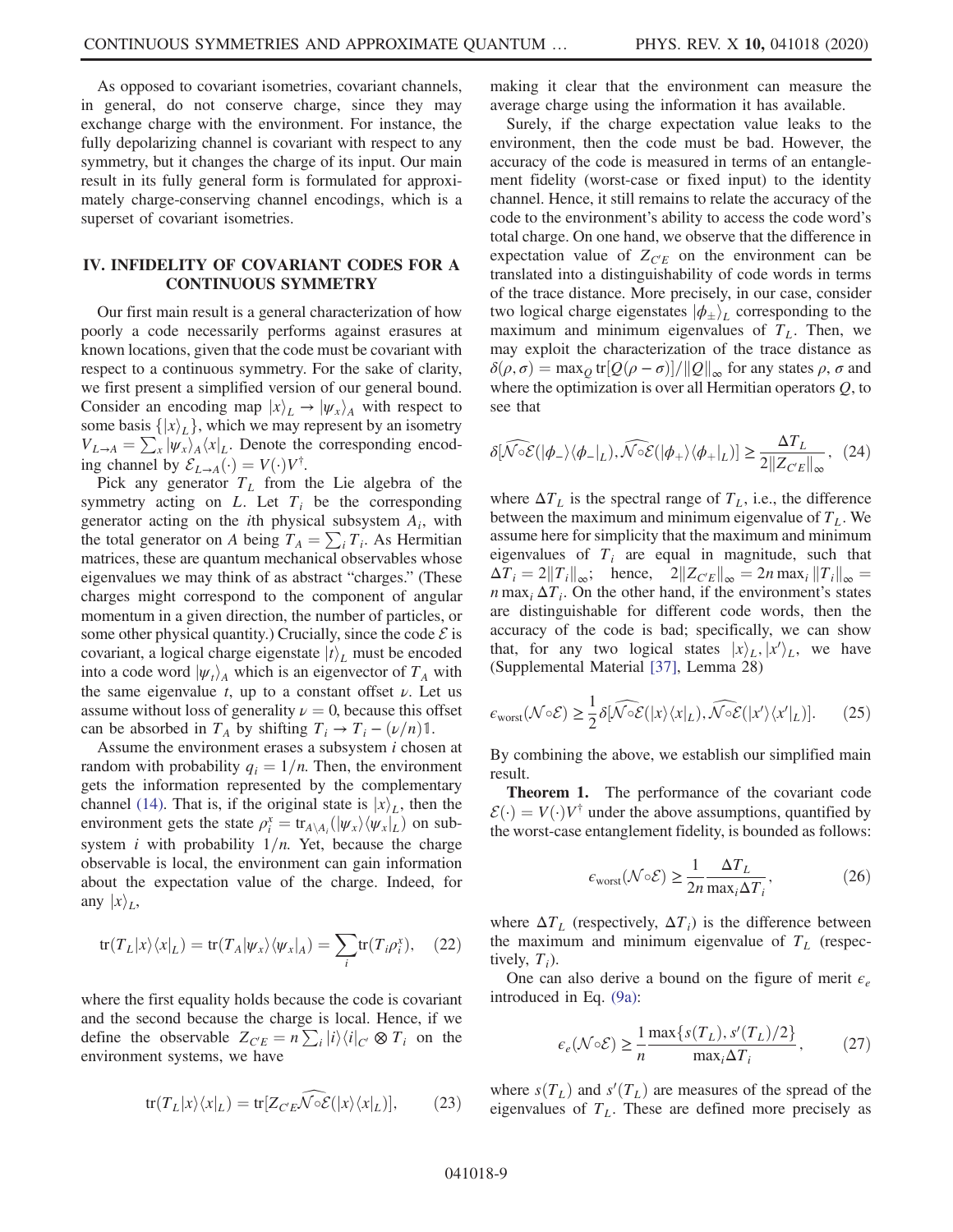As opposed to covariant isometries, covariant channels, in general, do not conserve charge, since they may exchange charge with the environment. For instance, the fully depolarizing channel is covariant with respect to any symmetry, but it changes the charge of its input. Our main result in its fully general form is formulated for approximately charge-conserving channel encodings, which is a superset of covariant isometries.

## IV. INFIDELITY OF COVARIANT CODES FOR A CONTINUOUS SYMMETRY

Our first main result is a general characterization of how poorly a code necessarily performs against erasures at known locations, given that the code must be covariant with respect to a continuous symmetry. For the sake of clarity, we first present a simplified version of our general bound. Consider an encoding map $|x\rangle_L \to |\psi_x\rangle_A$ with respect to some basis $\{|x\rangle_L\}$, which we may represent by an isometry $V_{L\to A} = \sum_x |\psi_x\rangle_A \langle x|_L$. Denote the corresponding encoding channel by $\mathcal{E}_{L\to A}(\cdot) = V(\cdot)V^\dagger$.

Pick any generator $T_L$ from the Lie algebra of the symmetry acting on $L$. Let $T_i$ be the corresponding generator acting on the $i$th physical subsystem $A_i$, with the total generator on $A$ being $T_A = \sum_i T_i$. As Hermitian matrices, these are quantum mechanical observables whose eigenvalues we may think of as abstract "charges." (These charges might correspond to the component of angular momentum in a given direction, the number of particles, or some other physical quantity.) Crucially, since the code $\mathcal{E}$ is covariant, a logical charge eigenstate $|t\rangle_L$ must be encoded into a code word $|\psi_t\rangle_A$ which is an eigenvector of $T_A$ with the same eigenvalue $t$, up to a constant offset $\nu$. Let us assume without loss of generality $\nu = 0$, because this offset can be absorbed in $T_A$ by shifting $T_i \to T_i - (\nu/n)\mathbb{1}$.

Assume the environment erases a subsystem $i$ chosen at random with probability $q_i = 1/n$. Then, the environment gets the information represented by the complementary channel (14). That is, if the original state is $|x\rangle_L$, then the environment gets the state $\rho_i^x = \mathrm{tr}_{A\setminus A_i}(|\psi_x\rangle\langle\psi_x|_L)$ on subsystem $i$ with probability $1/n$. Yet, because the charge observable is local, the environment can gain information about the expectation value of the charge. Indeed, for any $|x\rangle_L$,

$$\mathrm{tr}(T_L|x\rangle\langle x|_L) = \mathrm{tr}(T_A|\psi_x\rangle\langle\psi_x|_A) = \sum_i \mathrm{tr}(T_i\rho_i^x), \quad (22)$$

where the first equality holds because the code is covariant and the second because the charge is local. Hence, if we define the observable $Z_{C'E} = n\sum_i |i\rangle\langle i|_{C'} \otimes T_i$ on the environment systems, we have

$$\mathrm{tr}(T_L|x\rangle\langle x|_L) = \mathrm{tr}[Z_{C'E}\widehat{\mathcal{N}\circ\mathcal{E}}(|x\rangle\langle x|_L)], \quad (23)$$

making it clear that the environment can measure the average charge using the information it has available.

Surely, if the charge expectation value leaks to the environment, then the code must be bad. However, the accuracy of the code is measured in terms of an entanglement fidelity (worst-case or fixed input) to the identity channel. Hence, it still remains to relate the accuracy of the code to the environment's ability to access the code word's total charge. On one hand, we observe that the difference in expectation value of $Z_{C'E}$ on the environment can be translated into a distinguishability of code words in terms of the trace distance. More precisely, in our case, consider two logical charge eigenstates $|\phi_\pm\rangle_L$ corresponding to the maximum and minimum eigenvalues of $T_L$. Then, we may exploit the characterization of the trace distance as $\delta(\rho,\sigma) = \max_Q \mathrm{tr}[Q(\rho-\sigma)]/\|Q\|_\infty$ for any states $\rho$, $\sigma$ and where the optimization is over all Hermitian operators $Q$, to see that

$$\delta[\widehat{\mathcal{N}\circ\mathcal{E}}(|\phi_-\rangle\langle\phi_-|_L), \widehat{\mathcal{N}\circ\mathcal{E}}(|\phi_+\rangle\langle\phi_+|_L)] \geq \frac{\Delta T_L}{2\|Z_{C'E}\|_\infty}, \quad (24)$$

where $\Delta T_L$ is the spectral range of $T_L$, i.e., the difference between the maximum and minimum eigenvalue of $T_L$. We assume here for simplicity that the maximum and minimum eigenvalues of $T_i$ are equal in magnitude, such that $\Delta T_i = 2\|T_i\|_\infty$; hence, $2\|Z_{C'E}\|_\infty = 2n\max_i\|T_i\|_\infty = n\max_i\Delta T_i$. On the other hand, if the environment's states are distinguishable for different code words, then the accuracy of the code is bad; specifically, we can show that, for any two logical states $|x\rangle_L, |x'\rangle_L$, we have (Supplemental Material [37], Lemma 28)

$$\epsilon_{\mathrm{worst}}(\mathcal{N}\circ\mathcal{E}) \geq \frac{1}{2}\delta[\widehat{\mathcal{N}\circ\mathcal{E}}(|x\rangle\langle x|_L), \widehat{\mathcal{N}\circ\mathcal{E}}(|x'\rangle\langle x'|_L)]. \quad (25)$$

By combining the above, we establish our simplified main result.

**Theorem 1.** The performance of the covariant code $\mathcal{E}(\cdot) = V(\cdot)V^\dagger$ under the above assumptions, quantified by the worst-case entanglement fidelity, is bounded as follows:

$$\epsilon_{\mathrm{worst}}(\mathcal{N}\circ\mathcal{E}) \geq \frac{1}{2n}\frac{\Delta T_L}{\max_i \Delta T_i}, \quad (26)$$

where $\Delta T_L$ (respectively, $\Delta T_i$) is the difference between the maximum and minimum eigenvalue of $T_L$ (respectively, $T_i$).

One can also derive a bound on the figure of merit $\epsilon_e$ introduced in Eq. (9a):

$$\epsilon_e(\mathcal{N}\circ\mathcal{E}) \geq \frac{1}{n}\frac{\max\{s(T_L), s'(T_L)/2\}}{\max_i \Delta T_i}, \quad (27)$$

where $s(T_L)$ and $s'(T_L)$ are measures of the spread of the eigenvalues of $T_L$. These are defined more precisely as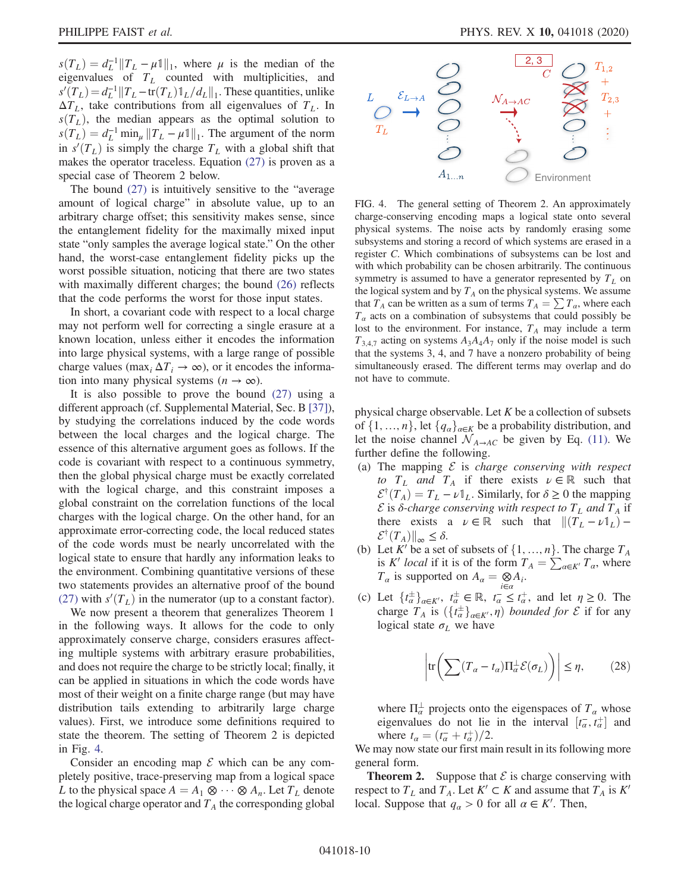$s(T_L) = d_L^{-1}\|T_L - \mu\mathbb{1}\|_1$, where $\mu$ is the median of the eigenvalues of $T_L$ counted with multiplicities, and $s'(T_L) = d_L^{-1}\|T_L - \mathrm{tr}(T_L)\mathbb{1}_L/d_L\|_1$. These quantities, unlike $\Delta T_L$, take contributions from all eigenvalues of $T_L$. In $s(T_L)$, the median appears as the optimal solution to $s(T_L) = d_L^{-1}\min_\mu \|T_L - \mu\mathbb{1}\|_1$. The argument of the norm in $s'(T_L)$ is simply the charge $T_L$ with a global shift that makes the operator traceless. Equation (27) is proven as a special case of Theorem 2 below.

The bound (27) is intuitively sensitive to the "average amount of logical charge" in absolute value, up to an arbitrary charge offset; this sensitivity makes sense, since the entanglement fidelity for the maximally mixed input state "only samples the average logical state." On the other hand, the worst-case entanglement fidelity picks up the worst possible situation, noticing that there are two states with maximally different charges; the bound (26) reflects that the code performs the worst for those input states.

In short, a covariant code with respect to a local charge may not perform well for correcting a single erasure at a known location, unless either it encodes the information into large physical systems, with a large range of possible charge values ($\max_i \Delta T_i \to \infty$), or it encodes the information into many physical systems ($n \to \infty$).

It is also possible to prove the bound (27) using a different approach (cf. Supplemental Material, Sec. B [37]), by studying the correlations induced by the code words between the local charges and the logical charge. The essence of this alternative argument goes as follows. If the code is covariant with respect to a continuous symmetry, then the global physical charge must be exactly correlated with the logical charge, and this constraint imposes a global constraint on the correlation functions of the local charges with the logical charge. On the other hand, for an approximate error-correcting code, the local reduced states of the code words must be nearly uncorrelated with the logical state to ensure that hardly any information leaks to the environment. Combining quantitative versions of these two statements provides an alternative proof of the bound (27) with $s'(T_L)$ in the numerator (up to a constant factor).

We now present a theorem that generalizes Theorem 1 in the following ways. It allows for the code to only approximately conserve charge, considers erasures affecting multiple systems with arbitrary erasure probabilities, and does not require the charge to be strictly local; finally, it can be applied in situations in which the code words have most of their weight on a finite charge range (but may have distribution tails extending to arbitrarily large charge values). First, we introduce some definitions required to state the theorem. The setting of Theorem 2 is depicted in Fig. 4.

Consider an encoding map $\mathcal{E}$ which can be any completely positive, trace-preserving map from a logical space $L$ to the physical space $A = A_1 \otimes \cdots \otimes A_n$. Let $T_L$ denote the logical charge operator and $T_A$ the corresponding global

FIG. 4. The general setting of Theorem 2. An approximately charge-conserving encoding maps a logical state onto several physical systems. The noise acts by randomly erasing some subsystems and storing a record of which systems are erased in a register $C$. Which combinations of subsystems can be lost and with which probability can be chosen arbitrarily. The continuous symmetry is assumed to have a generator represented by $T_L$ on the logical system and by $T_A$ on the physical systems. We assume that $T_A$ can be written as a sum of terms $T_A = \sum T_\alpha$, where each $T_\alpha$ acts on a combination of subsystems that could possibly be lost to the environment. For instance, $T_A$ may include a term $T_{3,4,7}$ acting on systems $A_3A_4A_7$ only if the noise model is such that the systems 3, 4, and 7 have a nonzero probability of being simultaneously erased. The different terms may overlap and do not have to commute.

physical charge observable. Let $K$ be a collection of subsets of $\{1, \ldots, n\}$, let $\{q_\alpha\}_{\alpha\in K}$ be a probability distribution, and let the noise channel $\mathcal{N}_{A\to AC}$ be given by Eq. (11). We further define the following.

(a) The mapping $\mathcal{E}$ is *charge conserving with respect to* $T_L$ *and* $T_A$ if there exists $\nu \in \mathbb{R}$ such that $\mathcal{E}^\dagger(T_A) = T_L - \nu\mathbb{1}_L$. Similarly, for $\delta \geq 0$ the mapping $\mathcal{E}$ is $\delta$*-charge conserving with respect to* $T_L$ *and* $T_A$ if there exists a $\nu \in \mathbb{R}$ such that $\|(T_L - \nu\mathbb{1}_L) - \mathcal{E}^\dagger(T_A)\|_\infty \leq \delta$.

(b) Let $K'$ be a set of subsets of $\{1, \ldots, n\}$. The charge $T_A$ is $K'$ *local* if it is of the form $T_A = \sum_{\alpha\in K'} T_\alpha$, where $T_\alpha$ is supported on $A_\alpha = \bigotimes_{i\in\alpha} A_i$.

(c) Let $\{t_\alpha^\pm\}_{\alpha\in K'}$, $t_\alpha^\pm \in \mathbb{R}$, $t_\alpha^- \leq t_\alpha^+$, and let $\eta \geq 0$. The charge $T_A$ is $(\{t_\alpha^\pm\}_{\alpha\in K'}, \eta)$ *bounded for* $\mathcal{E}$ if for any logical state $\sigma_L$ we have

$$\left|\mathrm{tr}\left(\sum (T_\alpha - t_\alpha)\Pi_\alpha^\perp \mathcal{E}(\sigma_L)\right)\right| \leq \eta, \tag{28}$$

where $\Pi_\alpha^\perp$ projects onto the eigenspaces of $T_\alpha$ whose eigenvalues do not lie in the interval $[t_\alpha^-, t_\alpha^+]$ and where $t_\alpha = (t_\alpha^- + t_\alpha^+)/2$.

We may now state our first main result in its following more general form.

**Theorem 2.** Suppose that $\mathcal{E}$ is charge conserving with respect to $T_L$ and $T_A$. Let $K' \subset K$ and assume that $T_A$ is $K'$ local. Suppose that $q_\alpha > 0$ for all $\alpha \in K'$. Then,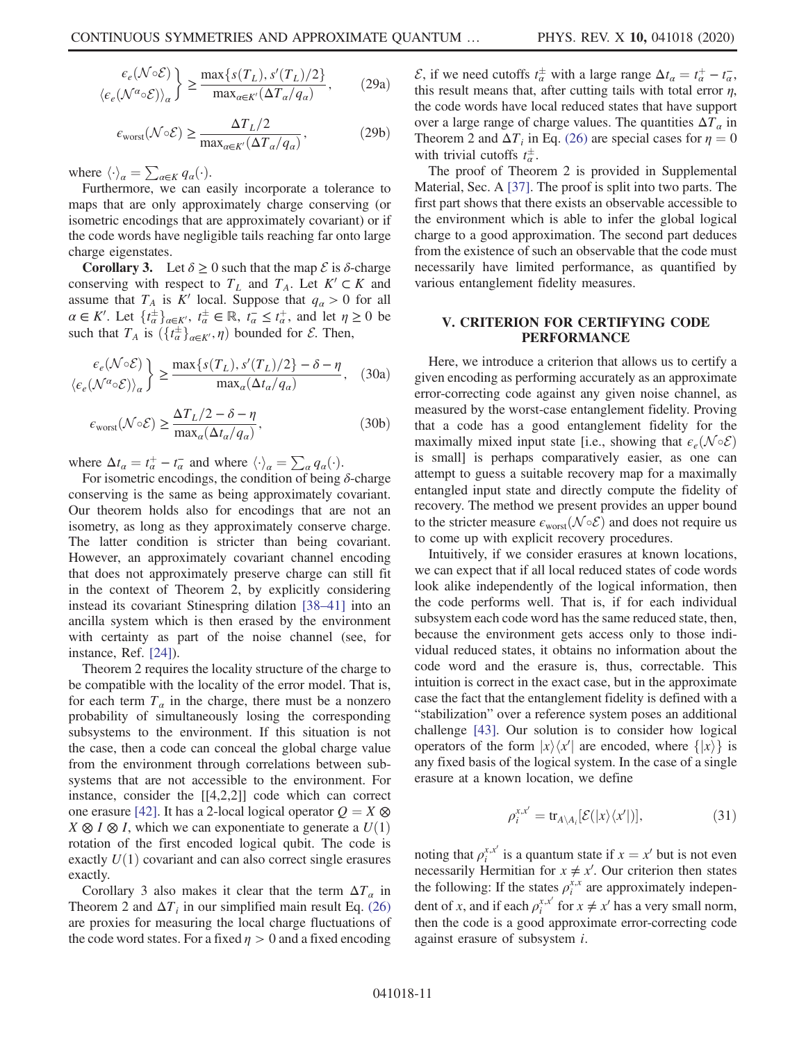$$
\left.\begin{array}{r}\epsilon_e(\mathcal{N}\circ\mathcal{E})\\ \langle\epsilon_e(\mathcal{N}^\alpha\circ\mathcal{E})\rangle_\alpha\end{array}\right\} \geq \frac{\max\{s(T_L), s'(T_L)/2\}}{\max_{\alpha\in K'}(\Delta T_\alpha/q_\alpha)}, \tag{29a}
$$

$$
\epsilon_{\text{worst}}(\mathcal{N}\circ\mathcal{E}) \geq \frac{\Delta T_L/2}{\max_{\alpha\in K'}(\Delta T_\alpha/q_\alpha)}, \tag{29b}
$$

where $\langle\cdot\rangle_\alpha = \sum_{\alpha\in K} q_\alpha(\cdot)$.

Furthermore, we can easily incorporate a tolerance to maps that are only approximately charge conserving (or isometric encodings that are approximately covariant) or if the code words have negligible tails reaching far onto large charge eigenstates.

**Corollary 3.** Let $\delta \geq 0$ such that the map $\mathcal{E}$ is $\delta$-charge conserving with respect to $T_L$ and $T_A$. Let $K' \subset K$ and assume that $T_A$ is $K'$ local. Suppose that $q_\alpha > 0$ for all $\alpha \in K'$. Let $\{t_\alpha^\pm\}_{\alpha\in K'}$, $t_\alpha^\pm \in \mathbb{R}$, $t_\alpha^- \leq t_\alpha^+$, and let $\eta \geq 0$ be such that $T_A$ is $(\{t_\alpha^\pm\}_{\alpha\in K'}, \eta)$ bounded for $\mathcal{E}$. Then,

$$
\left.\begin{array}{r}\epsilon_e(\mathcal{N}\circ\mathcal{E})\\ \langle\epsilon_e(\mathcal{N}^\alpha\circ\mathcal{E})\rangle_\alpha\end{array}\right\} \geq \frac{\max\{s(T_L), s'(T_L)/2\} - \delta - \eta}{\max_\alpha(\Delta t_\alpha/q_\alpha)}, \tag{30a}
$$

$$
\epsilon_{\text{worst}}(\mathcal{N}\circ\mathcal{E}) \geq \frac{\Delta T_L/2 - \delta - \eta}{\max_\alpha(\Delta t_\alpha/q_\alpha)}, \tag{30b}
$$

where $\Delta t_\alpha = t_\alpha^+ - t_\alpha^-$ and where $\langle\cdot\rangle_\alpha = \sum_\alpha q_\alpha(\cdot)$.

For isometric encodings, the condition of being $\delta$-charge conserving is the same as being approximately covariant. Our theorem holds also for encodings that are not an isometry, as long as they approximately conserve charge. The latter condition is stricter than being covariant. However, an approximately covariant channel encoding that does not approximately preserve charge can still fit in the context of Theorem 2, by explicitly considering instead its covariant Stinespring dilation [38–41] into an ancilla system which is then erased by the environment with certainty as part of the noise channel (see, for instance, Ref. [24]).

Theorem 2 requires the locality structure of the charge to be compatible with the locality of the error model. That is, for each term $T_\alpha$ in the charge, there must be a nonzero probability of simultaneously losing the corresponding subsystems to the environment. If this situation is not the case, then a code can conceal the global charge value from the environment through correlations between subsystems that are not accessible to the environment. For instance, consider the [[4,2,2]] code which can correct one erasure [42]. It has a 2-local logical operator $Q = X \otimes X \otimes I \otimes I$, which we can exponentiate to generate a $U(1)$ rotation of the first encoded logical qubit. The code is exactly $U(1)$ covariant and can also correct single erasures exactly.

Corollary 3 also makes it clear that the term $\Delta T_\alpha$ in Theorem 2 and $\Delta T_i$ in our simplified main result Eq. (26) are proxies for measuring the local charge fluctuations of the code word states. For a fixed $\eta > 0$ and a fixed encoding $\mathcal{E}$, if we need cutoffs $t_\alpha^\pm$ with a large range $\Delta t_\alpha = t_\alpha^+ - t_\alpha^-$, this result means that, after cutting tails with total error $\eta$, the code words have local reduced states that have support over a large range of charge values. The quantities $\Delta T_\alpha$ in Theorem 2 and $\Delta T_i$ in Eq. (26) are special cases for $\eta = 0$ with trivial cutoffs $t_\alpha^\pm$.

The proof of Theorem 2 is provided in Supplemental Material, Sec. A [37]. The proof is split into two parts. The first part shows that there exists an observable accessible to the environment which is able to infer the global logical charge to a good approximation. The second part deduces from the existence of such an observable that the code must necessarily have limited performance, as quantified by various entanglement fidelity measures.

## V. CRITERION FOR CERTIFYING CODE PERFORMANCE

Here, we introduce a criterion that allows us to certify a given encoding as performing accurately as an approximate error-correcting code against any given noise channel, as measured by the worst-case entanglement fidelity. Proving that a code has a good entanglement fidelity for the maximally mixed input state [i.e., showing that $\epsilon_e(\mathcal{N}\circ\mathcal{E})$ is small] is perhaps comparatively easier, as one can attempt to guess a suitable recovery map for a maximally entangled input state and directly compute the fidelity of recovery. The method we present provides an upper bound to the stricter measure $\epsilon_{\text{worst}}(\mathcal{N}\circ\mathcal{E})$ and does not require us to come up with explicit recovery procedures.

Intuitively, if we consider erasures at known locations, we can expect that if all local reduced states of code words look alike independently of the logical information, then the code performs well. That is, if for each individual subsystem each code word has the same reduced state, then, because the environment gets access only to those individual reduced states, it obtains no information about the code word and the erasure is, thus, correctable. This intuition is correct in the exact case, but in the approximate case the fact that the entanglement fidelity is defined with a "stabilization" over a reference system poses an additional challenge [43]. Our solution is to consider how logical operators of the form $|x\rangle\langle x'|$ are encoded, where $\{|x\rangle\}$ is any fixed basis of the logical system. In the case of a single erasure at a known location, we define

$$
\rho_i^{x,x'} = \mathrm{tr}_{A\setminus A_i}[\mathcal{E}(|x\rangle\langle x'|)], \tag{31}
$$

noting that $\rho_i^{x,x'}$ is a quantum state if $x = x'$ but is not even necessarily Hermitian for $x \neq x'$. Our criterion then states the following: If the states $\rho_i^{x,x}$ are approximately independent of $x$, and if each $\rho_i^{x,x'}$ for $x \neq x'$ has a very small norm, then the code is a good approximate error-correcting code against erasure of subsystem $i$.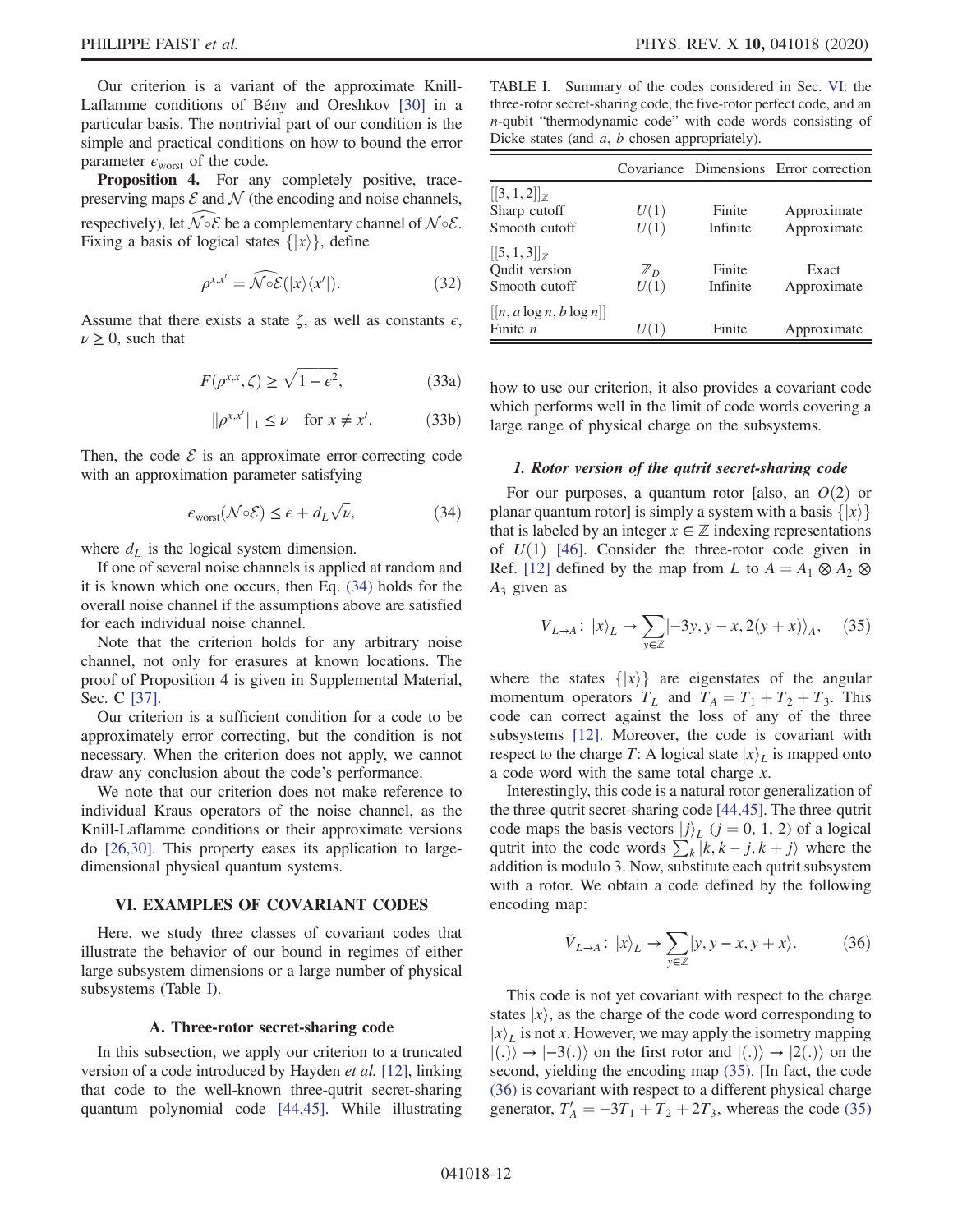Our criterion is a variant of the approximate Knill-Laflamme conditions of Bény and Oreshkov [30] in a particular basis. The nontrivial part of our condition is the simple and practical conditions on how to bound the error parameter $\epsilon_{\mathrm{worst}}$ of the code.

**Proposition 4.** For any completely positive, trace-preserving maps $\mathcal{E}$ and $\mathcal{N}$ (the encoding and noise channels, respectively), let $\widehat{\mathcal{N}\circ\mathcal{E}}$ be a complementary channel of $\mathcal{N}\circ\mathcal{E}$. Fixing a basis of logical states $\{|x\rangle\}$, define

$$\rho^{x,x'} = \widehat{\mathcal{N}\circ\mathcal{E}}(|x\rangle\langle x'|). \tag{32}$$

Assume that there exists a state $\zeta$, as well as constants $\epsilon$, $\nu \geq 0$, such that

$$F(\rho^{x,x}, \zeta) \geq \sqrt{1-\epsilon^2}, \tag{33a}$$

$$\|\rho^{x,x'}\|_1 \leq \nu \quad \text{for } x \neq x'. \tag{33b}$$

Then, the code $\mathcal{E}$ is an approximate error-correcting code with an approximation parameter satisfying

$$\epsilon_{\mathrm{worst}}(\mathcal{N}\circ\mathcal{E}) \leq \epsilon + d_L\sqrt{\nu}, \tag{34}$$

where $d_L$ is the logical system dimension.

If one of several noise channels is applied at random and it is known which one occurs, then Eq. (34) holds for the overall noise channel if the assumptions above are satisfied for each individual noise channel.

Note that the criterion holds for any arbitrary noise channel, not only for erasures at known locations. The proof of Proposition 4 is given in Supplemental Material, Sec. C [37].

Our criterion is a sufficient condition for a code to be approximately error correcting, but the condition is not necessary. When the criterion does not apply, we cannot draw any conclusion about the code's performance.

We note that our criterion does not make reference to individual Kraus operators of the noise channel, as the Knill-Laflamme conditions or their approximate versions do [26,30]. This property eases its application to large-dimensional physical quantum systems.

## VI. EXAMPLES OF COVARIANT CODES

Here, we study three classes of covariant codes that illustrate the behavior of our bound in regimes of either large subsystem dimensions or a large number of physical subsystems (Table I).

TABLE I. Summary of the codes considered in Sec. VI: the three-rotor secret-sharing code, the five-rotor perfect code, and an $n$-qubit "thermodynamic code" with code words consisting of Dicke states (and $a$, $b$ chosen appropriately).

| | Covariance | Dimensions | Error correction |
|---|---|---|---|
| $[[3,1,2]]_{\mathbb{Z}}$ | | | |
| Sharp cutoff | $U(1)$ | Finite | Approximate |
| Smooth cutoff | $U(1)$ | Infinite | Approximate |
| $[[5,1,3]]_{\mathbb{Z}}$ | | | |
| Qudit version | $\mathbb{Z}_D$ | Finite | Exact |
| Smooth cutoff | $U(1)$ | Infinite | Approximate |
| $[[n, a\log n, b\log n]]$ | | | |
| Finite $n$ | $U(1)$ | Finite | Approximate |

### A. Three-rotor secret-sharing code

In this subsection, we apply our criterion to a truncated version of a code introduced by Hayden *et al.* [12], linking that code to the well-known three-qutrit secret-sharing quantum polynomial code [44,45]. While illustrating how to use our criterion, it also provides a covariant code which performs well in the limit of code words covering a large range of physical charge on the subsystems.

#### 1. Rotor version of the qutrit secret-sharing code

For our purposes, a quantum rotor [also, an $O(2)$ or planar quantum rotor] is simply a system with a basis $\{|x\rangle\}$ that is labeled by an integer $x \in \mathbb{Z}$ indexing representations of $U(1)$ [46]. Consider the three-rotor code given in Ref. [12] defined by the map from $L$ to $A = A_1 \otimes A_2 \otimes A_3$ given as

$$V_{L\to A}\colon\ |x\rangle_L \to \sum_{y\in\mathbb{Z}} |-3y, y-x, 2(y+x)\rangle_A, \tag{35}$$

where the states $\{|x\rangle\}$ are eigenstates of the angular momentum operators $T_L$ and $T_A = T_1 + T_2 + T_3$. This code can correct against the loss of any of the three subsystems [12]. Moreover, the code is covariant with respect to the charge $T$: A logical state $|x\rangle_L$ is mapped onto a code word with the same total charge $x$.

Interestingly, this code is a natural rotor generalization of the three-qutrit secret-sharing code [44,45]. The three-qutrit code maps the basis vectors $|j\rangle_L$ ($j = 0, 1, 2$) of a logical qutrit into the code words $\sum_k |k, k-j, k+j\rangle$ where the addition is modulo 3. Now, substitute each qutrit subsystem with a rotor. We obtain a code defined by the following encoding map:

$$\tilde{V}_{L\to A}\colon\ |x\rangle_L \to \sum_{y\in\mathbb{Z}} |y, y-x, y+x\rangle. \tag{36}$$

This code is not yet covariant with respect to the charge states $|x\rangle$, as the charge of the code word corresponding to $|x\rangle_L$ is not $x$. However, we may apply the isometry mapping $|(.)\rangle \to |-3(.)\rangle$ on the first rotor and $|(.)\rangle \to |2(.)\rangle$ on the second, yielding the encoding map (35). [In fact, the code (36) is covariant with respect to a different physical charge generator, $T'_A = -3T_1 + T_2 + 2T_3$, whereas the code (35)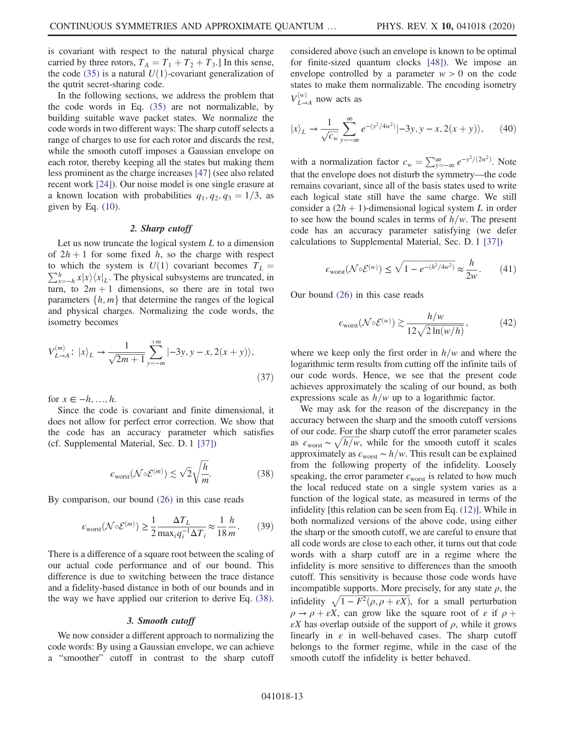is covariant with respect to the natural physical charge carried by three rotors, $T_A = T_1 + T_2 + T_3$.] In this sense, the code (35) is a natural $U(1)$-covariant generalization of the qutrit secret-sharing code.

In the following sections, we address the problem that the code words in Eq. (35) are not normalizable, by building suitable wave packet states. We normalize the code words in two different ways: The sharp cutoff selects a range of charges to use for each rotor and discards the rest, while the smooth cutoff imposes a Gaussian envelope on each rotor, thereby keeping all the states but making them less prominent as the charge increases [47] (see also related recent work [24]). Our noise model is one single erasure at a known location with probabilities $q_1, q_2, q_3 = 1/3$, as given by Eq. (10).

### 2. Sharp cutoff

Let us now truncate the logical system $L$ to a dimension of $2h+1$ for some fixed $h$, so the charge with respect to which the system is $U(1)$ covariant becomes $T_L = \sum_{x=-h}^{h} x|x\rangle\langle x|_L$. The physical subsystems are truncated, in turn, to $2m+1$ dimensions, so there are in total two parameters $\{h, m\}$ that determine the ranges of the logical and physical charges. Normalizing the code words, the isometry becomes

$$V_{L\to A}^{(m)}\colon\ |x\rangle_L \to \frac{1}{\sqrt{2m+1}} \sum_{y=-m}^{+m} |-3y, y-x, 2(x+y)\rangle, \tag{37}$$

for $x \in -h, \ldots, h$.

Since the code is covariant and finite dimensional, it does not allow for perfect error correction. We show that the code has an accuracy parameter which satisfies (cf. Supplemental Material, Sec. D. 1 [37])

$$\epsilon_{\mathrm{worst}}(\mathcal{N}\circ\mathcal{E}^{(m)}) \lesssim \sqrt{2}\sqrt{\frac{h}{m}}. \tag{38}$$

By comparison, our bound (26) in this case reads

$$\epsilon_{\mathrm{worst}}(\mathcal{N}\circ\mathcal{E}^{(m)}) \geq \frac{1}{2}\frac{\Delta T_L}{\max_i q_i^{-1}\Delta T_i} \approx \frac{1}{18}\frac{h}{m}. \tag{39}$$

There is a difference of a square root between the scaling of our actual code performance and of our bound. This difference is due to switching between the trace distance and a fidelity-based distance in both of our bounds and in the way we have applied our criterion to derive Eq. (38).

### 3. Smooth cutoff

We now consider a different approach to normalizing the code words: By using a Gaussian envelope, we can achieve a "smoother" cutoff in contrast to the sharp cutoff considered above (such an envelope is known to be optimal for finite-sized quantum clocks [48]). We impose an envelope controlled by a parameter $w > 0$ on the code states to make them normalizable. The encoding isometry $V_{L\to A}^{(w)}$ now acts as

$$|x\rangle_L \to \frac{1}{\sqrt{c_w}} \sum_{y=-\infty}^{\infty} e^{-(y^2/4w^2)} |-3y, y-x, 2(x+y)\rangle, \tag{40}$$

with a normalization factor $c_w = \sum_{y=-\infty}^{\infty} e^{-y^2/(2w^2)}$. Note that the envelope does not disturb the symmetry—the code remains covariant, since all of the basis states used to write each logical state still have the same charge. We still consider a $(2h+1)$-dimensional logical system $L$ in order to see how the bound scales in terms of $h/w$. The present code has an accuracy parameter satisfying (we defer calculations to Supplemental Material, Sec. D. 1 [37])

$$\epsilon_{\mathrm{worst}}(\mathcal{N}\circ\mathcal{E}^{(w)}) \leq \sqrt{1 - e^{-(h^2/4w^2)}} \approx \frac{h}{2w}. \tag{41}$$

Our bound (26) in this case reads

$$\epsilon_{\mathrm{worst}}(\mathcal{N}\circ\mathcal{E}^{(w)}) \gtrsim \frac{h/w}{12\sqrt{2\ln(w/h)}}, \tag{42}$$

where we keep only the first order in $h/w$ and where the logarithmic term results from cutting off the infinite tails of our code words. Hence, we see that the present code achieves approximately the scaling of our bound, as both expressions scale as $h/w$ up to a logarithmic factor.

We may ask for the reason of the discrepancy in the accuracy between the sharp and the smooth cutoff versions of our code. For the sharp cutoff the error parameter scales as $\epsilon_{\mathrm{worst}} \sim \sqrt{h/w}$, while for the smooth cutoff it scales approximately as $\epsilon_{\mathrm{worst}} \sim h/w$. This result can be explained from the following property of the infidelity. Loosely speaking, the error parameter $\epsilon_{\mathrm{worst}}$ is related to how much the local reduced state on a single system varies as a function of the logical state, as measured in terms of the infidelity [this relation can be seen from Eq. (12)]. While in both normalized versions of the above code, using either the sharp or the smooth cutoff, we are careful to ensure that all code words are close to each other, it turns out that code words with a sharp cutoff are in a regime where the infidelity is more sensitive to differences than the smooth cutoff. This sensitivity is because those code words have incompatible supports. More precisely, for any state $\rho$, the infidelity $\sqrt{1 - F^2(\rho, \rho + \epsilon X)}$, for a small perturbation $\rho \to \rho + \epsilon X$, can grow like the square root of $\epsilon$ if $\rho + \epsilon X$ has overlap outside of the support of $\rho$, while it grows linearly in $\epsilon$ in well-behaved cases. The sharp cutoff belongs to the former regime, while in the case of the smooth cutoff the infidelity is better behaved.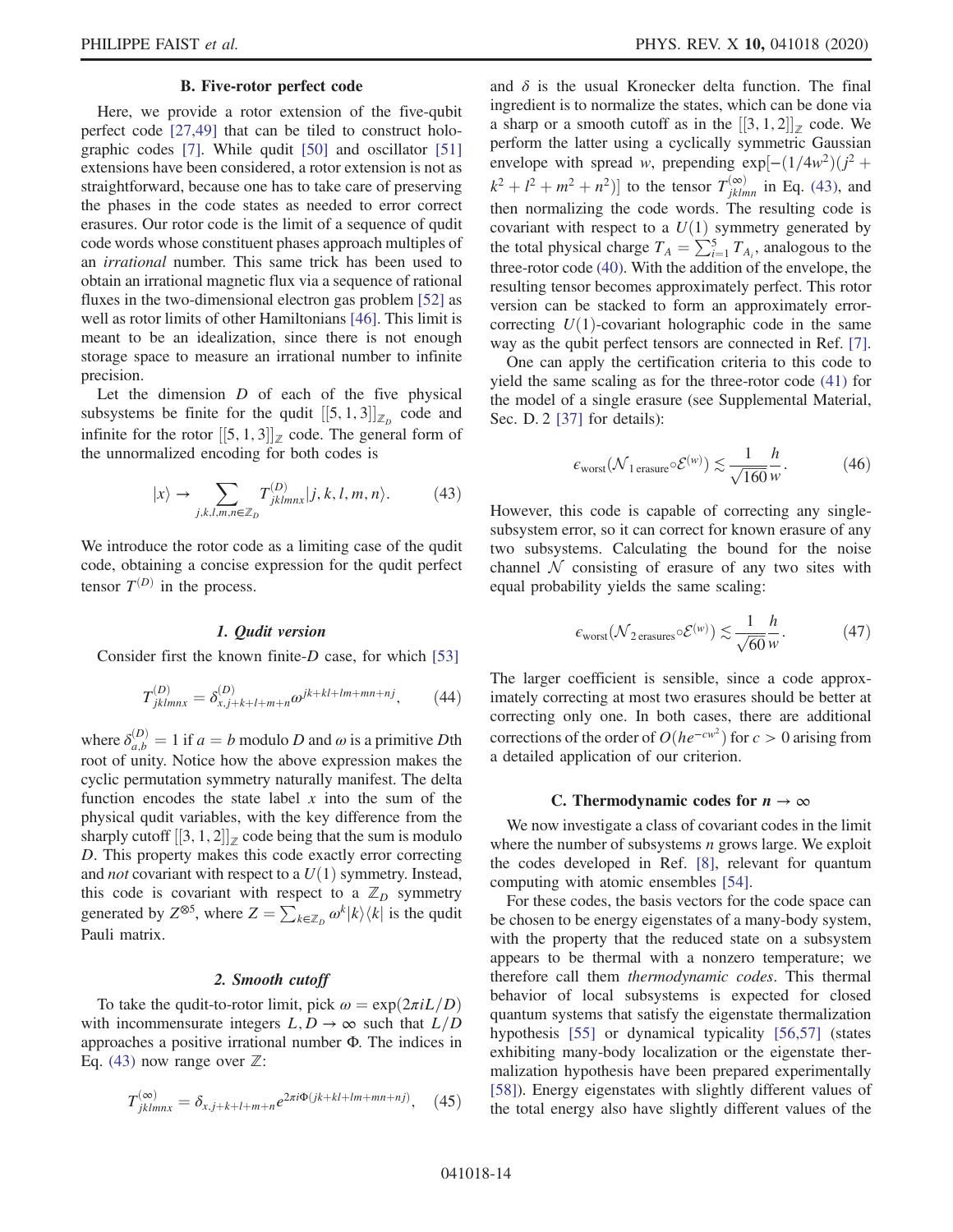### B. Five-rotor perfect code

Here, we provide a rotor extension of the five-qubit perfect code [27,49] that can be tiled to construct holographic codes [7]. While qudit [50] and oscillator [51] extensions have been considered, a rotor extension is not as straightforward, because one has to take care of preserving the phases in the code states as needed to error correct erasures. Our rotor code is the limit of a sequence of qudit code words whose constituent phases approach multiples of an *irrational* number. This same trick has been used to obtain an irrational magnetic flux via a sequence of rational fluxes in the two-dimensional electron gas problem [52] as well as rotor limits of other Hamiltonians [46]. This limit is meant to be an idealization, since there is not enough storage space to measure an irrational number to infinite precision.

Let the dimension $D$ of each of the five physical subsystems be finite for the qudit $[[5,1,3]]_{\mathbb{Z}_D}$ code and infinite for the rotor $[[5,1,3]]_{\mathbb{Z}}$ code. The general form of the unnormalized encoding for both codes is

$$|x\rangle \to \sum_{j,k,l,m,n\in\mathbb{Z}_D} T^{(D)}_{jklmnx}|j,k,l,m,n\rangle. \tag{43}$$

We introduce the rotor code as a limiting case of the qudit code, obtaining a concise expression for the qudit perfect tensor $T^{(D)}$ in the process.

#### 1. Qudit version

Consider first the known finite-$D$ case, for which [53]

$$T^{(D)}_{jklmnx} = \delta^{(D)}_{x,j+k+l+m+n}\omega^{jk+kl+lm+mn+nj}, \tag{44}$$

where $\delta^{(D)}_{a,b} = 1$ if $a = b$ modulo $D$ and $\omega$ is a primitive $D$th root of unity. Notice how the above expression makes the cyclic permutation symmetry naturally manifest. The delta function encodes the state label $x$ into the sum of the physical qudit variables, with the key difference from the sharply cutoff $[[3,1,2]]_{\mathbb{Z}}$ code being that the sum is modulo $D$. This property makes this code exactly error correcting and *not* covariant with respect to a $U(1)$ symmetry. Instead, this code is covariant with respect to a $\mathbb{Z}_D$ symmetry generated by $Z^{\otimes 5}$, where $Z = \sum_{k\in\mathbb{Z}_D}\omega^k|k\rangle\langle k|$ is the qudit Pauli matrix.

#### 2. Smooth cutoff

To take the qudit-to-rotor limit, pick $\omega = \exp(2\pi i L/D)$ with incommensurate integers $L, D \to \infty$ such that $L/D$ approaches a positive irrational number $\Phi$. The indices in Eq. (43) now range over $\mathbb{Z}$:

$$T^{(\infty)}_{jklmnx} = \delta_{x,j+k+l+m+n}e^{2\pi i\Phi(jk+kl+lm+mn+nj)}, \tag{45}$$

and $\delta$ is the usual Kronecker delta function. The final ingredient is to normalize the states, which can be done via a sharp or a smooth cutoff as in the $[[3,1,2]]_{\mathbb{Z}}$ code. We perform the latter using a cyclically symmetric Gaussian envelope with spread $w$, prepending $\exp[-(1/4w^2)(j^2+k^2+l^2+m^2+n^2)]$ to the tensor $T^{(\infty)}_{jklmn}$ in Eq. (43), and then normalizing the code words. The resulting code is covariant with respect to a $U(1)$ symmetry generated by the total physical charge $T_A = \sum_{i=1}^{5} T_{A_i}$, analogous to the three-rotor code (40). With the addition of the envelope, the resulting tensor becomes approximately perfect. This rotor version can be stacked to form an approximately error-correcting $U(1)$-covariant holographic code in the same way as the qubit perfect tensors are connected in Ref. [7].

One can apply the certification criteria to this code to yield the same scaling as for the three-rotor code (41) for the model of a single erasure (see Supplemental Material, Sec. D. 2 [37] for details):

$$\epsilon_{\mathrm{worst}}(\mathcal{N}_{1\,\mathrm{erasure}}\circ\mathcal{E}^{(w)}) \lesssim \frac{1}{\sqrt{160}}\frac{h}{w}. \tag{46}$$

However, this code is capable of correcting any single-subsystem error, so it can correct for known erasure of any two subsystems. Calculating the bound for the noise channel $\mathcal{N}$ consisting of erasure of any two sites with equal probability yields the same scaling:

$$\epsilon_{\mathrm{worst}}(\mathcal{N}_{2\,\mathrm{erasures}}\circ\mathcal{E}^{(w)}) \lesssim \frac{1}{\sqrt{60}}\frac{h}{w}. \tag{47}$$

The larger coefficient is sensible, since a code approximately correcting at most two erasures should be better at correcting only one. In both cases, there are additional corrections of the order of $O(he^{-cw^2})$ for $c > 0$ arising from a detailed application of our criterion.

### C. Thermodynamic codes for $n \to \infty$

We now investigate a class of covariant codes in the limit where the number of subsystems $n$ grows large. We exploit the codes developed in Ref. [8], relevant for quantum computing with atomic ensembles [54].

For these codes, the basis vectors for the code space can be chosen to be energy eigenstates of a many-body system, with the property that the reduced state on a subsystem appears to be thermal with a nonzero temperature; we therefore call them *thermodynamic codes*. This thermal behavior of local subsystems is expected for closed quantum systems that satisfy the eigenstate thermalization hypothesis [55] or dynamical typicality [56,57] (states exhibiting many-body localization or the eigenstate thermalization hypothesis have been prepared experimentally [58]). Energy eigenstates with slightly different values of the total energy also have slightly different values of the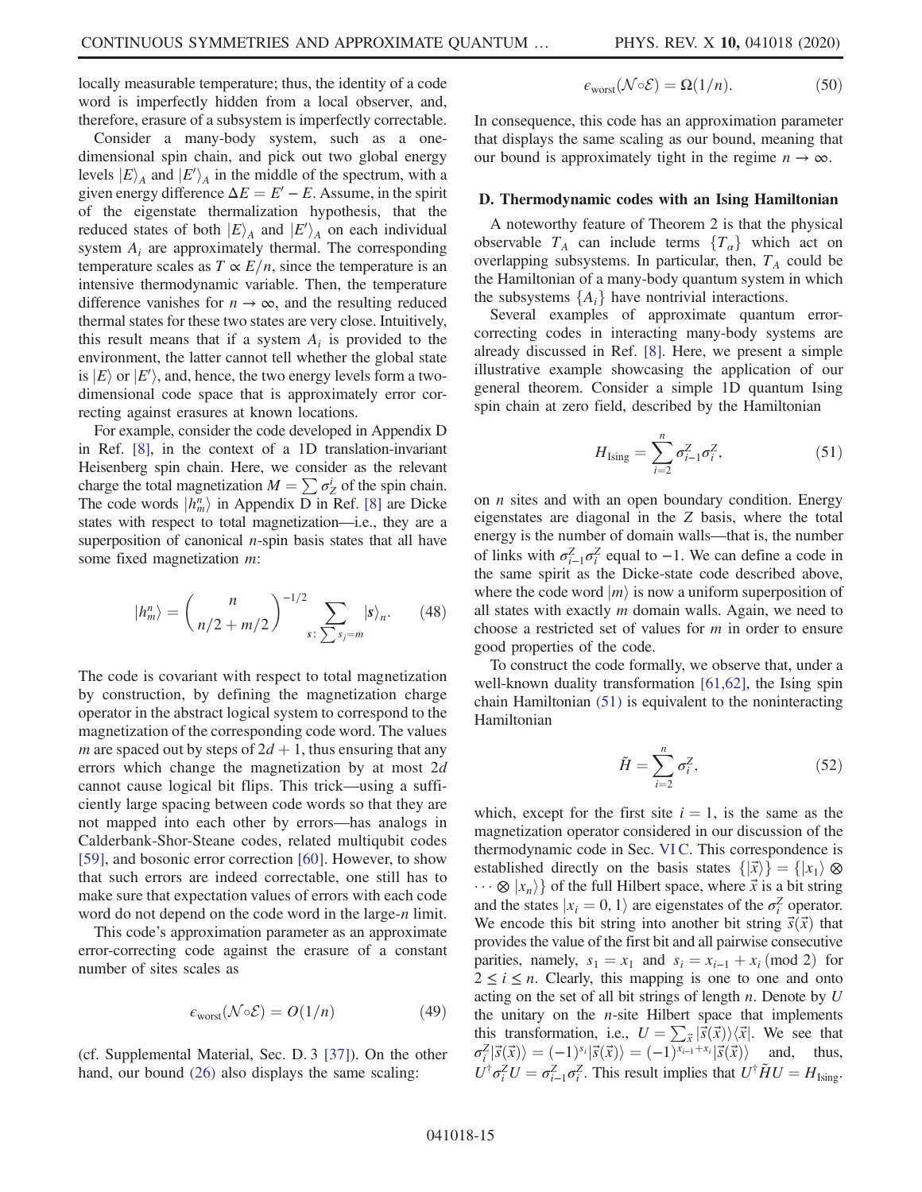locally measurable temperature; thus, the identity of a code word is imperfectly hidden from a local observer, and, therefore, erasure of a subsystem is imperfectly correctable.

Consider a many-body system, such as a one-dimensional spin chain, and pick out two global energy levels $|E\rangle_A$ and $|E'\rangle_A$ in the middle of the spectrum, with a given energy difference $\Delta E = E' - E$. Assume, in the spirit of the eigenstate thermalization hypothesis, that the reduced states of both $|E\rangle_A$ and $|E'\rangle_A$ on each individual system $A_i$ are approximately thermal. The corresponding temperature scales as $T \propto E/n$, since the temperature is an intensive thermodynamic variable. Then, the temperature difference vanishes for $n \to \infty$, and the resulting reduced thermal states for these two states are very close. Intuitively, this result means that if a system $A_i$ is provided to the environment, the latter cannot tell whether the global state is $|E\rangle$ or $|E'\rangle$, and, hence, the two energy levels form a two-dimensional code space that is approximately error correcting against erasures at known locations.

For example, consider the code developed in Appendix D in Ref. [8], in the context of a 1D translation-invariant Heisenberg spin chain. Here, we consider as the relevant charge the total magnetization $M = \sum \sigma_Z^i$ of the spin chain. The code words $|h_m^n\rangle$ in Appendix D in Ref. [8] are Dicke states with respect to total magnetization—i.e., they are a superposition of canonical $n$-spin basis states that all have some fixed magnetization $m$:

$$|h_m^n\rangle = \binom{n}{n/2 + m/2}^{-1/2} \sum_{s:\, \sum s_j = m} |s\rangle_n. \tag{48}$$

The code is covariant with respect to total magnetization by construction, by defining the magnetization charge operator in the abstract logical system to correspond to the magnetization of the corresponding code word. The values $m$ are spaced out by steps of $2d + 1$, thus ensuring that any errors which change the magnetization by at most $2d$ cannot cause logical bit flips. This trick—using a sufficiently large spacing between code words so that they are not mapped into each other by errors—has analogs in Calderbank-Shor-Steane codes, related multiqubit codes [59], and bosonic error correction [60]. However, to show that such errors are indeed correctable, one still has to make sure that expectation values of errors with each code word do not depend on the code word in the large-$n$ limit.

This code's approximation parameter as an approximate error-correcting code against the erasure of a constant number of sites scales as

$$\epsilon_{\mathrm{worst}}(\mathcal{N} \circ \mathcal{E}) = O(1/n) \tag{49}$$

(cf. Supplemental Material, Sec. D. 3 [37]). On the other hand, our bound (26) also displays the same scaling:

$$\epsilon_{\mathrm{worst}}(\mathcal{N} \circ \mathcal{E}) = \Omega(1/n). \tag{50}$$

In consequence, this code has an approximation parameter that displays the same scaling as our bound, meaning that our bound is approximately tight in the regime $n \to \infty$.

### D. Thermodynamic codes with an Ising Hamiltonian

A noteworthy feature of Theorem 2 is that the physical observable $T_A$ can include terms $\{T_\alpha\}$ which act on overlapping subsystems. In particular, then, $T_A$ could be the Hamiltonian of a many-body quantum system in which the subsystems $\{A_i\}$ have nontrivial interactions.

Several examples of approximate quantum error-correcting codes in interacting many-body systems are already discussed in Ref. [8]. Here, we present a simple illustrative example showcasing the application of our general theorem. Consider a simple 1D quantum Ising spin chain at zero field, described by the Hamiltonian

$$H_{\mathrm{Ising}} = \sum_{i=2}^{n} \sigma_{i-1}^Z \sigma_i^Z, \tag{51}$$

on $n$ sites and with an open boundary condition. Energy eigenstates are diagonal in the $Z$ basis, where the total energy is the number of domain walls—that is, the number of links with $\sigma_{i-1}^Z \sigma_i^Z$ equal to $-1$. We can define a code in the same spirit as the Dicke-state code described above, where the code word $|m\rangle$ is now a uniform superposition of all states with exactly $m$ domain walls. Again, we need to choose a restricted set of values for $m$ in order to ensure good properties of the code.

To construct the code formally, we observe that, under a well-known duality transformation [61,62], the Ising spin chain Hamiltonian (51) is equivalent to the noninteracting Hamiltonian

$$\tilde{H} = \sum_{i=2}^{n} \sigma_i^Z, \tag{52}$$

which, except for the first site $i = 1$, is the same as the magnetization operator considered in our discussion of the thermodynamic code in Sec. VI C. This correspondence is established directly on the basis states $\{|\vec{x}\rangle\} = \{|x_1\rangle \otimes \cdots \otimes |x_n\rangle\}$ of the full Hilbert space, where $\vec{x}$ is a bit string and the states $|x_i = 0, 1\rangle$ are eigenstates of the $\sigma_i^Z$ operator. We encode this bit string into another bit string $\vec{s}(\vec{x})$ that provides the value of the first bit and all pairwise consecutive parities, namely, $s_1 = x_1$ and $s_i = x_{i-1} + x_i \pmod 2$ for $2 \le i \le n$. Clearly, this mapping is one to one and onto acting on the set of all bit strings of length $n$. Denote by $U$ the unitary on the $n$-site Hilbert space that implements this transformation, i.e., $U = \sum_{\vec{x}} |\vec{s}(\vec{x})\rangle\langle\vec{x}|$. We see that $\sigma_i^Z|\vec{s}(\vec{x})\rangle = (-1)^{s_i}|\vec{s}(\vec{x})\rangle = (-1)^{x_{i-1}+x_i}|\vec{s}(\vec{x})\rangle$ and, thus, $U^\dagger \sigma_i^Z U = \sigma_{i-1}^Z \sigma_i^Z$. This result implies that $U^\dagger \tilde{H} U = H_{\mathrm{Ising}}$.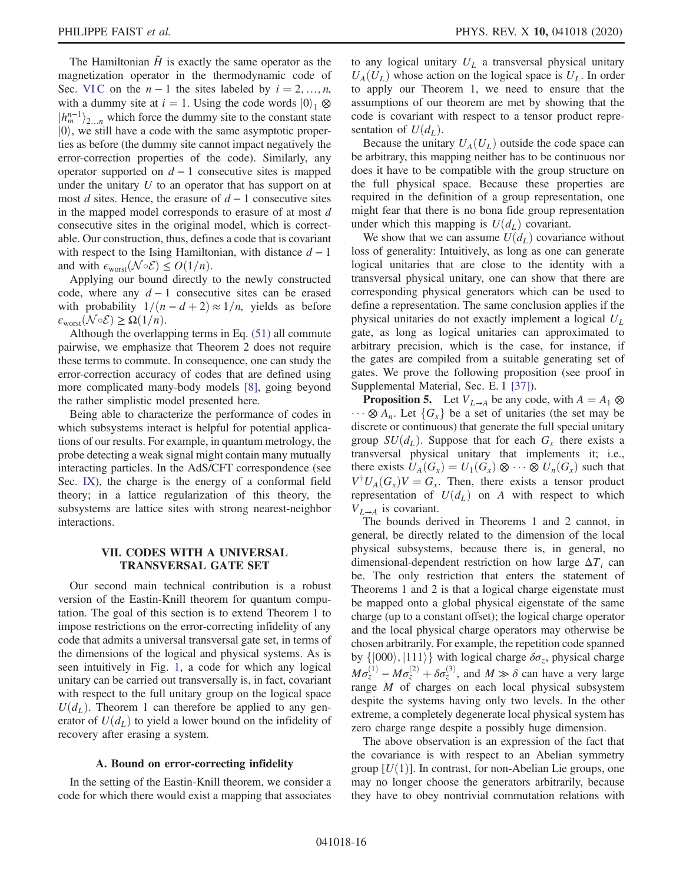The Hamiltonian $\tilde{H}$ is exactly the same operator as the magnetization operator in the thermodynamic code of Sec. VI C on the $n-1$ the sites labeled by $i = 2, \ldots, n$, with a dummy site at $i = 1$. Using the code words $|0\rangle_1 \otimes |h_m^{n-1}\rangle_{2\ldots n}$ which force the dummy site to the constant state $|0\rangle$, we still have a code with the same asymptotic properties as before (the dummy site cannot impact negatively the error-correction properties of the code). Similarly, any operator supported on $d-1$ consecutive sites is mapped under the unitary $U$ to an operator that has support on at most $d$ sites. Hence, the erasure of $d-1$ consecutive sites in the mapped model corresponds to erasure of at most $d$ consecutive sites in the original model, which is correctable. Our construction, thus, defines a code that is covariant with respect to the Ising Hamiltonian, with distance $d-1$ and with $\epsilon_{\mathrm{worst}}(\mathcal{N}\circ\mathcal{E}) \leq O(1/n)$.

Applying our bound directly to the newly constructed code, where any $d-1$ consecutive sites can be erased with probability $1/(n-d+2) \approx 1/n$, yields as before $\epsilon_{\mathrm{worst}}(\mathcal{N}\circ\mathcal{E}) \geq \Omega(1/n)$.

Although the overlapping terms in Eq. (51) all commute pairwise, we emphasize that Theorem 2 does not require these terms to commute. In consequence, one can study the error-correction accuracy of codes that are defined using more complicated many-body models [8], going beyond the rather simplistic model presented here.

Being able to characterize the performance of codes in which subsystems interact is helpful for potential applications of our results. For example, in quantum metrology, the probe detecting a weak signal might contain many mutually interacting particles. In the AdS/CFT correspondence (see Sec. IX), the charge is the energy of a conformal field theory; in a lattice regularization of this theory, the subsystems are lattice sites with strong nearest-neighbor interactions.

## VII. CODES WITH A UNIVERSAL TRANSVERSAL GATE SET

Our second main technical contribution is a robust version of the Eastin-Knill theorem for quantum computation. The goal of this section is to extend Theorem 1 to impose restrictions on the error-correcting infidelity of any code that admits a universal transversal gate set, in terms of the dimensions of the logical and physical systems. As is seen intuitively in Fig. 1, a code for which any logical unitary can be carried out transversally is, in fact, covariant with respect to the full unitary group on the logical space $U(d_L)$. Theorem 1 can therefore be applied to any generator of $U(d_L)$ to yield a lower bound on the infidelity of recovery after erasing a system.

### A. Bound on error-correcting infidelity

In the setting of the Eastin-Knill theorem, we consider a code for which there would exist a mapping that associates to any logical unitary $U_L$ a transversal physical unitary $U_A(U_L)$ whose action on the logical space is $U_L$. In order to apply our Theorem 1, we need to ensure that the assumptions of our theorem are met by showing that the code is covariant with respect to a tensor product representation of $U(d_L)$.

Because the unitary $U_A(U_L)$ outside the code space can be arbitrary, this mapping neither has to be continuous nor does it have to be compatible with the group structure on the full physical space. Because these properties are required in the definition of a group representation, one might fear that there is no bona fide group representation under which this mapping is $U(d_L)$ covariant.

We show that we can assume $U(d_L)$ covariance without loss of generality: Intuitively, as long as one can generate logical unitaries that are close to the identity with a transversal physical unitary, one can show that there are corresponding physical generators which can be used to define a representation. The same conclusion applies if the physical unitaries do not exactly implement a logical $U_L$ gate, as long as logical unitaries can approximated to arbitrary precision, which is the case, for instance, if the gates are compiled from a suitable generating set of gates. We prove the following proposition (see proof in Supplemental Material, Sec. E. 1 [37]).

**Proposition 5.** Let $V_{L\to A}$ be any code, with $A = A_1 \otimes \cdots \otimes A_n$. Let $\{G_x\}$ be a set of unitaries (the set may be discrete or continuous) that generate the full special unitary group $SU(d_L)$. Suppose that for each $G_x$ there exists a transversal physical unitary that implements it; i.e., there exists $U_A(G_x) = U_1(G_x) \otimes \cdots \otimes U_n(G_x)$ such that $V^\dagger U_A(G_x) V = G_x$. Then, there exists a tensor product representation of $U(d_L)$ on $A$ with respect to which $V_{L\to A}$ is covariant.

The bounds derived in Theorems 1 and 2 cannot, in general, be directly related to the dimension of the local physical subsystems, because there is, in general, no dimensional-dependent restriction on how large $\Delta T_i$ can be. The only restriction that enters the statement of Theorems 1 and 2 is that a logical charge eigenstate must be mapped onto a global physical eigenstate of the same charge (up to a constant offset); the logical charge operator and the local physical charge operators may otherwise be chosen arbitrarily. For example, the repetition code spanned by $\{|000\rangle, |111\rangle\}$ with logical charge $\delta\sigma_z$, physical charge $M\sigma_z^{(1)} - M\sigma_z^{(2)} + \delta\sigma_z^{(3)}$, and $M \gg \delta$ can have a very large range $M$ of charges on each local physical subsystem despite the systems having only two levels. In the other extreme, a completely degenerate local physical system has zero charge range despite a possibly huge dimension.

The above observation is an expression of the fact that the covariance is with respect to an Abelian symmetry group $[U(1)]$. In contrast, for non-Abelian Lie groups, one may no longer choose the generators arbitrarily, because they have to obey nontrivial commutation relations with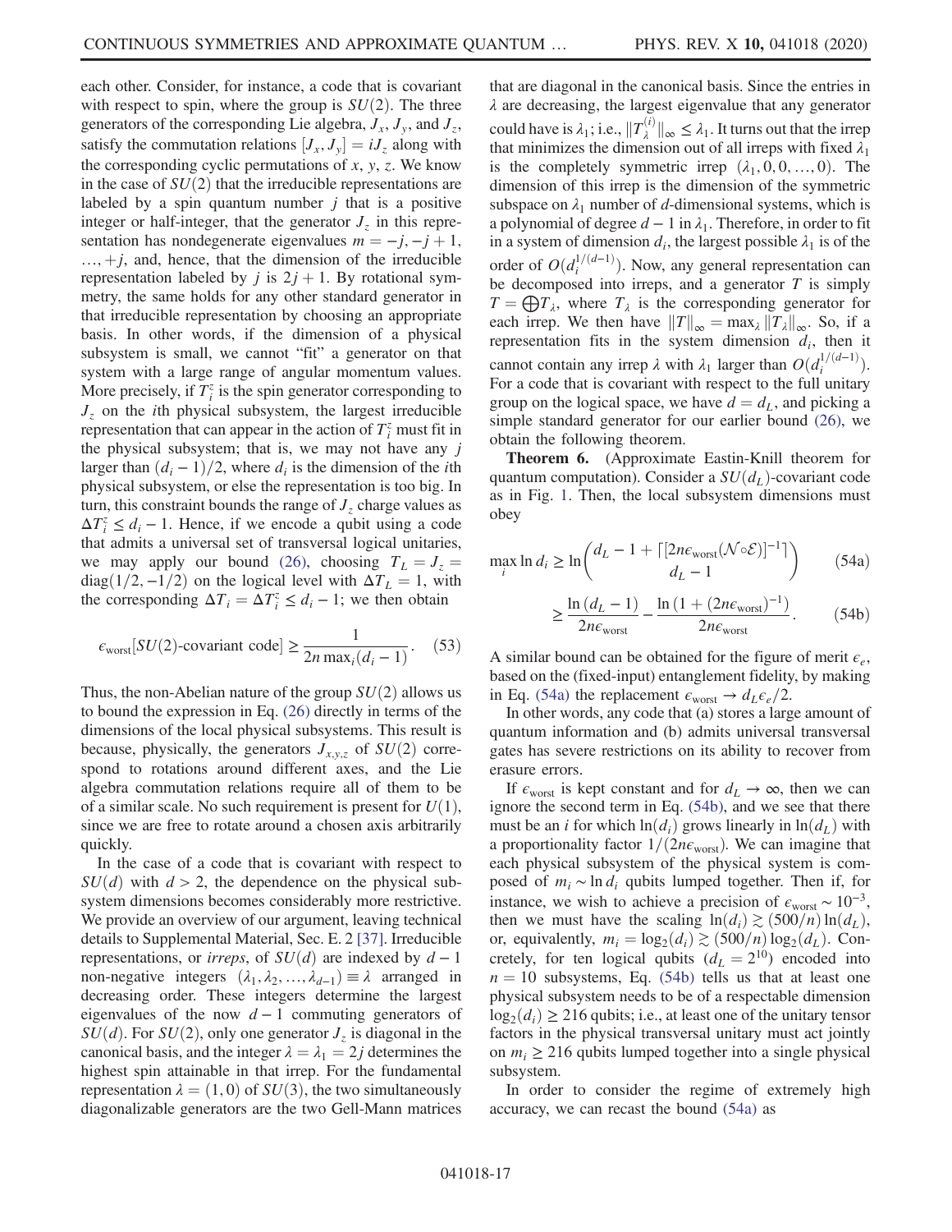each other. Consider, for instance, a code that is covariant with respect to spin, where the group is $SU(2)$. The three generators of the corresponding Lie algebra, $J_x$, $J_y$, and $J_z$, satisfy the commutation relations $[J_x, J_y] = iJ_z$ along with the corresponding cyclic permutations of $x$, $y$, $z$. We know in the case of $SU(2)$ that the irreducible representations are labeled by a spin quantum number $j$ that is a positive integer or half-integer, that the generator $J_z$ in this representation has nondegenerate eigenvalues $m = -j, -j+1, \ldots, +j$, and, hence, that the dimension of the irreducible representation labeled by $j$ is $2j+1$. By rotational symmetry, the same holds for any other standard generator in that irreducible representation by choosing an appropriate basis. In other words, if the dimension of a physical subsystem is small, we cannot "fit" a generator on that system with a large range of angular momentum values. More precisely, if $T_i^z$ is the spin generator corresponding to $J_z$ on the $i$th physical subsystem, the largest irreducible representation that can appear in the action of $T_i^z$ must fit in the physical subsystem; that is, we may not have any $j$ larger than $(d_i - 1)/2$, where $d_i$ is the dimension of the $i$th physical subsystem, or else the representation is too big. In turn, this constraint bounds the range of $J_z$ charge values as $\Delta T_i^z \leq d_i - 1$. Hence, if we encode a qubit using a code that admits a universal set of transversal logical unitaries, we may apply our bound (26), choosing $T_L = J_z = \mathrm{diag}(1/2, -1/2)$ on the logical level with $\Delta T_L = 1$, with the corresponding $\Delta T_i = \Delta T_i^z \leq d_i - 1$; we then obtain

$$\epsilon_{\mathrm{worst}}[SU(2)\text{-covariant code}] \geq \frac{1}{2n \max_i (d_i - 1)}. \tag{53}$$

Thus, the non-Abelian nature of the group $SU(2)$ allows us to bound the expression in Eq. (26) directly in terms of the dimensions of the local physical subsystems. This result is because, physically, the generators $J_{x,y,z}$ of $SU(2)$ correspond to rotations around different axes, and the Lie algebra commutation relations require all of them to be of a similar scale. No such requirement is present for $U(1)$, since we are free to rotate around a chosen axis arbitrarily quickly.

In the case of a code that is covariant with respect to $SU(d)$ with $d > 2$, the dependence on the physical subsystem dimensions becomes considerably more restrictive. We provide an overview of our argument, leaving technical details to Supplemental Material, Sec. E. 2 [37]. Irreducible representations, or *irreps*, of $SU(d)$ are indexed by $d-1$ non-negative integers $(\lambda_1, \lambda_2, \ldots, \lambda_{d-1}) \equiv \lambda$ arranged in decreasing order. These integers determine the largest eigenvalues of the now $d-1$ commuting generators of $SU(d)$. For $SU(2)$, only one generator $J_z$ is diagonal in the canonical basis, and the integer $\lambda = \lambda_1 = 2j$ determines the highest spin attainable in that irrep. For the fundamental representation $\lambda = (1, 0)$ of $SU(3)$, the two simultaneously diagonalizable generators are the two Gell-Mann matrices that are diagonal in the canonical basis. Since the entries in $\lambda$ are decreasing, the largest eigenvalue that any generator could have is $\lambda_1$; i.e., $\|T_\lambda^{(i)}\|_\infty \leq \lambda_1$. It turns out that the irrep that minimizes the dimension out of all irreps with fixed $\lambda_1$ is the completely symmetric irrep $(\lambda_1, 0, 0, \ldots, 0)$. The dimension of this irrep is the dimension of the symmetric subspace on $\lambda_1$ number of $d$-dimensional systems, which is a polynomial of degree $d-1$ in $\lambda_1$. Therefore, in order to fit in a system of dimension $d_i$, the largest possible $\lambda_1$ is of the order of $O(d_i^{1/(d-1)})$. Now, any general representation can be decomposed into irreps, and a generator $T$ is simply $T = \bigoplus T_\lambda$, where $T_\lambda$ is the corresponding generator for each irrep. We then have $\|T\|_\infty = \max_\lambda \|T_\lambda\|_\infty$. So, if a representation fits in the system dimension $d_i$, then it cannot contain any irrep $\lambda$ with $\lambda_1$ larger than $O(d_i^{1/(d-1)})$. For a code that is covariant with respect to the full unitary group on the logical space, we have $d = d_L$, and picking a simple standard generator for our earlier bound (26), we obtain the following theorem.

**Theorem 6.** (Approximate Eastin-Knill theorem for quantum computation). Consider a $SU(d_L)$-covariant code as in Fig. 1. Then, the local subsystem dimensions must obey

$$\max_i \ln d_i \geq \ln \binom{d_L - 1 + \lceil [2n\epsilon_{\mathrm{worst}}(\mathcal{N}\circ\mathcal{E})]^{-1} \rceil}{d_L - 1} \tag{54a}$$

$$\geq \frac{\ln(d_L - 1)}{2n\epsilon_{\mathrm{worst}}} - \frac{\ln(1 + (2n\epsilon_{\mathrm{worst}})^{-1})}{2n\epsilon_{\mathrm{worst}}}. \tag{54b}$$

A similar bound can be obtained for the figure of merit $\epsilon_e$, based on the (fixed-input) entanglement fidelity, by making in Eq. (54a) the replacement $\epsilon_{\mathrm{worst}} \to d_L \epsilon_e / 2$.

In other words, any code that (a) stores a large amount of quantum information and (b) admits universal transversal gates has severe restrictions on its ability to recover from erasure errors.

If $\epsilon_{\mathrm{worst}}$ is kept constant and for $d_L \to \infty$, then we can ignore the second term in Eq. (54b), and we see that there must be an $i$ for which $\ln(d_i)$ grows linearly in $\ln(d_L)$ with a proportionality factor $1/(2n\epsilon_{\mathrm{worst}})$. We can imagine that each physical subsystem of the physical system is composed of $m_i \sim \ln d_i$ qubits lumped together. Then if, for instance, we wish to achieve a precision of $\epsilon_{\mathrm{worst}} \sim 10^{-3}$, then we must have the scaling $\ln(d_i) \gtrsim (500/n)\ln(d_L)$, or, equivalently, $m_i = \log_2(d_i) \gtrsim (500/n)\log_2(d_L)$. Concretely, for ten logical qubits ($d_L = 2^{10}$) encoded into $n = 10$ subsystems, Eq. (54b) tells us that at least one physical subsystem needs to be of a respectable dimension $\log_2(d_i) \geq 216$ qubits; i.e., at least one of the unitary tensor factors in the physical transversal unitary must act jointly on $m_i \geq 216$ qubits lumped together into a single physical subsystem.

In order to consider the regime of extremely high accuracy, we can recast the bound (54a) as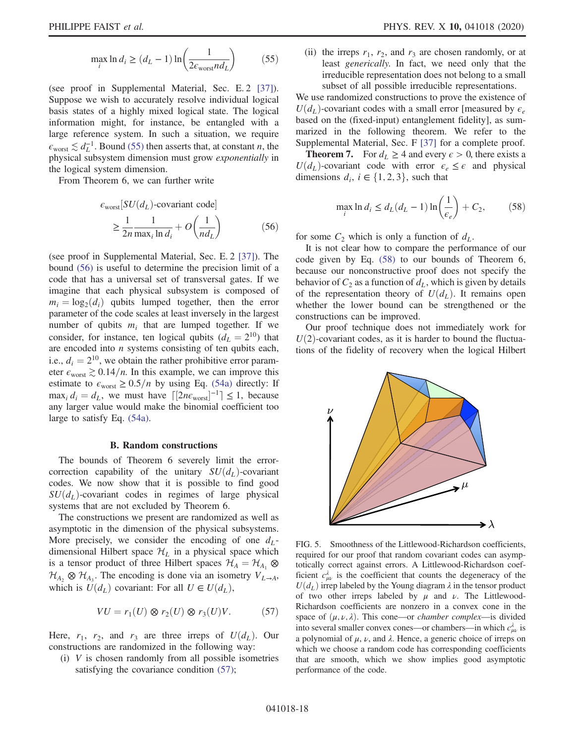$$\max_i \ln d_i \geq (d_L - 1) \ln\left(\frac{1}{2\epsilon_{\text{worst}} n d_L}\right) \qquad (55)$$

(see proof in Supplemental Material, Sec. E. 2 [37]). Suppose we wish to accurately resolve individual logical basis states of a highly mixed logical state. The logical information might, for instance, be entangled with a large reference system. In such a situation, we require $\epsilon_{\text{worst}} \lesssim d_L^{-1}$. Bound (55) then asserts that, at constant $n$, the physical subsystem dimension must grow *exponentially* in the logical system dimension.

From Theorem 6, we can further write

$$\epsilon_{\text{worst}}[SU(d_L)\text{-covariant code}] \geq \frac{1}{2n} \frac{1}{\max_i \ln d_i} + O\left(\frac{1}{n d_L}\right) \qquad (56)$$

(see proof in Supplemental Material, Sec. E. 2 [37]). The bound (56) is useful to determine the precision limit of a code that has a universal set of transversal gates. If we imagine that each physical subsystem is composed of $m_i = \log_2(d_i)$ qubits lumped together, then the error parameter of the code scales at least inversely in the largest number of qubits $m_i$ that are lumped together. If we consider, for instance, ten logical qubits ($d_L = 2^{10}$) that are encoded into $n$ systems consisting of ten qubits each, i.e., $d_i = 2^{10}$, we obtain the rather prohibitive error parameter $\epsilon_{\text{worst}} \gtrsim 0.14/n$. In this example, we can improve this estimate to $\epsilon_{\text{worst}} \geq 0.5/n$ by using Eq. (54a) directly: If $\max_i d_i = d_L$, we must have $\lceil [2n\epsilon_{\text{worst}}]^{-1} \rceil \leq 1$, because any larger value would make the binomial coefficient too large to satisfy Eq. (54a).

### B. Random constructions

The bounds of Theorem 6 severely limit the error-correction capability of the unitary $SU(d_L)$-covariant codes. We now show that it is possible to find good $SU(d_L)$-covariant codes in regimes of large physical systems that are not excluded by Theorem 6.

The constructions we present are randomized as well as asymptotic in the dimension of the physical subsystems. More precisely, we consider the encoding of one $d_L$-dimensional Hilbert space $\mathcal{H}_L$ in a physical space which is a tensor product of three Hilbert spaces $\mathcal{H}_A = \mathcal{H}_{A_1} \otimes \mathcal{H}_{A_2} \otimes \mathcal{H}_{A_3}$. The encoding is done via an isometry $V_{L\to A}$, which is $U(d_L)$ covariant: For all $U \in U(d_L)$,

$$VU = r_1(U) \otimes r_2(U) \otimes r_3(U) V. \qquad (57)$$

Here, $r_1$, $r_2$, and $r_3$ are three irreps of $U(d_L)$. Our constructions are randomized in the following way:

(i) $V$ is chosen randomly from all possible isometries satisfying the covariance condition (57);

(ii) the irreps $r_1$, $r_2$, and $r_3$ are chosen randomly, or at least *generically*. In fact, we need only that the irreducible representation does not belong to a small subset of all possible irreducible representations.

We use randomized constructions to prove the existence of $U(d_L)$-covariant codes with a small error [measured by $\epsilon_e$ based on the (fixed-input) entanglement fidelity], as summarized in the following theorem. We refer to the Supplemental Material, Sec. F [37] for a complete proof.

**Theorem 7.** For $d_L \geq 4$ and every $\epsilon > 0$, there exists a $U(d_L)$-covariant code with error $\epsilon_e \leq \epsilon$ and physical dimensions $d_i$, $i \in \{1, 2, 3\}$, such that

$$\max_i \ln d_i \leq d_L(d_L - 1) \ln\left(\frac{1}{\epsilon_e}\right) + C_2, \qquad (58)$$

for some $C_2$ which is only a function of $d_L$.

It is not clear how to compare the performance of our code given by Eq. (58) to our bounds of Theorem 6, because our nonconstructive proof does not specify the behavior of $C_2$ as a function of $d_L$, which is given by details of the representation theory of $U(d_L)$. It remains open whether the lower bound can be strengthened or the constructions can be improved.

Our proof technique does not immediately work for $U(2)$-covariant codes, as it is harder to bound the fluctuations of the fidelity of recovery when the logical Hilbert

FIG. 5. Smoothness of the Littlewood-Richardson coefficients, required for our proof that random covariant codes can asymptotically correct against errors. A Littlewood-Richardson coefficient $c^{\lambda}_{\mu\nu}$ is the coefficient that counts the degeneracy of the $U(d_L)$ irrep labeled by the Young diagram $\lambda$ in the tensor product of two other irreps labeled by $\mu$ and $\nu$. The Littlewood-Richardson coefficients are nonzero in a convex cone in the space of $(\mu, \nu, \lambda)$. This cone—or *chamber complex*—is divided into several smaller convex cones—or chambers—in which $c^{\lambda}_{\mu\nu}$ is a polynomial of $\mu$, $\nu$, and $\lambda$. Hence, a generic choice of irreps on which we choose a random code has corresponding coefficients that are smooth, which we show implies good asymptotic performance of the code.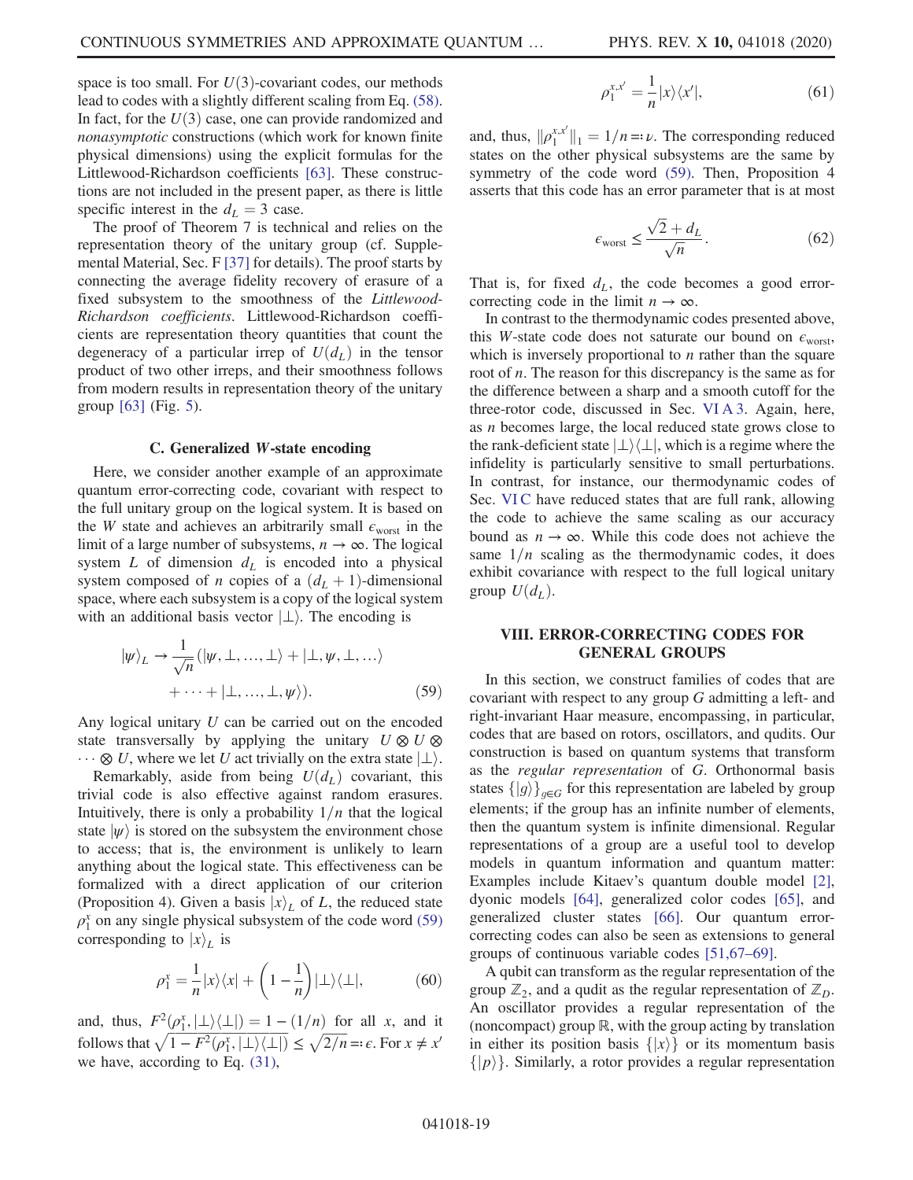space is too small. For $U(3)$-covariant codes, our methods lead to codes with a slightly different scaling from Eq. (58). In fact, for the $U(3)$ case, one can provide randomized and *nonasymptotic* constructions (which work for known finite physical dimensions) using the explicit formulas for the Littlewood-Richardson coefficients [63]. These constructions are not included in the present paper, as there is little specific interest in the $d_L = 3$ case.

The proof of Theorem 7 is technical and relies on the representation theory of the unitary group (cf. Supplemental Material, Sec. F [37] for details). The proof starts by connecting the average fidelity recovery of erasure of a fixed subsystem to the smoothness of the *Littlewood-Richardson coefficients*. Littlewood-Richardson coefficients are representation theory quantities that count the degeneracy of a particular irrep of $U(d_L)$ in the tensor product of two other irreps, and their smoothness follows from modern results in representation theory of the unitary group [63] (Fig. 5).

### C. Generalized W-state encoding

Here, we consider another example of an approximate quantum error-correcting code, covariant with respect to the full unitary group on the logical system. It is based on the $W$ state and achieves an arbitrarily small $\epsilon_{\mathrm{worst}}$ in the limit of a large number of subsystems, $n \to \infty$. The logical system $L$ of dimension $d_L$ is encoded into a physical system composed of $n$ copies of a $(d_L + 1)$-dimensional space, where each subsystem is a copy of the logical system with an additional basis vector $|\perp\rangle$. The encoding is

$$|\psi\rangle_L \to \frac{1}{\sqrt{n}}(|\psi, \perp, \ldots, \perp\rangle + |\perp, \psi, \perp, \ldots\rangle + \cdots + |\perp, \ldots, \perp, \psi\rangle). \tag{59}$$

Any logical unitary $U$ can be carried out on the encoded state transversally by applying the unitary $U \otimes U \otimes \cdots \otimes U$, where we let $U$ act trivially on the extra state $|\perp\rangle$.

Remarkably, aside from being $U(d_L)$ covariant, this trivial code is also effective against random erasures. Intuitively, there is only a probability $1/n$ that the logical state $|\psi\rangle$ is stored on the subsystem the environment chose to access; that is, the environment is unlikely to learn anything about the logical state. This effectiveness can be formalized with a direct application of our criterion (Proposition 4). Given a basis $|x\rangle_L$ of $L$, the reduced state $\rho_1^x$ on any single physical subsystem of the code word (59) corresponding to $|x\rangle_L$ is

$$\rho_1^x = \frac{1}{n}|x\rangle\langle x| + \left(1 - \frac{1}{n}\right)|\perp\rangle\langle\perp|, \tag{60}$$

and, thus, $F^2(\rho_1^x, |\perp\rangle\langle\perp|) = 1 - (1/n)$ for all $x$, and it follows that $\sqrt{1 - F^2(\rho_1^x, |\perp\rangle\langle\perp|)} \le \sqrt{2/n} =: \epsilon$. For $x \neq x'$ we have, according to Eq. (31),

$$\rho_1^{x,x'} = \frac{1}{n}|x\rangle\langle x'|, \tag{61}$$

and, thus, $\|\rho_1^{x,x'}\|_1 = 1/n =: \nu$. The corresponding reduced states on the other physical subsystems are the same by symmetry of the code word (59). Then, Proposition 4 asserts that this code has an error parameter that is at most

$$\epsilon_{\mathrm{worst}} \le \frac{\sqrt{2} + d_L}{\sqrt{n}}. \tag{62}$$

That is, for fixed $d_L$, the code becomes a good error-correcting code in the limit $n \to \infty$.

In contrast to the thermodynamic codes presented above, this $W$-state code does not saturate our bound on $\epsilon_{\mathrm{worst}}$, which is inversely proportional to $n$ rather than the square root of $n$. The reason for this discrepancy is the same as for the difference between a sharp and a smooth cutoff for the three-rotor code, discussed in Sec. VI A 3. Again, here, as $n$ becomes large, the local reduced state grows close to the rank-deficient state $|\perp\rangle\langle\perp|$, which is a regime where the infidelity is particularly sensitive to small perturbations. In contrast, for instance, our thermodynamic codes of Sec. VI C have reduced states that are full rank, allowing the code to achieve the same scaling as our accuracy bound as $n \to \infty$. While this code does not achieve the same $1/n$ scaling as the thermodynamic codes, it does exhibit covariance with respect to the full logical unitary group $U(d_L)$.

## VIII. ERROR-CORRECTING CODES FOR GENERAL GROUPS

In this section, we construct families of codes that are covariant with respect to any group $G$ admitting a left- and right-invariant Haar measure, encompassing, in particular, codes that are based on rotors, oscillators, and qudits. Our construction is based on quantum systems that transform as the *regular representation* of $G$. Orthonormal basis states $\{|g\rangle\}_{g\in G}$ for this representation are labeled by group elements; if the group has an infinite number of elements, then the quantum system is infinite dimensional. Regular representations of a group are a useful tool to develop models in quantum information and quantum matter: Examples include Kitaev's quantum double model [2], dyonic models [64], generalized color codes [65], and generalized cluster states [66]. Our quantum error-correcting codes can also be seen as extensions to general groups of continuous variable codes [51,67–69].

A qubit can transform as the regular representation of the group $\mathbb{Z}_2$, and a qudit as the regular representation of $\mathbb{Z}_D$. An oscillator provides a regular representation of the (noncompact) group $\mathbb{R}$, with the group acting by translation in either its position basis $\{|x\rangle\}$ or its momentum basis $\{|p\rangle\}$. Similarly, a rotor provides a regular representation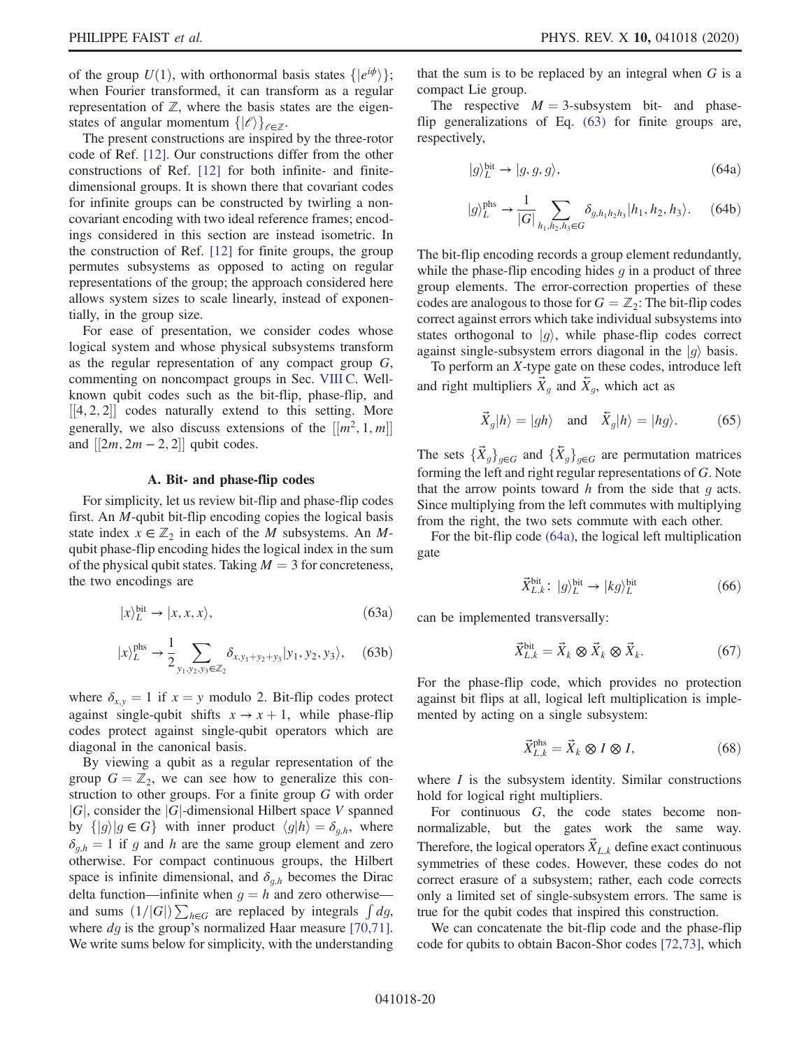of the group $U(1)$, with orthonormal basis states $\{|e^{i\phi}\rangle\}$; when Fourier transformed, it can transform as a regular representation of $\mathbb{Z}$, where the basis states are the eigenstates of angular momentum $\{|\ell\rangle\}_{\ell\in\mathbb{Z}}$.

The present constructions are inspired by the three-rotor code of Ref. [12]. Our constructions differ from the other constructions of Ref. [12] for both infinite- and finite-dimensional groups. It is shown there that covariant codes for infinite groups can be constructed by twirling a noncovariant encoding with two ideal reference frames; encodings considered in this section are instead isometric. In the construction of Ref. [12] for finite groups, the group permutes subsystems as opposed to acting on regular representations of the group; the approach considered here allows system sizes to scale linearly, instead of exponentially, in the group size.

For ease of presentation, we consider codes whose logical system and whose physical subsystems transform as the regular representation of any compact group $G$, commenting on noncompact groups in Sec. VIII C. Well-known qubit codes such as the bit-flip, phase-flip, and $[[4,2,2]]$ codes naturally extend to this setting. More generally, we also discuss extensions of the $[[m^2,1,m]]$ and $[[2m,2m-2,2]]$ qubit codes.

### A. Bit- and phase-flip codes

For simplicity, let us review bit-flip and phase-flip codes first. An $M$-qubit bit-flip encoding copies the logical basis state index $x\in\mathbb{Z}_2$ in each of the $M$ subsystems. An $M$-qubit phase-flip encoding hides the logical index in the sum of the physical qubit states. Taking $M=3$ for concreteness, the two encodings are

$$|x\rangle_L^{\text{bit}} \to |x,x,x\rangle, \tag{63a}$$

$$|x\rangle_L^{\text{phs}} \to \frac{1}{2}\sum_{y_1,y_2,y_3\in\mathbb{Z}_2}\delta_{x,y_1+y_2+y_3}|y_1,y_2,y_3\rangle, \tag{63b}$$

where $\delta_{x,y}=1$ if $x=y$ modulo 2. Bit-flip codes protect against single-qubit shifts $x\to x+1$, while phase-flip codes protect against single-qubit operators which are diagonal in the canonical basis.

By viewing a qubit as a regular representation of the group $G=\mathbb{Z}_2$, we can see how to generalize this construction to other groups. For a finite group $G$ with order $|G|$, consider the $|G|$-dimensional Hilbert space $V$ spanned by $\{|g\rangle | g\in G\}$ with inner product $\langle g|h\rangle=\delta_{g,h}$, where $\delta_{g,h}=1$ if $g$ and $h$ are the same group element and zero otherwise. For compact continuous groups, the Hilbert space is infinite dimensional, and $\delta_{g,h}$ becomes the Dirac delta function—infinite when $g=h$ and zero otherwise—and sums $(1/|G|)\sum_{h\in G}$ are replaced by integrals $\int dg$, where $dg$ is the group's normalized Haar measure [70,71]. We write sums below for simplicity, with the understanding that the sum is to be replaced by an integral when $G$ is a compact Lie group.

The respective $M=3$-subsystem bit- and phase-flip generalizations of Eq. (63) for finite groups are, respectively,

$$|g\rangle_L^{\text{bit}} \to |g,g,g\rangle, \tag{64a}$$

$$|g\rangle_L^{\text{phs}} \to \frac{1}{|G|}\sum_{h_1,h_2,h_3\in G}\delta_{g,h_1h_2h_3}|h_1,h_2,h_3\rangle. \tag{64b}$$

The bit-flip encoding records a group element redundantly, while the phase-flip encoding hides $g$ in a product of three group elements. The error-correction properties of these codes are analogous to those for $G=\mathbb{Z}_2$: The bit-flip codes correct against errors which take individual subsystems into states orthogonal to $|g\rangle$, while phase-flip codes correct against single-subsystem errors diagonal in the $|g\rangle$ basis.

To perform an $X$-type gate on these codes, introduce left and right multipliers $\vec{X}_g$ and $\overleftarrow{X}_g$, which act as

$$\vec{X}_g|h\rangle = |gh\rangle \quad \text{and} \quad \overleftarrow{X}_g|h\rangle = |hg\rangle. \tag{65}$$

The sets $\{\vec{X}_g\}_{g\in G}$ and $\{\overleftarrow{X}_g\}_{g\in G}$ are permutation matrices forming the left and right regular representations of $G$. Note that the arrow points toward $h$ from the side that $g$ acts. Since multiplying from the left commutes with multiplying from the right, the two sets commute with each other.

For the bit-flip code (64a), the logical left multiplication gate

$$\vec{X}_{L,k}^{\text{bit}}\colon\ |g\rangle_L^{\text{bit}} \to |kg\rangle_L^{\text{bit}} \tag{66}$$

can be implemented transversally:

$$\vec{X}_{L,k}^{\text{bit}} = \vec{X}_k\otimes\vec{X}_k\otimes\vec{X}_k. \tag{67}$$

For the phase-flip code, which provides no protection against bit flips at all, logical left multiplication is implemented by acting on a single subsystem:

$$\vec{X}_{L,k}^{\text{phs}} = \vec{X}_k\otimes I\otimes I, \tag{68}$$

where $I$ is the subsystem identity. Similar constructions hold for logical right multipliers.

For continuous $G$, the code states become non-normalizable, but the gates work the same way. Therefore, the logical operators $\vec{X}_{L,k}$ define exact continuous symmetries of these codes. However, these codes do not correct erasure of a subsystem; rather, each code corrects only a limited set of single-subsystem errors. The same is true for the qubit codes that inspired this construction.

We can concatenate the bit-flip code and the phase-flip code for qubits to obtain Bacon-Shor codes [72,73], which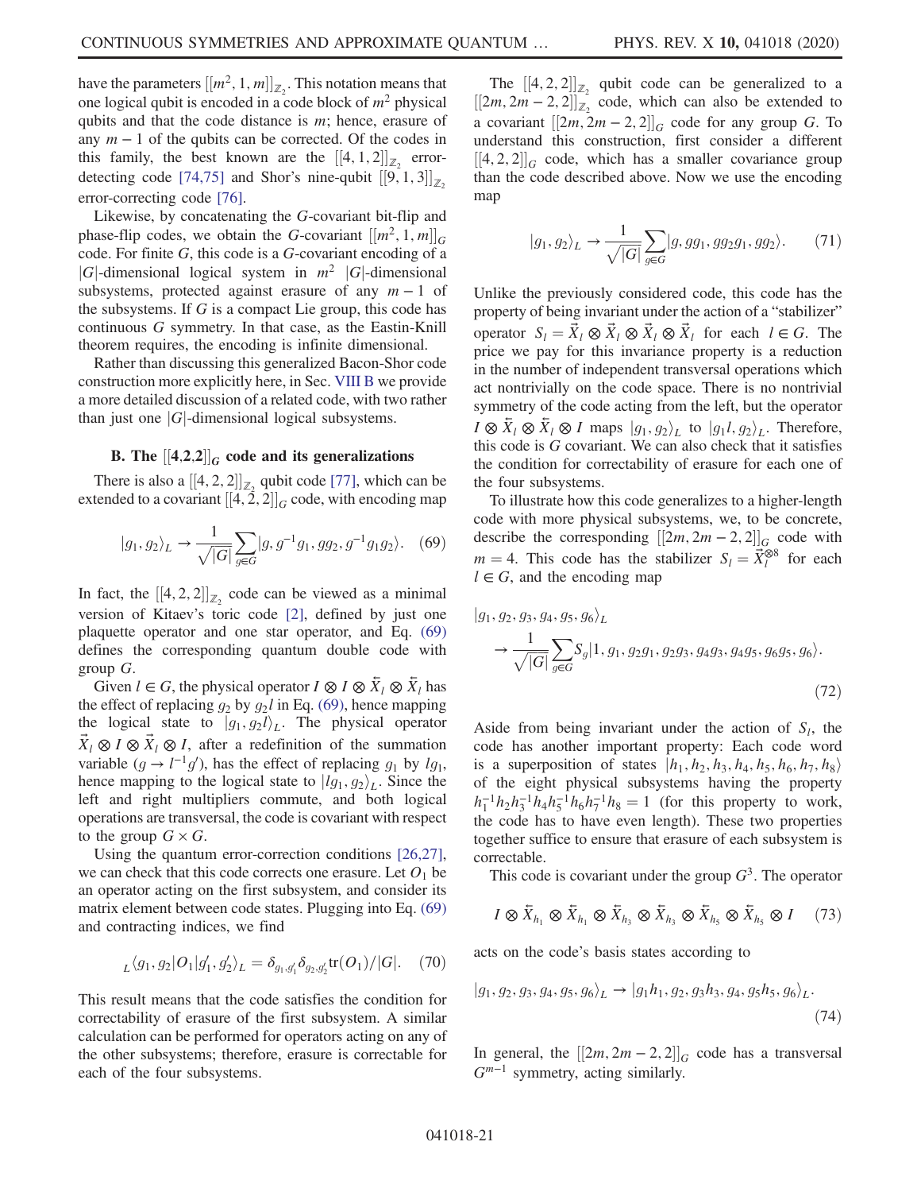have the parameters $[[m^2, 1, m]]_{\mathbb{Z}_2}$. This notation means that one logical qubit is encoded in a code block of $m^2$ physical qubits and that the code distance is $m$; hence, erasure of any $m-1$ of the qubits can be corrected. Of the codes in this family, the best known are the $[[4, 1, 2]]_{\mathbb{Z}_2}$ error-detecting code [74,75] and Shor's nine-qubit $[[9, 1, 3]]_{\mathbb{Z}_2}$ error-correcting code [76].

Likewise, by concatenating the $G$-covariant bit-flip and phase-flip codes, we obtain the $G$-covariant $[[m^2, 1, m]]_G$ code. For finite $G$, this code is a $G$-covariant encoding of a $|G|$-dimensional logical system in $m^2$ $|G|$-dimensional subsystems, protected against erasure of any $m-1$ of the subsystems. If $G$ is a compact Lie group, this code has continuous $G$ symmetry. In that case, as the Eastin-Knill theorem requires, the encoding is infinite dimensional.

Rather than discussing this generalized Bacon-Shor code construction more explicitly here, in Sec. VIII B we provide a more detailed discussion of a related code, with two rather than just one $|G|$-dimensional logical subsystems.

### B. The $[[4,2,2]]_G$ code and its generalizations

There is also a $[[4, 2, 2]]_{\mathbb{Z}_2}$ qubit code [77], which can be extended to a covariant $[[4, 2, 2]]_G$ code, with encoding map

$$|g_1, g_2\rangle_L \to \frac{1}{\sqrt{|G|}} \sum_{g\in G} |g, g^{-1}g_1, gg_2, g^{-1}g_1g_2\rangle. \quad (69)$$

In fact, the $[[4, 2, 2]]_{\mathbb{Z}_2}$ code can be viewed as a minimal version of Kitaev's toric code [2], defined by just one plaquette operator and one star operator, and Eq. (69) defines the corresponding quantum double code with group $G$.

Given $l \in G$, the physical operator $I \otimes I \otimes \overleftarrow{X}_l \otimes \overleftarrow{X}_l$ has the effect of replacing $g_2$ by $g_2 l$ in Eq. (69), hence mapping the logical state to $|g_1, g_2 l\rangle_L$. The physical operator $\vec{X}_l \otimes I \otimes \vec{X}_l \otimes I$, after a redefinition of the summation variable ($g \to l^{-1}g'$), has the effect of replacing $g_1$ by $lg_1$, hence mapping to the logical state to $|lg_1, g_2\rangle_L$. Since the left and right multipliers commute, and both logical operations are transversal, the code is covariant with respect to the group $G \times G$.

Using the quantum error-correction conditions [26,27], we can check that this code corrects one erasure. Let $O_1$ be an operator acting on the first subsystem, and consider its matrix element between code states. Plugging into Eq. (69) and contracting indices, we find

$${}_L\langle g_1, g_2|O_1|g_1', g_2'\rangle_L = \delta_{g_1,g_1'}\delta_{g_2,g_2'}\mathrm{tr}(O_1)/|G|. \quad (70)$$

This result means that the code satisfies the condition for correctability of erasure of the first subsystem. A similar calculation can be performed for operators acting on any of the other subsystems; therefore, erasure is correctable for each of the four subsystems.

The $[[4, 2, 2]]_{\mathbb{Z}_2}$ qubit code can be generalized to a $[[2m, 2m-2, 2]]_{\mathbb{Z}_2}$ code, which can also be extended to a covariant $[[2m, 2m-2, 2]]_G$ code for any group $G$. To understand this construction, first consider a different $[[4, 2, 2]]_G$ code, which has a smaller covariance group than the code described above. Now we use the encoding map

$$|g_1, g_2\rangle_L \to \frac{1}{\sqrt{|G|}} \sum_{g\in G} |g, gg_1, gg_2g_1, gg_2\rangle. \quad (71)$$

Unlike the previously considered code, this code has the property of being invariant under the action of a "stabilizer" operator $S_l = \vec{X}_l \otimes \vec{X}_l \otimes \vec{X}_l \otimes \vec{X}_l$ for each $l \in G$. The price we pay for this invariance property is a reduction in the number of independent transversal operations which act nontrivially on the code space. There is no nontrivial symmetry of the code acting from the left, but the operator $I \otimes \overleftarrow{X}_l \otimes \overleftarrow{X}_l \otimes I$ maps $|g_1, g_2\rangle_L$ to $|g_1 l, g_2\rangle_L$. Therefore, this code is $G$ covariant. We can also check that it satisfies the condition for correctability of erasure for each one of the four subsystems.

To illustrate how this code generalizes to a higher-length code with more physical subsystems, we, to be concrete, describe the corresponding $[[2m, 2m-2, 2]]_G$ code with $m = 4$. This code has the stabilizer $S_l = \vec{X}_l^{\otimes 8}$ for each $l \in G$, and the encoding map

$$\begin{aligned}&|g_1, g_2, g_3, g_4, g_5, g_6\rangle_L \\ &\quad \to \frac{1}{\sqrt{|G|}} \sum_{g\in G} S_g |1, g_1, g_2g_1, g_2g_3, g_4g_3, g_4g_5, g_6g_5, g_6\rangle.\end{aligned} \quad (72)$$

Aside from being invariant under the action of $S_l$, the code has another important property: Each code word is a superposition of states $|h_1, h_2, h_3, h_4, h_5, h_6, h_7, h_8\rangle$ of the eight physical subsystems having the property $h_1^{-1}h_2h_3^{-1}h_4h_5^{-1}h_6h_7^{-1}h_8 = 1$ (for this property to work, the code has to have even length). These two properties together suffice to ensure that erasure of each subsystem is correctable.

This code is covariant under the group $G^3$. The operator

$$I \otimes \overleftarrow{X}_{h_1} \otimes \overleftarrow{X}_{h_1} \otimes \overleftarrow{X}_{h_3} \otimes \overleftarrow{X}_{h_3} \otimes \overleftarrow{X}_{h_5} \otimes \overleftarrow{X}_{h_5} \otimes I \quad (73)$$

acts on the code's basis states according to

$$|g_1, g_2, g_3, g_4, g_5, g_6\rangle_L \to |g_1h_1, g_2, g_3h_3, g_4, g_5h_5, g_6\rangle_L. \quad (74)$$

In general, the $[[2m, 2m-2, 2]]_G$ code has a transversal $G^{m-1}$ symmetry, acting similarly.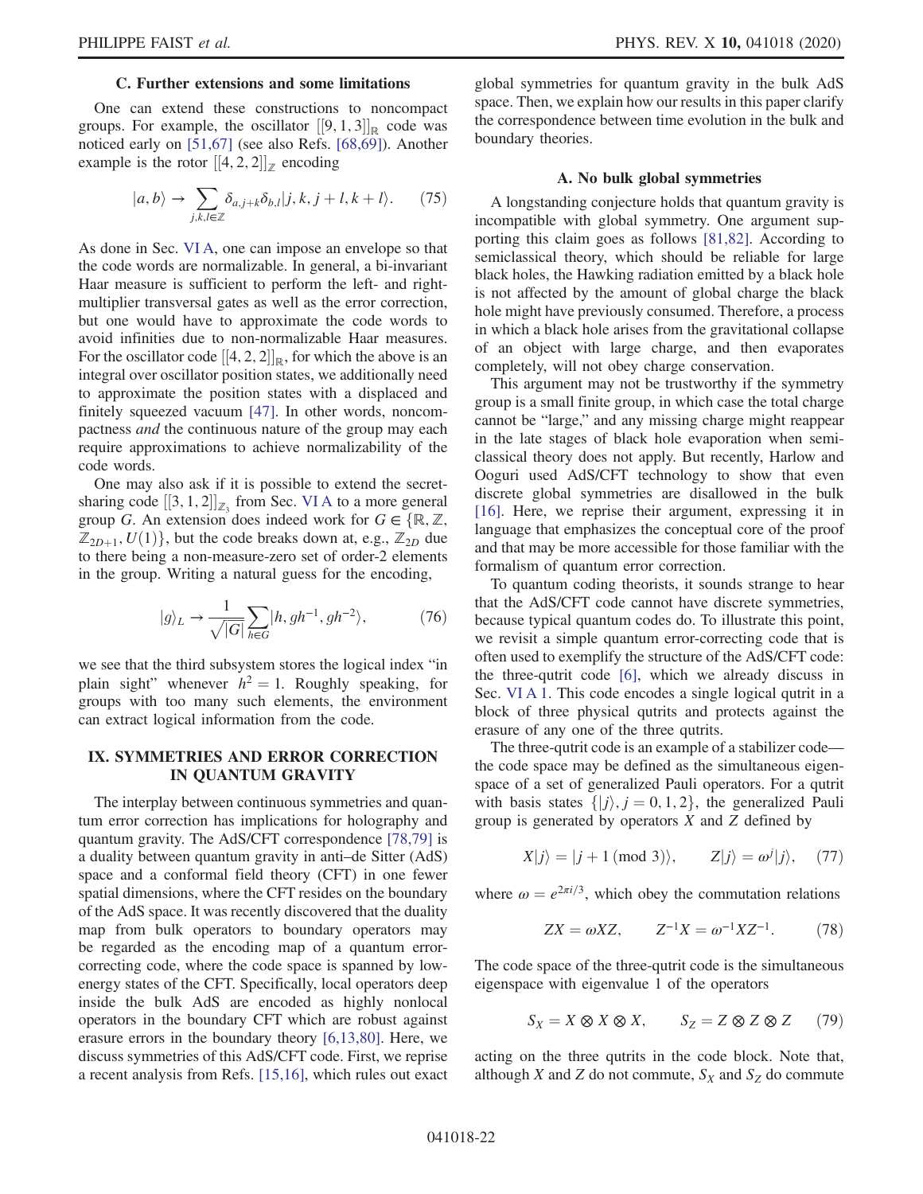### C. Further extensions and some limitations

One can extend these constructions to noncompact groups. For example, the oscillator $[[9,1,3]]_{\mathbb{R}}$ code was noticed early on [51,67] (see also Refs. [68,69]). Another example is the rotor $[[4,2,2]]_{\mathbb{Z}}$ encoding

$$|a,b\rangle \to \sum_{j,k,l\in\mathbb{Z}} \delta_{a,j+k}\delta_{b,l}|j,k,j+l,k+l\rangle. \tag{75}$$

As done in Sec. VI A, one can impose an envelope so that the code words are normalizable. In general, a bi-invariant Haar measure is sufficient to perform the left- and right-multiplier transversal gates as well as the error correction, but one would have to approximate the code words to avoid infinities due to non-normalizable Haar measures. For the oscillator code $[[4,2,2]]_{\mathbb{R}}$, for which the above is an integral over oscillator position states, we additionally need to approximate the position states with a displaced and finitely squeezed vacuum [47]. In other words, noncompactness *and* the continuous nature of the group may each require approximations to achieve normalizability of the code words.

One may also ask if it is possible to extend the secret-sharing code $[[3,1,2]]_{\mathbb{Z}_3}$ from Sec. VI A to a more general group $G$. An extension does indeed work for $G\in\{\mathbb{R},\mathbb{Z},\mathbb{Z}_{2D+1},U(1)\}$, but the code breaks down at, e.g., $\mathbb{Z}_{2D}$ due to there being a non-measure-zero set of order-2 elements in the group. Writing a natural guess for the encoding,

$$|g\rangle_L \to \frac{1}{\sqrt{|G|}}\sum_{h\in G}|h, gh^{-1}, gh^{-2}\rangle, \tag{76}$$

we see that the third subsystem stores the logical index "in plain sight" whenever $h^2=1$. Roughly speaking, for groups with too many such elements, the environment can extract logical information from the code.

## IX. SYMMETRIES AND ERROR CORRECTION IN QUANTUM GRAVITY

The interplay between continuous symmetries and quantum error correction has implications for holography and quantum gravity. The AdS/CFT correspondence [78,79] is a duality between quantum gravity in anti–de Sitter (AdS) space and a conformal field theory (CFT) in one fewer spatial dimensions, where the CFT resides on the boundary of the AdS space. It was recently discovered that the duality map from bulk operators to boundary operators may be regarded as the encoding map of a quantum error-correcting code, where the code space is spanned by low-energy states of the CFT. Specifically, local operators deep inside the bulk AdS are encoded as highly nonlocal operators in the boundary CFT which are robust against erasure errors in the boundary theory [6,13,80]. Here, we discuss symmetries of this AdS/CFT code. First, we reprise a recent analysis from Refs. [15,16], which rules out exact global symmetries for quantum gravity in the bulk AdS space. Then, we explain how our results in this paper clarify the correspondence between time evolution in the bulk and boundary theories.

### A. No bulk global symmetries

A longstanding conjecture holds that quantum gravity is incompatible with global symmetry. One argument supporting this claim goes as follows [81,82]. According to semiclassical theory, which should be reliable for large black holes, the Hawking radiation emitted by a black hole is not affected by the amount of global charge the black hole might have previously consumed. Therefore, a process in which a black hole arises from the gravitational collapse of an object with large charge, and then evaporates completely, will not obey charge conservation.

This argument may not be trustworthy if the symmetry group is a small finite group, in which case the total charge cannot be "large," and any missing charge might reappear in the late stages of black hole evaporation when semiclassical theory does not apply. But recently, Harlow and Ooguri used AdS/CFT technology to show that even discrete global symmetries are disallowed in the bulk [16]. Here, we reprise their argument, expressing it in language that emphasizes the conceptual core of the proof and that may be more accessible for those familiar with the formalism of quantum error correction.

To quantum coding theorists, it sounds strange to hear that the AdS/CFT code cannot have discrete symmetries, because typical quantum codes do. To illustrate this point, we revisit a simple quantum error-correcting code that is often used to exemplify the structure of the AdS/CFT code: the three-qutrit code [6], which we already discuss in Sec. VI A 1. This code encodes a single logical qutrit in a block of three physical qutrits and protects against the erasure of any one of the three qutrits.

The three-qutrit code is an example of a stabilizer code—the code space may be defined as the simultaneous eigenspace of a set of generalized Pauli operators. For a qutrit with basis states $\{|j\rangle, j=0,1,2\}$, the generalized Pauli group is generated by operators $X$ and $Z$ defined by

$$X|j\rangle = |j+1\ (\mathrm{mod}\ 3)\rangle, \qquad Z|j\rangle = \omega^j|j\rangle, \tag{77}$$

where $\omega = e^{2\pi i/3}$, which obey the commutation relations

$$ZX = \omega XZ, \qquad Z^{-1}X = \omega^{-1}XZ^{-1}. \tag{78}$$

The code space of the three-qutrit code is the simultaneous eigenspace with eigenvalue 1 of the operators

$$S_X = X\otimes X\otimes X, \qquad S_Z = Z\otimes Z\otimes Z \tag{79}$$

acting on the three qutrits in the code block. Note that, although $X$ and $Z$ do not commute, $S_X$ and $S_Z$ do commute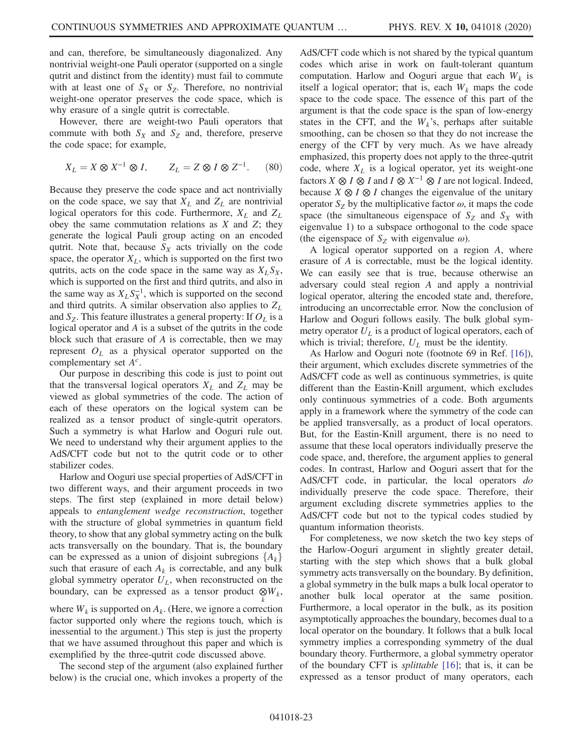and can, therefore, be simultaneously diagonalized. Any nontrivial weight-one Pauli operator (supported on a single qutrit and distinct from the identity) must fail to commute with at least one of $S_X$ or $S_Z$. Therefore, no nontrivial weight-one operator preserves the code space, which is why erasure of a single qutrit is correctable.

However, there are weight-two Pauli operators that commute with both $S_X$ and $S_Z$ and, therefore, preserve the code space; for example,

$$X_L = X \otimes X^{-1} \otimes I, \qquad Z_L = Z \otimes I \otimes Z^{-1}. \tag{80}$$

Because they preserve the code space and act nontrivially on the code space, we say that $X_L$ and $Z_L$ are nontrivial logical operators for this code. Furthermore, $X_L$ and $Z_L$ obey the same commutation relations as $X$ and $Z$; they generate the logical Pauli group acting on an encoded qutrit. Note that, because $S_X$ acts trivially on the code space, the operator $X_L$, which is supported on the first two qutrits, acts on the code space in the same way as $X_L S_X$, which is supported on the first and third qutrits, and also in the same way as $X_L S_X^{-1}$, which is supported on the second and third qutrits. A similar observation also applies to $Z_L$ and $S_Z$. This feature illustrates a general property: If $O_L$ is a logical operator and $A$ is a subset of the qutrits in the code block such that erasure of $A$ is correctable, then we may represent $O_L$ as a physical operator supported on the complementary set $A^c$.

Our purpose in describing this code is just to point out that the transversal logical operators $X_L$ and $Z_L$ may be viewed as global symmetries of the code. The action of each of these operators on the logical system can be realized as a tensor product of single-qutrit operators. Such a symmetry is what Harlow and Ooguri rule out. We need to understand why their argument applies to the AdS/CFT code but not to the qutrit code or to other stabilizer codes.

Harlow and Ooguri use special properties of AdS/CFT in two different ways, and their argument proceeds in two steps. The first step (explained in more detail below) appeals to *entanglement wedge reconstruction*, together with the structure of global symmetries in quantum field theory, to show that any global symmetry acting on the bulk acts transversally on the boundary. That is, the boundary can be expressed as a union of disjoint subregions $\{A_k\}$ such that erasure of each $A_k$ is correctable, and any bulk global symmetry operator $U_L$, when reconstructed on the boundary, can be expressed as a tensor product $\bigotimes_k W_k$, where $W_k$ is supported on $A_k$. (Here, we ignore a correction factor supported only where the regions touch, which is inessential to the argument.) This step is just the property that we have assumed throughout this paper and which is exemplified by the three-qutrit code discussed above.

The second step of the argument (also explained further below) is the crucial one, which invokes a property of the AdS/CFT code which is not shared by the typical quantum codes which arise in work on fault-tolerant quantum computation. Harlow and Ooguri argue that each $W_k$ is itself a logical operator; that is, each $W_k$ maps the code space to the code space. The essence of this part of the argument is that the code space is the span of low-energy states in the CFT, and the $W_k$'s, perhaps after suitable smoothing, can be chosen so that they do not increase the energy of the CFT by very much. As we have already emphasized, this property does not apply to the three-qutrit code, where $X_L$ is a logical operator, yet its weight-one factors $X \otimes I \otimes I$ and $I \otimes X^{-1} \otimes I$ are not logical. Indeed, because $X \otimes I \otimes I$ changes the eigenvalue of the unitary operator $S_Z$ by the multiplicative factor $\omega$, it maps the code space (the simultaneous eigenspace of $S_Z$ and $S_X$ with eigenvalue 1) to a subspace orthogonal to the code space (the eigenspace of $S_Z$ with eigenvalue $\omega$).

A logical operator supported on a region $A$, where erasure of $A$ is correctable, must be the logical identity. We can easily see that is true, because otherwise an adversary could steal region $A$ and apply a nontrivial logical operator, altering the encoded state and, therefore, introducing an uncorrectable error. Now the conclusion of Harlow and Ooguri follows easily. The bulk global symmetry operator $U_L$ is a product of logical operators, each of which is trivial; therefore, $U_L$ must be the identity.

As Harlow and Ooguri note (footnote 69 in Ref. [16]), their argument, which excludes discrete symmetries of the AdS/CFT code as well as continuous symmetries, is quite different than the Eastin-Knill argument, which excludes only continuous symmetries of a code. Both arguments apply in a framework where the symmetry of the code can be applied transversally, as a product of local operators. But, for the Eastin-Knill argument, there is no need to assume that these local operators individually preserve the code space, and, therefore, the argument applies to general codes. In contrast, Harlow and Ooguri assert that for the AdS/CFT code, in particular, the local operators *do* individually preserve the code space. Therefore, their argument excluding discrete symmetries applies to the AdS/CFT code but not to the typical codes studied by quantum information theorists.

For completeness, we now sketch the two key steps of the Harlow-Ooguri argument in slightly greater detail, starting with the step which shows that a bulk global symmetry acts transversally on the boundary. By definition, a global symmetry in the bulk maps a bulk local operator to another bulk local operator at the same position. Furthermore, a local operator in the bulk, as its position asymptotically approaches the boundary, becomes dual to a local operator on the boundary. It follows that a bulk local symmetry implies a corresponding symmetry of the dual boundary theory. Furthermore, a global symmetry operator of the boundary CFT is *splittable* [16]; that is, it can be expressed as a tensor product of many operators, each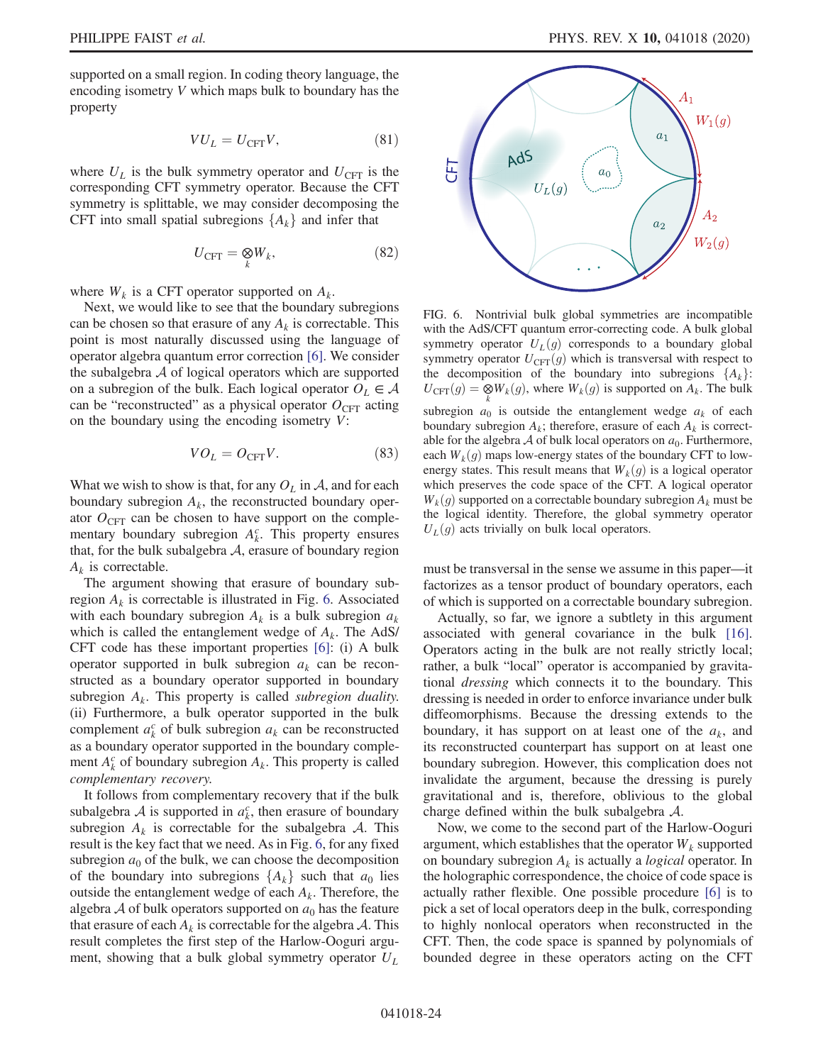supported on a small region. In coding theory language, the encoding isometry $V$ which maps bulk to boundary has the property

$$VU_L = U_{\text{CFT}}V, \tag{81}$$

where $U_L$ is the bulk symmetry operator and $U_{\text{CFT}}$ is the corresponding CFT symmetry operator. Because the CFT symmetry is splittable, we may consider decomposing the CFT into small spatial subregions $\{A_k\}$ and infer that

$$U_{\text{CFT}} = \bigotimes_k W_k, \tag{82}$$

where $W_k$ is a CFT operator supported on $A_k$.

Next, we would like to see that the boundary subregions can be chosen so that erasure of any $A_k$ is correctable. This point is most naturally discussed using the language of operator algebra quantum error correction [6]. We consider the subalgebra $\mathcal{A}$ of logical operators which are supported on a subregion of the bulk. Each logical operator $O_L \in \mathcal{A}$ can be "reconstructed" as a physical operator $O_{\text{CFT}}$ acting on the boundary using the encoding isometry $V$:

$$VO_L = O_{\text{CFT}}V. \tag{83}$$

What we wish to show is that, for any $O_L$ in $\mathcal{A}$, and for each boundary subregion $A_k$, the reconstructed boundary operator $O_{\text{CFT}}$ can be chosen to have support on the complementary boundary subregion $A_k^c$. This property ensures that, for the bulk subalgebra $\mathcal{A}$, erasure of boundary region $A_k$ is correctable.

The argument showing that erasure of boundary subregion $A_k$ is correctable is illustrated in Fig. 6. Associated with each boundary subregion $A_k$ is a bulk subregion $a_k$ which is called the entanglement wedge of $A_k$. The AdS/CFT code has these important properties [6]: (i) A bulk operator supported in bulk subregion $a_k$ can be reconstructed as a boundary operator supported in boundary subregion $A_k$. This property is called *subregion duality.* (ii) Furthermore, a bulk operator supported in the bulk complement $a_k^c$ of bulk subregion $a_k$ can be reconstructed as a boundary operator supported in the boundary complement $A_k^c$ of boundary subregion $A_k$. This property is called *complementary recovery.*

It follows from complementary recovery that if the bulk subalgebra $\mathcal{A}$ is supported in $a_k^c$, then erasure of boundary subregion $A_k$ is correctable for the subalgebra $\mathcal{A}$. This result is the key fact that we need. As in Fig. 6, for any fixed subregion $a_0$ of the bulk, we can choose the decomposition of the boundary into subregions $\{A_k\}$ such that $a_0$ lies outside the entanglement wedge of each $A_k$. Therefore, the algebra $\mathcal{A}$ of bulk operators supported on $a_0$ has the feature that erasure of each $A_k$ is correctable for the algebra $\mathcal{A}$. This result completes the first step of the Harlow-Ooguri argument, showing that a bulk global symmetry operator $U_L$ must be transversal in the sense we assume in this paper—it factorizes as a tensor product of boundary operators, each of which is supported on a correctable boundary subregion.

FIG. 6. Nontrivial bulk global symmetries are incompatible with the AdS/CFT quantum error-correcting code. A bulk global symmetry operator $U_L(g)$ corresponds to a boundary global symmetry operator $U_{\text{CFT}}(g)$ which is transversal with respect to the decomposition of the boundary into subregions $\{A_k\}$: $U_{\text{CFT}}(g) = \bigotimes_k W_k(g)$, where $W_k(g)$ is supported on $A_k$. The bulk subregion $a_0$ is outside the entanglement wedge $a_k$ of each boundary subregion $A_k$; therefore, erasure of each $A_k$ is correctable for the algebra $\mathcal{A}$ of bulk local operators on $a_0$. Furthermore, each $W_k(g)$ maps low-energy states of the boundary CFT to low-energy states. This result means that $W_k(g)$ is a logical operator which preserves the code space of the CFT. A logical operator $W_k(g)$ supported on a correctable boundary subregion $A_k$ must be the logical identity. Therefore, the global symmetry operator $U_L(g)$ acts trivially on bulk local operators.

Actually, so far, we ignore a subtlety in this argument associated with general covariance in the bulk [16]. Operators acting in the bulk are not really strictly local; rather, a bulk "local" operator is accompanied by gravitational *dressing* which connects it to the boundary. This dressing is needed in order to enforce invariance under bulk diffeomorphisms. Because the dressing extends to the boundary, it has support on at least one of the $a_k$, and its reconstructed counterpart has support on at least one boundary subregion. However, this complication does not invalidate the argument, because the dressing is purely gravitational and is, therefore, oblivious to the global charge defined within the bulk subalgebra $\mathcal{A}$.

Now, we come to the second part of the Harlow-Ooguri argument, which establishes that the operator $W_k$ supported on boundary subregion $A_k$ is actually a *logical* operator. In the holographic correspondence, the choice of code space is actually rather flexible. One possible procedure [6] is to pick a set of local operators deep in the bulk, corresponding to highly nonlocal operators when reconstructed in the CFT. Then, the code space is spanned by polynomials of bounded degree in these operators acting on the CFT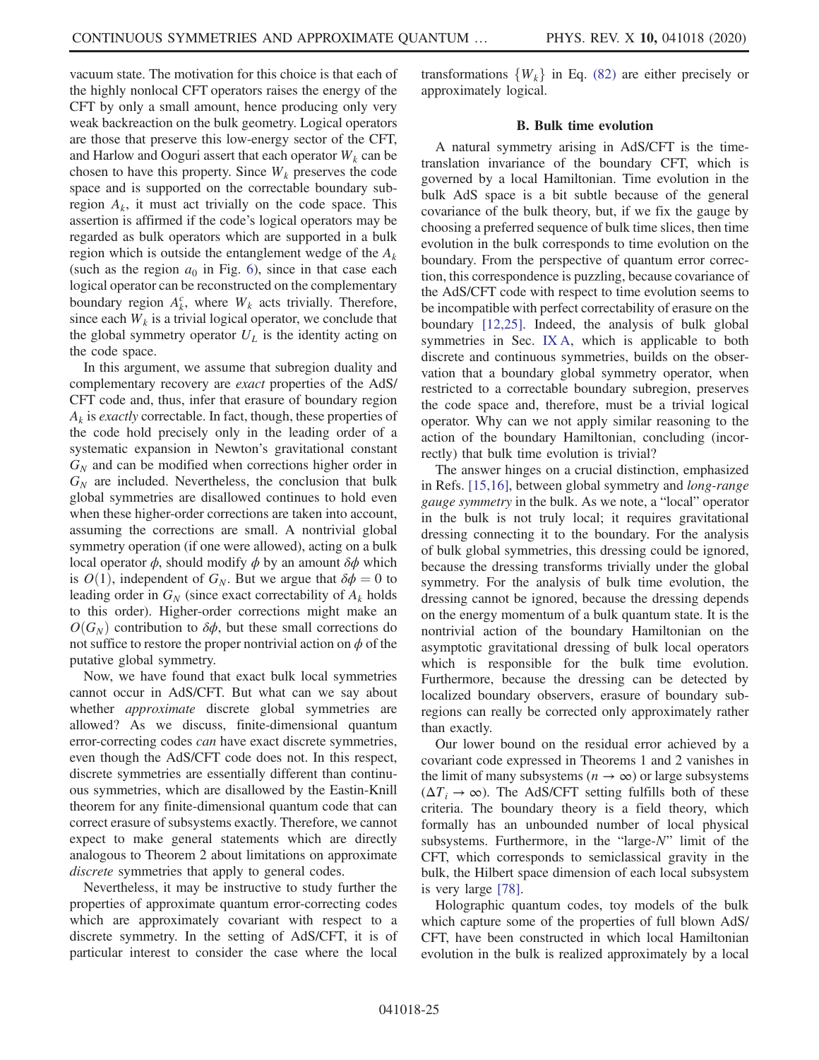vacuum state. The motivation for this choice is that each of the highly nonlocal CFT operators raises the energy of the CFT by only a small amount, hence producing only very weak backreaction on the bulk geometry. Logical operators are those that preserve this low-energy sector of the CFT, and Harlow and Ooguri assert that each operator $W_k$ can be chosen to have this property. Since $W_k$ preserves the code space and is supported on the correctable boundary subregion $A_k$, it must act trivially on the code space. This assertion is affirmed if the code's logical operators may be regarded as bulk operators which are supported in a bulk region which is outside the entanglement wedge of the $A_k$ (such as the region $a_0$ in Fig. 6), since in that case each logical operator can be reconstructed on the complementary boundary region $A_k^c$, where $W_k$ acts trivially. Therefore, since each $W_k$ is a trivial logical operator, we conclude that the global symmetry operator $U_L$ is the identity acting on the code space.

In this argument, we assume that subregion duality and complementary recovery are *exact* properties of the AdS/CFT code and, thus, infer that erasure of boundary region $A_k$ is *exactly* correctable. In fact, though, these properties of the code hold precisely only in the leading order of a systematic expansion in Newton's gravitational constant $G_N$ and can be modified when corrections higher order in $G_N$ are included. Nevertheless, the conclusion that bulk global symmetries are disallowed continues to hold even when these higher-order corrections are taken into account, assuming the corrections are small. A nontrivial global symmetry operation (if one were allowed), acting on a bulk local operator $\phi$, should modify $\phi$ by an amount $\delta\phi$ which is $O(1)$, independent of $G_N$. But we argue that $\delta\phi = 0$ to leading order in $G_N$ (since exact correctability of $A_k$ holds to this order). Higher-order corrections might make an $O(G_N)$ contribution to $\delta\phi$, but these small corrections do not suffice to restore the proper nontrivial action on $\phi$ of the putative global symmetry.

Now, we have found that exact bulk local symmetries cannot occur in AdS/CFT. But what can we say about whether *approximate* discrete global symmetries are allowed? As we discuss, finite-dimensional quantum error-correcting codes *can* have exact discrete symmetries, even though the AdS/CFT code does not. In this respect, discrete symmetries are essentially different than continuous symmetries, which are disallowed by the Eastin-Knill theorem for any finite-dimensional quantum code that can correct erasure of subsystems exactly. Therefore, we cannot expect to make general statements which are directly analogous to Theorem 2 about limitations on approximate *discrete* symmetries that apply to general codes.

Nevertheless, it may be instructive to study further the properties of approximate quantum error-correcting codes which are approximately covariant with respect to a discrete symmetry. In the setting of AdS/CFT, it is of particular interest to consider the case where the local transformations $\{W_k\}$ in Eq. (82) are either precisely or approximately logical.

### B. Bulk time evolution

A natural symmetry arising in AdS/CFT is the time-translation invariance of the boundary CFT, which is governed by a local Hamiltonian. Time evolution in the bulk AdS space is a bit subtle because of the general covariance of the bulk theory, but, if we fix the gauge by choosing a preferred sequence of bulk time slices, then time evolution in the bulk corresponds to time evolution on the boundary. From the perspective of quantum error correction, this correspondence is puzzling, because covariance of the AdS/CFT code with respect to time evolution seems to be incompatible with perfect correctability of erasure on the boundary [12,25]. Indeed, the analysis of bulk global symmetries in Sec. IX A, which is applicable to both discrete and continuous symmetries, builds on the observation that a boundary global symmetry operator, when restricted to a correctable boundary subregion, preserves the code space and, therefore, must be a trivial logical operator. Why can we not apply similar reasoning to the action of the boundary Hamiltonian, concluding (incorrectly) that bulk time evolution is trivial?

The answer hinges on a crucial distinction, emphasized in Refs. [15,16], between global symmetry and *long-range gauge symmetry* in the bulk. As we note, a "local" operator in the bulk is not truly local; it requires gravitational dressing connecting it to the boundary. For the analysis of bulk global symmetries, this dressing could be ignored, because the dressing transforms trivially under the global symmetry. For the analysis of bulk time evolution, the dressing cannot be ignored, because the dressing depends on the energy momentum of a bulk quantum state. It is the nontrivial action of the boundary Hamiltonian on the asymptotic gravitational dressing of bulk local operators which is responsible for the bulk time evolution. Furthermore, because the dressing can be detected by localized boundary observers, erasure of boundary subregions can really be corrected only approximately rather than exactly.

Our lower bound on the residual error achieved by a covariant code expressed in Theorems 1 and 2 vanishes in the limit of many subsystems ($n \to \infty$) or large subsystems ($\Delta T_i \to \infty$). The AdS/CFT setting fulfills both of these criteria. The boundary theory is a field theory, which formally has an unbounded number of local physical subsystems. Furthermore, in the "large-$N$" limit of the CFT, which corresponds to semiclassical gravity in the bulk, the Hilbert space dimension of each local subsystem is very large [78].

Holographic quantum codes, toy models of the bulk which capture some of the properties of full blown AdS/CFT, have been constructed in which local Hamiltonian evolution in the bulk is realized approximately by a local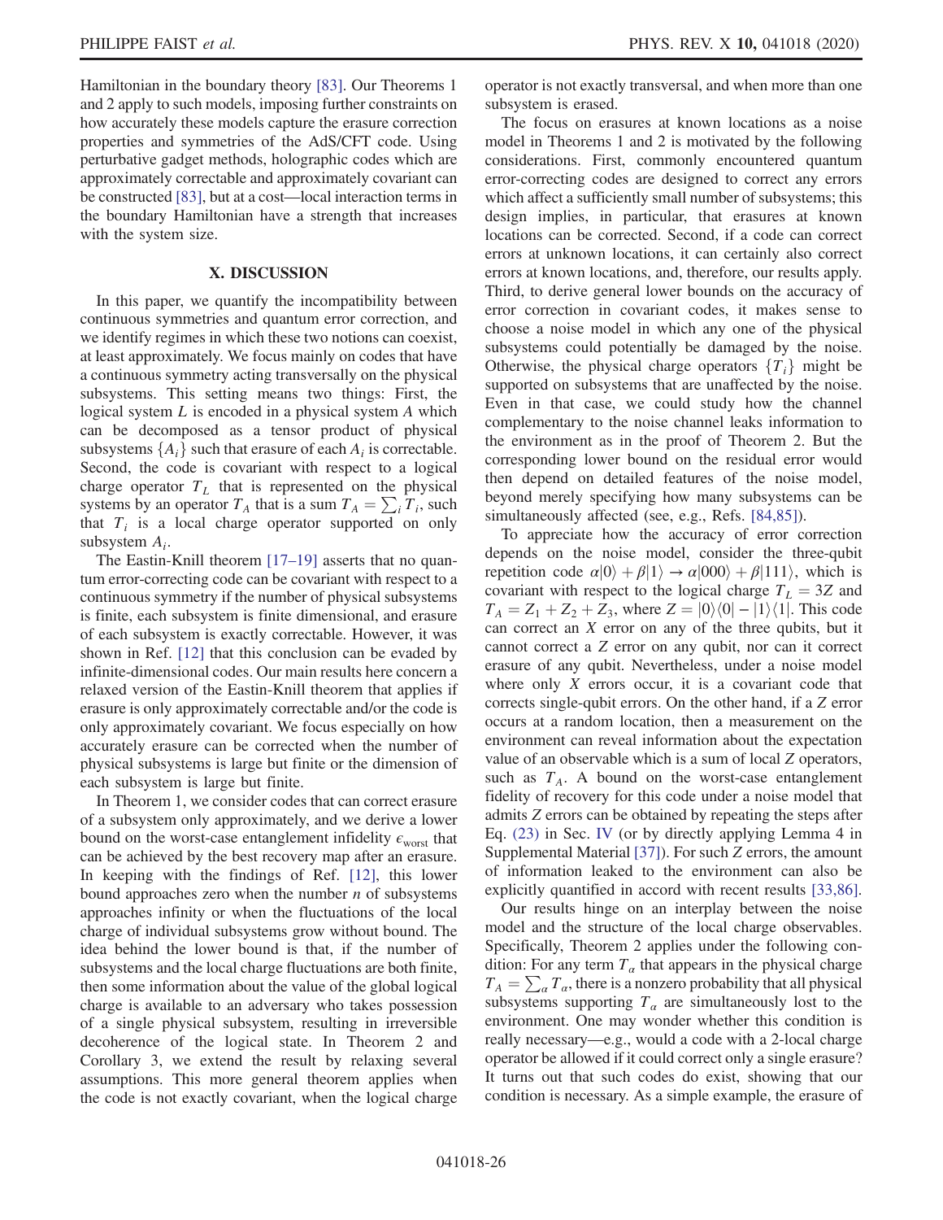Hamiltonian in the boundary theory [83]. Our Theorems 1 and 2 apply to such models, imposing further constraints on how accurately these models capture the erasure correction properties and symmetries of the AdS/CFT code. Using perturbative gadget methods, holographic codes which are approximately correctable and approximately covariant can be constructed [83], but at a cost—local interaction terms in the boundary Hamiltonian have a strength that increases with the system size.

## X. DISCUSSION

In this paper, we quantify the incompatibility between continuous symmetries and quantum error correction, and we identify regimes in which these two notions can coexist, at least approximately. We focus mainly on codes that have a continuous symmetry acting transversally on the physical subsystems. This setting means two things: First, the logical system $L$ is encoded in a physical system $A$ which can be decomposed as a tensor product of physical subsystems $\{A_i\}$ such that erasure of each $A_i$ is correctable. Second, the code is covariant with respect to a logical charge operator $T_L$ that is represented on the physical systems by an operator $T_A$ that is a sum $T_A = \sum_i T_i$, such that $T_i$ is a local charge operator supported on only subsystem $A_i$.

The Eastin-Knill theorem [17–19] asserts that no quantum error-correcting code can be covariant with respect to a continuous symmetry if the number of physical subsystems is finite, each subsystem is finite dimensional, and erasure of each subsystem is exactly correctable. However, it was shown in Ref. [12] that this conclusion can be evaded by infinite-dimensional codes. Our main results here concern a relaxed version of the Eastin-Knill theorem that applies if erasure is only approximately correctable and/or the code is only approximately covariant. We focus especially on how accurately erasure can be corrected when the number of physical subsystems is large but finite or the dimension of each subsystem is large but finite.

In Theorem 1, we consider codes that can correct erasure of a subsystem only approximately, and we derive a lower bound on the worst-case entanglement infidelity $\epsilon_{\mathrm{worst}}$ that can be achieved by the best recovery map after an erasure. In keeping with the findings of Ref. [12], this lower bound approaches zero when the number $n$ of subsystems approaches infinity or when the fluctuations of the local charge of individual subsystems grow without bound. The idea behind the lower bound is that, if the number of subsystems and the local charge fluctuations are both finite, then some information about the value of the global logical charge is available to an adversary who takes possession of a single physical subsystem, resulting in irreversible decoherence of the logical state. In Theorem 2 and Corollary 3, we extend the result by relaxing several assumptions. This more general theorem applies when the code is not exactly covariant, when the logical charge operator is not exactly transversal, and when more than one subsystem is erased.

The focus on erasures at known locations as a noise model in Theorems 1 and 2 is motivated by the following considerations. First, commonly encountered quantum error-correcting codes are designed to correct any errors which affect a sufficiently small number of subsystems; this design implies, in particular, that erasures at known locations can be corrected. Second, if a code can correct errors at unknown locations, it can certainly also correct errors at known locations, and, therefore, our results apply. Third, to derive general lower bounds on the accuracy of error correction in covariant codes, it makes sense to choose a noise model in which any one of the physical subsystems could potentially be damaged by the noise. Otherwise, the physical charge operators $\{T_i\}$ might be supported on subsystems that are unaffected by the noise. Even in that case, we could study how the channel complementary to the noise channel leaks information to the environment as in the proof of Theorem 2. But the corresponding lower bound on the residual error would then depend on detailed features of the noise model, beyond merely specifying how many subsystems can be simultaneously affected (see, e.g., Refs. [84,85]).

To appreciate how the accuracy of error correction depends on the noise model, consider the three-qubit repetition code $\alpha|0\rangle + \beta|1\rangle \to \alpha|000\rangle + \beta|111\rangle$, which is covariant with respect to the logical charge $T_L = 3Z$ and $T_A = Z_1 + Z_2 + Z_3$, where $Z = |0\rangle\langle 0| - |1\rangle\langle 1|$. This code can correct an $X$ error on any of the three qubits, but it cannot correct a $Z$ error on any qubit, nor can it correct erasure of any qubit. Nevertheless, under a noise model where only $X$ errors occur, it is a covariant code that corrects single-qubit errors. On the other hand, if a $Z$ error occurs at a random location, then a measurement on the environment can reveal information about the expectation value of an observable which is a sum of local $Z$ operators, such as $T_A$. A bound on the worst-case entanglement fidelity of recovery for this code under a noise model that admits $Z$ errors can be obtained by repeating the steps after Eq. (23) in Sec. IV (or by directly applying Lemma 4 in Supplemental Material [37]). For such $Z$ errors, the amount of information leaked to the environment can also be explicitly quantified in accord with recent results [33,86].

Our results hinge on an interplay between the noise model and the structure of the local charge observables. Specifically, Theorem 2 applies under the following condition: For any term $T_\alpha$ that appears in the physical charge $T_A = \sum_\alpha T_\alpha$, there is a nonzero probability that all physical subsystems supporting $T_\alpha$ are simultaneously lost to the environment. One may wonder whether this condition is really necessary—e.g., would a code with a 2-local charge operator be allowed if it could correct only a single erasure? It turns out that such codes do exist, showing that our condition is necessary. As a simple example, the erasure of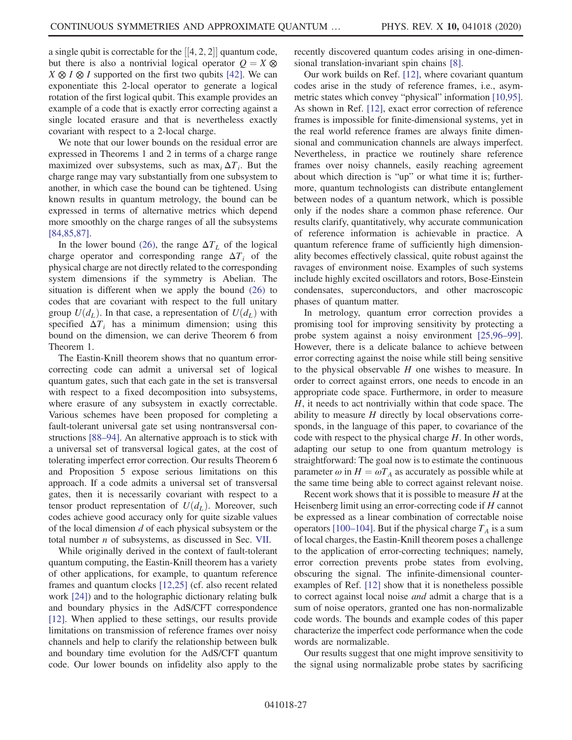a single qubit is correctable for the $[[4, 2, 2]]$ quantum code, but there is also a nontrivial logical operator $Q = X \otimes X \otimes I \otimes I$ supported on the first two qubits [42]. We can exponentiate this 2-local operator to generate a logical rotation of the first logical qubit. This example provides an example of a code that is exactly error correcting against a single located erasure and that is nevertheless exactly covariant with respect to a 2-local charge.

We note that our lower bounds on the residual error are expressed in Theorems 1 and 2 in terms of a charge range maximized over subsystems, such as $\max_i \Delta T_i$. But the charge range may vary substantially from one subsystem to another, in which case the bound can be tightened. Using known results in quantum metrology, the bound can be expressed in terms of alternative metrics which depend more smoothly on the charge ranges of all the subsystems [84,85,87].

In the lower bound (26), the range $\Delta T_L$ of the logical charge operator and corresponding range $\Delta T_i$ of the physical charge are not directly related to the corresponding system dimensions if the symmetry is Abelian. The situation is different when we apply the bound (26) to codes that are covariant with respect to the full unitary group $U(d_L)$. In that case, a representation of $U(d_L)$ with specified $\Delta T_i$ has a minimum dimension; using this bound on the dimension, we can derive Theorem 6 from Theorem 1.

The Eastin-Knill theorem shows that no quantum error-correcting code can admit a universal set of logical quantum gates, such that each gate in the set is transversal with respect to a fixed decomposition into subsystems, where erasure of any subsystem in exactly correctable. Various schemes have been proposed for completing a fault-tolerant universal gate set using nontransversal constructions [88–94]. An alternative approach is to stick with a universal set of transversal logical gates, at the cost of tolerating imperfect error correction. Our results Theorem 6 and Proposition 5 expose serious limitations on this approach. If a code admits a universal set of transversal gates, then it is necessarily covariant with respect to a tensor product representation of $U(d_L)$. Moreover, such codes achieve good accuracy only for quite sizable values of the local dimension $d$ of each physical subsystem or the total number $n$ of subsystems, as discussed in Sec. VII.

While originally derived in the context of fault-tolerant quantum computing, the Eastin-Knill theorem has a variety of other applications, for example, to quantum reference frames and quantum clocks [12,25] (cf. also recent related work [24]) and to the holographic dictionary relating bulk and boundary physics in the AdS/CFT correspondence [12]. When applied to these settings, our results provide limitations on transmission of reference frames over noisy channels and help to clarify the relationship between bulk and boundary time evolution for the AdS/CFT quantum code. Our lower bounds on infidelity also apply to the recently discovered quantum codes arising in one-dimensional translation-invariant spin chains [8].

Our work builds on Ref. [12], where covariant quantum codes arise in the study of reference frames, i.e., asymmetric states which convey "physical" information [10,95]. As shown in Ref. [12], exact error correction of reference frames is impossible for finite-dimensional systems, yet in the real world reference frames are always finite dimensional and communication channels are always imperfect. Nevertheless, in practice we routinely share reference frames over noisy channels, easily reaching agreement about which direction is "up" or what time it is; furthermore, quantum technologists can distribute entanglement between nodes of a quantum network, which is possible only if the nodes share a common phase reference. Our results clarify, quantitatively, why accurate communication of reference information is achievable in practice. A quantum reference frame of sufficiently high dimensionality becomes effectively classical, quite robust against the ravages of environment noise. Examples of such systems include highly excited oscillators and rotors, Bose-Einstein condensates, superconductors, and other macroscopic phases of quantum matter.

In metrology, quantum error correction provides a promising tool for improving sensitivity by protecting a probe system against a noisy environment [25,96–99]. However, there is a delicate balance to achieve between error correcting against the noise while still being sensitive to the physical observable $H$ one wishes to measure. In order to correct against errors, one needs to encode in an appropriate code space. Furthermore, in order to measure $H$, it needs to act nontrivially within that code space. The ability to measure $H$ directly by local observations corresponds, in the language of this paper, to covariance of the code with respect to the physical charge $H$. In other words, adapting our setup to one from quantum metrology is straightforward: The goal now is to estimate the continuous parameter $\omega$ in $H = \omega T_A$ as accurately as possible while at the same time being able to correct against relevant noise.

Recent work shows that it is possible to measure $H$ at the Heisenberg limit using an error-correcting code if $H$ cannot be expressed as a linear combination of correctable noise operators [100–104]. But if the physical charge $T_A$ is a sum of local charges, the Eastin-Knill theorem poses a challenge to the application of error-correcting techniques; namely, error correction prevents probe states from evolving, obscuring the signal. The infinite-dimensional counterexamples of Ref. [12] show that it is nonetheless possible to correct against local noise *and* admit a charge that is a sum of noise operators, granted one has non-normalizable code words. The bounds and example codes of this paper characterize the imperfect code performance when the code words are normalizable.

Our results suggest that one might improve sensitivity to the signal using normalizable probe states by sacrificing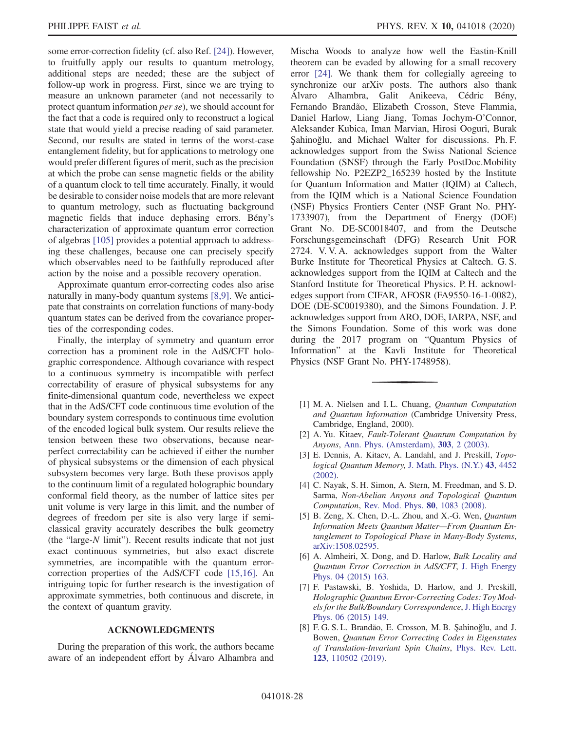some error-correction fidelity (cf. also Ref. [24]). However, to fruitfully apply our results to quantum metrology, additional steps are needed; these are the subject of follow-up work in progress. First, since we are trying to measure an unknown parameter (and not necessarily to protect quantum information *per se*), we should account for the fact that a code is required only to reconstruct a logical state that would yield a precise reading of said parameter. Second, our results are stated in terms of the worst-case entanglement fidelity, but for applications to metrology one would prefer different figures of merit, such as the precision at which the probe can sense magnetic fields or the ability of a quantum clock to tell time accurately. Finally, it would be desirable to consider noise models that are more relevant to quantum metrology, such as fluctuating background magnetic fields that induce dephasing errors. Bény's characterization of approximate quantum error correction of algebras [105] provides a potential approach to addressing these challenges, because one can precisely specify which observables need to be faithfully reproduced after action by the noise and a possible recovery operation.

Approximate quantum error-correcting codes also arise naturally in many-body quantum systems [8,9]. We anticipate that constraints on correlation functions of many-body quantum states can be derived from the covariance properties of the corresponding codes.

Finally, the interplay of symmetry and quantum error correction has a prominent role in the AdS/CFT holographic correspondence. Although covariance with respect to a continuous symmetry is incompatible with perfect correctability of erasure of physical subsystems for any finite-dimensional quantum code, nevertheless we expect that in the AdS/CFT code continuous time evolution of the boundary system corresponds to continuous time evolution of the encoded logical bulk system. Our results relieve the tension between these two observations, because near-perfect correctability can be achieved if either the number of physical subsystems or the dimension of each physical subsystem becomes very large. Both these provisos apply to the continuum limit of a regulated holographic boundary conformal field theory, as the number of lattice sites per unit volume is very large in this limit, and the number of degrees of freedom per site is also very large if semiclassical gravity accurately describes the bulk geometry (the "large-*N* limit"). Recent results indicate that not just exact continuous symmetries, but also exact discrete symmetries, are incompatible with the quantum error-correction properties of the AdS/CFT code [15,16]. An intriguing topic for further research is the investigation of approximate symmetries, both continuous and discrete, in the context of quantum gravity.

## ACKNOWLEDGMENTS

During the preparation of this work, the authors became aware of an independent effort by Álvaro Alhambra and Mischa Woods to analyze how well the Eastin-Knill theorem can be evaded by allowing for a small recovery error [24]. We thank them for collegially agreeing to synchronize our arXiv posts. The authors also thank Álvaro Alhambra, Galit Anikeeva, Cédric Bény, Fernando Brandão, Elizabeth Crosson, Steve Flammia, Daniel Harlow, Liang Jiang, Tomas Jochym-O'Connor, Aleksander Kubica, Iman Marvian, Hirosi Ooguri, Burak Şahinoğlu, and Michael Walter for discussions. Ph. F. acknowledges support from the Swiss National Science Foundation (SNSF) through the Early PostDoc.Mobility fellowship No. P2EZP2_165239 hosted by the Institute for Quantum Information and Matter (IQIM) at Caltech, from the IQIM which is a National Science Foundation (NSF) Physics Frontiers Center (NSF Grant No. PHY-1733907), from the Department of Energy (DOE) Grant No. DE-SC0018407, and from the Deutsche Forschungsgemeinschaft (DFG) Research Unit FOR 2724. V. V. A. acknowledges support from the Walter Burke Institute for Theoretical Physics at Caltech. G. S. acknowledges support from the IQIM at Caltech and the Stanford Institute for Theoretical Physics. P. H. acknowledges support from CIFAR, AFOSR (FA9550-16-1-0082), DOE (DE-SC0019380), and the Simons Foundation. J. P. acknowledges support from ARO, DOE, IARPA, NSF, and the Simons Foundation. Some of this work was done during the 2017 program on "Quantum Physics of Information" at the Kavli Institute for Theoretical Physics (NSF Grant No. PHY-1748958).

---

[1] M. A. Nielsen and I. L. Chuang, *Quantum Computation and Quantum Information* (Cambridge University Press, Cambridge, England, 2000).

[2] A. Yu. Kitaev, *Fault-Tolerant Quantum Computation by Anyons*, Ann. Phys. (Amsterdam), **303**, 2 (2003).

[3] E. Dennis, A. Kitaev, A. Landahl, and J. Preskill, *Topological Quantum Memory*, J. Math. Phys. (N.Y.) **43**, 4452 (2002).

[4] C. Nayak, S. H. Simon, A. Stern, M. Freedman, and S. D. Sarma, *Non-Abelian Anyons and Topological Quantum Computation*, Rev. Mod. Phys. **80**, 1083 (2008).

[5] B. Zeng, X. Chen, D.-L. Zhou, and X.-G. Wen, *Quantum Information Meets Quantum Matter—From Quantum Entanglement to Topological Phase in Many-Body Systems*, arXiv:1508.02595.

[6] A. Almheiri, X. Dong, and D. Harlow, *Bulk Locality and Quantum Error Correction in AdS/CFT*, J. High Energy Phys. 04 (2015) 163.

[7] F. Pastawski, B. Yoshida, D. Harlow, and J. Preskill, *Holographic Quantum Error-Correcting Codes: Toy Models for the Bulk/Boundary Correspondence*, J. High Energy Phys. 06 (2015) 149.

[8] F. G. S. L. Brandão, E. Crosson, M. B. Şahinoğlu, and J. Bowen, *Quantum Error Correcting Codes in Eigenstates of Translation-Invariant Spin Chains*, Phys. Rev. Lett. **123**, 110502 (2019).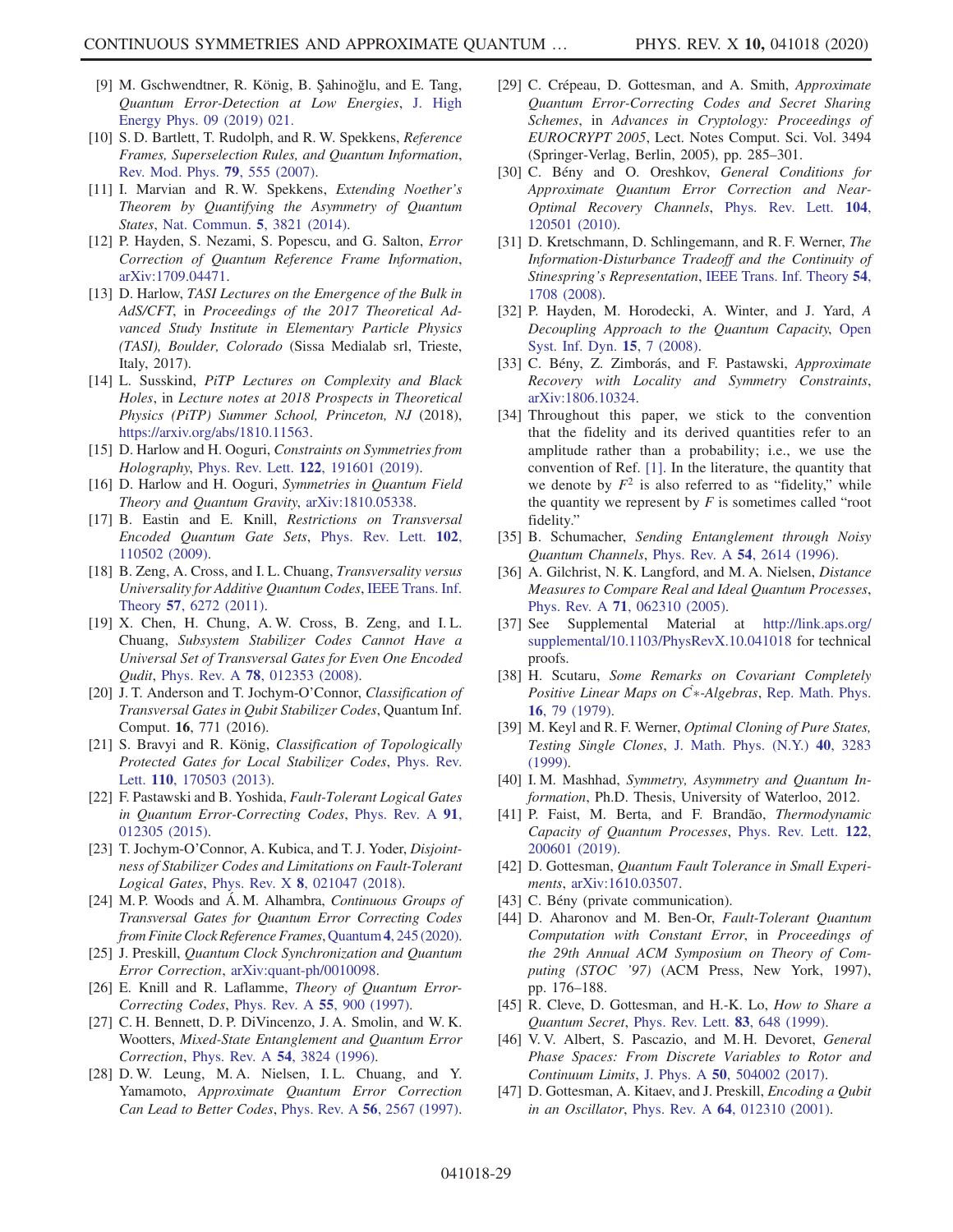[9] M. Gschwendtner, R. König, B. Şahinoğlu, and E. Tang, *Quantum Error-Detection at Low Energies*, J. High Energy Phys. 09 (2019) 021.

[10] S. D. Bartlett, T. Rudolph, and R. W. Spekkens, *Reference Frames, Superselection Rules, and Quantum Information*, Rev. Mod. Phys. **79**, 555 (2007).

[11] I. Marvian and R. W. Spekkens, *Extending Noether's Theorem by Quantifying the Asymmetry of Quantum States*, Nat. Commun. **5**, 3821 (2014).

[12] P. Hayden, S. Nezami, S. Popescu, and G. Salton, *Error Correction of Quantum Reference Frame Information*, arXiv:1709.04471.

[13] D. Harlow, *TASI Lectures on the Emergence of the Bulk in AdS/CFT*, in *Proceedings of the 2017 Theoretical Advanced Study Institute in Elementary Particle Physics (TASI), Boulder, Colorado* (Sissa Medialab srl, Trieste, Italy, 2017).

[14] L. Susskind, *PiTP Lectures on Complexity and Black Holes*, in *Lecture notes at 2018 Prospects in Theoretical Physics (PiTP) Summer School, Princeton, NJ* (2018), https://arxiv.org/abs/1810.11563.

[15] D. Harlow and H. Ooguri, *Constraints on Symmetries from Holography*, Phys. Rev. Lett. **122**, 191601 (2019).

[16] D. Harlow and H. Ooguri, *Symmetries in Quantum Field Theory and Quantum Gravity*, arXiv:1810.05338.

[17] B. Eastin and E. Knill, *Restrictions on Transversal Encoded Quantum Gate Sets*, Phys. Rev. Lett. **102**, 110502 (2009).

[18] B. Zeng, A. Cross, and I. L. Chuang, *Transversality versus Universality for Additive Quantum Codes*, IEEE Trans. Inf. Theory **57**, 6272 (2011).

[19] X. Chen, H. Chung, A. W. Cross, B. Zeng, and I. L. Chuang, *Subsystem Stabilizer Codes Cannot Have a Universal Set of Transversal Gates for Even One Encoded Qudit*, Phys. Rev. A **78**, 012353 (2008).

[20] J. T. Anderson and T. Jochym-O'Connor, *Classification of Transversal Gates in Qubit Stabilizer Codes*, Quantum Inf. Comput. **16**, 771 (2016).

[21] S. Bravyi and R. König, *Classification of Topologically Protected Gates for Local Stabilizer Codes*, Phys. Rev. Lett. **110**, 170503 (2013).

[22] F. Pastawski and B. Yoshida, *Fault-Tolerant Logical Gates in Quantum Error-Correcting Codes*, Phys. Rev. A **91**, 012305 (2015).

[23] T. Jochym-O'Connor, A. Kubica, and T. J. Yoder, *Disjointness of Stabilizer Codes and Limitations on Fault-Tolerant Logical Gates*, Phys. Rev. X **8**, 021047 (2018).

[24] M. P. Woods and Á. M. Alhambra, *Continuous Groups of Transversal Gates for Quantum Error Correcting Codes from Finite Clock Reference Frames*, Quantum **4**, 245 (2020).

[25] J. Preskill, *Quantum Clock Synchronization and Quantum Error Correction*, arXiv:quant-ph/0010098.

[26] E. Knill and R. Laflamme, *Theory of Quantum Error-Correcting Codes*, Phys. Rev. A **55**, 900 (1997).

[27] C. H. Bennett, D. P. DiVincenzo, J. A. Smolin, and W. K. Wootters, *Mixed-State Entanglement and Quantum Error Correction*, Phys. Rev. A **54**, 3824 (1996).

[28] D. W. Leung, M. A. Nielsen, I. L. Chuang, and Y. Yamamoto, *Approximate Quantum Error Correction Can Lead to Better Codes*, Phys. Rev. A **56**, 2567 (1997).

[29] C. Crépeau, D. Gottesman, and A. Smith, *Approximate Quantum Error-Correcting Codes and Secret Sharing Schemes*, in *Advances in Cryptology: Proceedings of EUROCRYPT 2005*, Lect. Notes Comput. Sci. Vol. 3494 (Springer-Verlag, Berlin, 2005), pp. 285–301.

[30] C. Bény and O. Oreshkov, *General Conditions for Approximate Quantum Error Correction and Near-Optimal Recovery Channels*, Phys. Rev. Lett. **104**, 120501 (2010).

[31] D. Kretschmann, D. Schlingemann, and R. F. Werner, *The Information-Disturbance Tradeoff and the Continuity of Stinespring's Representation*, IEEE Trans. Inf. Theory **54**, 1708 (2008).

[32] P. Hayden, M. Horodecki, A. Winter, and J. Yard, *A Decoupling Approach to the Quantum Capacity*, Open Syst. Inf. Dyn. **15**, 7 (2008).

[33] C. Bény, Z. Zimborás, and F. Pastawski, *Approximate Recovery with Locality and Symmetry Constraints*, arXiv:1806.10324.

[34] Throughout this paper, we stick to the convention that the fidelity and its derived quantities refer to an amplitude rather than a probability; i.e., we use the convention of Ref. [1]. In the literature, the quantity that we denote by $F^2$ is also referred to as "fidelity," while the quantity we represent by $F$ is sometimes called "root fidelity."

[35] B. Schumacher, *Sending Entanglement through Noisy Quantum Channels*, Phys. Rev. A **54**, 2614 (1996).

[36] A. Gilchrist, N. K. Langford, and M. A. Nielsen, *Distance Measures to Compare Real and Ideal Quantum Processes*, Phys. Rev. A **71**, 062310 (2005).

[37] See Supplemental Material at http://link.aps.org/supplemental/10.1103/PhysRevX.10.041018 for technical proofs.

[38] H. Scutaru, *Some Remarks on Covariant Completely Positive Linear Maps on $C^*$-Algebras*, Rep. Math. Phys. **16**, 79 (1979).

[39] M. Keyl and R. F. Werner, *Optimal Cloning of Pure States, Testing Single Clones*, J. Math. Phys. (N.Y.) **40**, 3283 (1999).

[40] I. M. Mashhad, *Symmetry, Asymmetry and Quantum Information*, Ph.D. Thesis, University of Waterloo, 2012.

[41] P. Faist, M. Berta, and F. Brandão, *Thermodynamic Capacity of Quantum Processes*, Phys. Rev. Lett. **122**, 200601 (2019).

[42] D. Gottesman, *Quantum Fault Tolerance in Small Experiments*, arXiv:1610.03507.

[43] C. Bény (private communication).

[44] D. Aharonov and M. Ben-Or, *Fault-Tolerant Quantum Computation with Constant Error*, in *Proceedings of the 29th Annual ACM Symposium on Theory of Computing (STOC '97)* (ACM Press, New York, 1997), pp. 176–188.

[45] R. Cleve, D. Gottesman, and H.-K. Lo, *How to Share a Quantum Secret*, Phys. Rev. Lett. **83**, 648 (1999).

[46] V. V. Albert, S. Pascazio, and M. H. Devoret, *General Phase Spaces: From Discrete Variables to Rotor and Continuum Limits*, J. Phys. A **50**, 504002 (2017).

[47] D. Gottesman, A. Kitaev, and J. Preskill, *Encoding a Qubit in an Oscillator*, Phys. Rev. A **64**, 012310 (2001).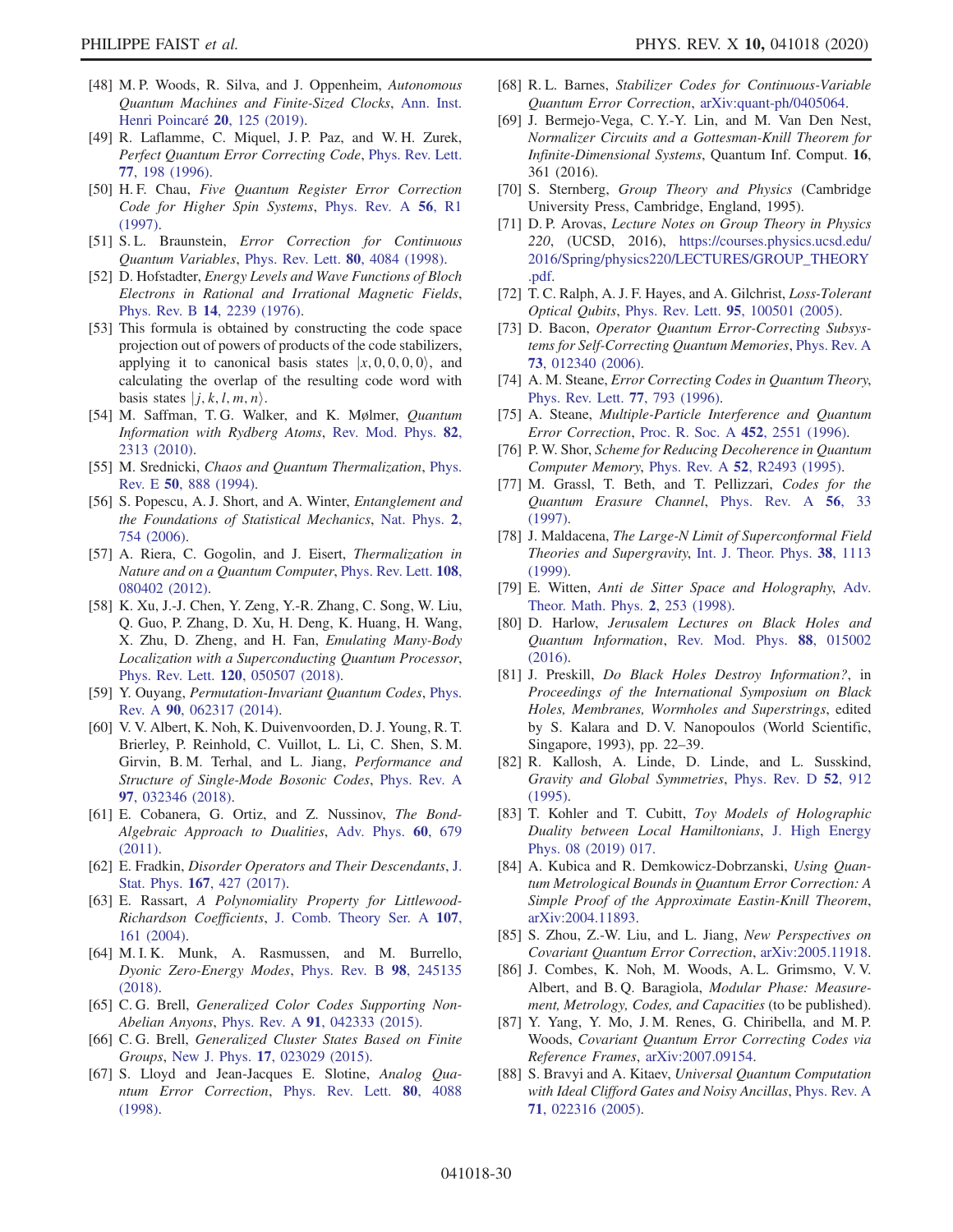[48] M. P. Woods, R. Silva, and J. Oppenheim, *Autonomous Quantum Machines and Finite-Sized Clocks*, Ann. Inst. Henri Poincaré **20**, 125 (2019).

[49] R. Laflamme, C. Miquel, J. P. Paz, and W. H. Zurek, *Perfect Quantum Error Correcting Code*, Phys. Rev. Lett. **77**, 198 (1996).

[50] H. F. Chau, *Five Quantum Register Error Correction Code for Higher Spin Systems*, Phys. Rev. A **56**, R1 (1997).

[51] S. L. Braunstein, *Error Correction for Continuous Quantum Variables*, Phys. Rev. Lett. **80**, 4084 (1998).

[52] D. Hofstadter, *Energy Levels and Wave Functions of Bloch Electrons in Rational and Irrational Magnetic Fields*, Phys. Rev. B **14**, 2239 (1976).

[53] This formula is obtained by constructing the code space projection out of powers of products of the code stabilizers, applying it to canonical basis states $|x, 0, 0, 0, 0\rangle$, and calculating the overlap of the resulting code word with basis states $|j, k, l, m, n\rangle$.

[54] M. Saffman, T. G. Walker, and K. Mølmer, *Quantum Information with Rydberg Atoms*, Rev. Mod. Phys. **82**, 2313 (2010).

[55] M. Srednicki, *Chaos and Quantum Thermalization*, Phys. Rev. E **50**, 888 (1994).

[56] S. Popescu, A. J. Short, and A. Winter, *Entanglement and the Foundations of Statistical Mechanics*, Nat. Phys. **2**, 754 (2006).

[57] A. Riera, C. Gogolin, and J. Eisert, *Thermalization in Nature and on a Quantum Computer*, Phys. Rev. Lett. **108**, 080402 (2012).

[58] K. Xu, J.-J. Chen, Y. Zeng, Y.-R. Zhang, C. Song, W. Liu, Q. Guo, P. Zhang, D. Xu, H. Deng, K. Huang, H. Wang, X. Zhu, D. Zheng, and H. Fan, *Emulating Many-Body Localization with a Superconducting Quantum Processor*, Phys. Rev. Lett. **120**, 050507 (2018).

[59] Y. Ouyang, *Permutation-Invariant Quantum Codes*, Phys. Rev. A **90**, 062317 (2014).

[60] V. V. Albert, K. Noh, K. Duivenvoorden, D. J. Young, R. T. Brierley, P. Reinhold, C. Vuillot, L. Li, C. Shen, S. M. Girvin, B. M. Terhal, and L. Jiang, *Performance and Structure of Single-Mode Bosonic Codes*, Phys. Rev. A **97**, 032346 (2018).

[61] E. Cobanera, G. Ortiz, and Z. Nussinov, *The Bond-Algebraic Approach to Dualities*, Adv. Phys. **60**, 679 (2011).

[62] E. Fradkin, *Disorder Operators and Their Descendants*, J. Stat. Phys. **167**, 427 (2017).

[63] E. Rassart, *A Polynomiality Property for Littlewood-Richardson Coefficients*, J. Comb. Theory Ser. A **107**, 161 (2004).

[64] M. I. K. Munk, A. Rasmussen, and M. Burrello, *Dyonic Zero-Energy Modes*, Phys. Rev. B **98**, 245135 (2018).

[65] C. G. Brell, *Generalized Color Codes Supporting Non-Abelian Anyons*, Phys. Rev. A **91**, 042333 (2015).

[66] C. G. Brell, *Generalized Cluster States Based on Finite Groups*, New J. Phys. **17**, 023029 (2015).

[67] S. Lloyd and Jean-Jacques E. Slotine, *Analog Quantum Error Correction*, Phys. Rev. Lett. **80**, 4088 (1998).

[68] R. L. Barnes, *Stabilizer Codes for Continuous-Variable Quantum Error Correction*, arXiv:quant-ph/0405064.

[69] J. Bermejo-Vega, C. Y.-Y. Lin, and M. Van Den Nest, *Normalizer Circuits and a Gottesman-Knill Theorem for Infinite-Dimensional Systems*, Quantum Inf. Comput. **16**, 361 (2016).

[70] S. Sternberg, *Group Theory and Physics* (Cambridge University Press, Cambridge, England, 1995).

[71] D. P. Arovas, *Lecture Notes on Group Theory in Physics 220*, (UCSD, 2016), https://courses.physics.ucsd.edu/2016/Spring/physics220/LECTURES/GROUP_THEORY.pdf.

[72] T. C. Ralph, A. J. F. Hayes, and A. Gilchrist, *Loss-Tolerant Optical Qubits*, Phys. Rev. Lett. **95**, 100501 (2005).

[73] D. Bacon, *Operator Quantum Error-Correcting Subsystems for Self-Correcting Quantum Memories*, Phys. Rev. A **73**, 012340 (2006).

[74] A. M. Steane, *Error Correcting Codes in Quantum Theory*, Phys. Rev. Lett. **77**, 793 (1996).

[75] A. Steane, *Multiple-Particle Interference and Quantum Error Correction*, Proc. R. Soc. A **452**, 2551 (1996).

[76] P. W. Shor, *Scheme for Reducing Decoherence in Quantum Computer Memory*, Phys. Rev. A **52**, R2493 (1995).

[77] M. Grassl, T. Beth, and T. Pellizzari, *Codes for the Quantum Erasure Channel*, Phys. Rev. A **56**, 33 (1997).

[78] J. Maldacena, *The Large-N Limit of Superconformal Field Theories and Supergravity*, Int. J. Theor. Phys. **38**, 1113 (1999).

[79] E. Witten, *Anti de Sitter Space and Holography*, Adv. Theor. Math. Phys. **2**, 253 (1998).

[80] D. Harlow, *Jerusalem Lectures on Black Holes and Quantum Information*, Rev. Mod. Phys. **88**, 015002 (2016).

[81] J. Preskill, *Do Black Holes Destroy Information?*, in *Proceedings of the International Symposium on Black Holes, Membranes, Wormholes and Superstrings*, edited by S. Kalara and D. V. Nanopoulos (World Scientific, Singapore, 1993), pp. 22–39.

[82] R. Kallosh, A. Linde, D. Linde, and L. Susskind, *Gravity and Global Symmetries*, Phys. Rev. D **52**, 912 (1995).

[83] T. Kohler and T. Cubitt, *Toy Models of Holographic Duality between Local Hamiltonians*, J. High Energy Phys. 08 (2019) 017.

[84] A. Kubica and R. Demkowicz-Dobrzanski, *Using Quantum Metrological Bounds in Quantum Error Correction: A Simple Proof of the Approximate Eastin-Knill Theorem*, arXiv:2004.11893.

[85] S. Zhou, Z.-W. Liu, and L. Jiang, *New Perspectives on Covariant Quantum Error Correction*, arXiv:2005.11918.

[86] J. Combes, K. Noh, M. Woods, A. L. Grimsmo, V. V. Albert, and B. Q. Baragiola, *Modular Phase: Measurement, Metrology, Codes, and Capacities* (to be published).

[87] Y. Yang, Y. Mo, J. M. Renes, G. Chiribella, and M. P. Woods, *Covariant Quantum Error Correcting Codes via Reference Frames*, arXiv:2007.09154.

[88] S. Bravyi and A. Kitaev, *Universal Quantum Computation with Ideal Clifford Gates and Noisy Ancillas*, Phys. Rev. A **71**, 022316 (2005).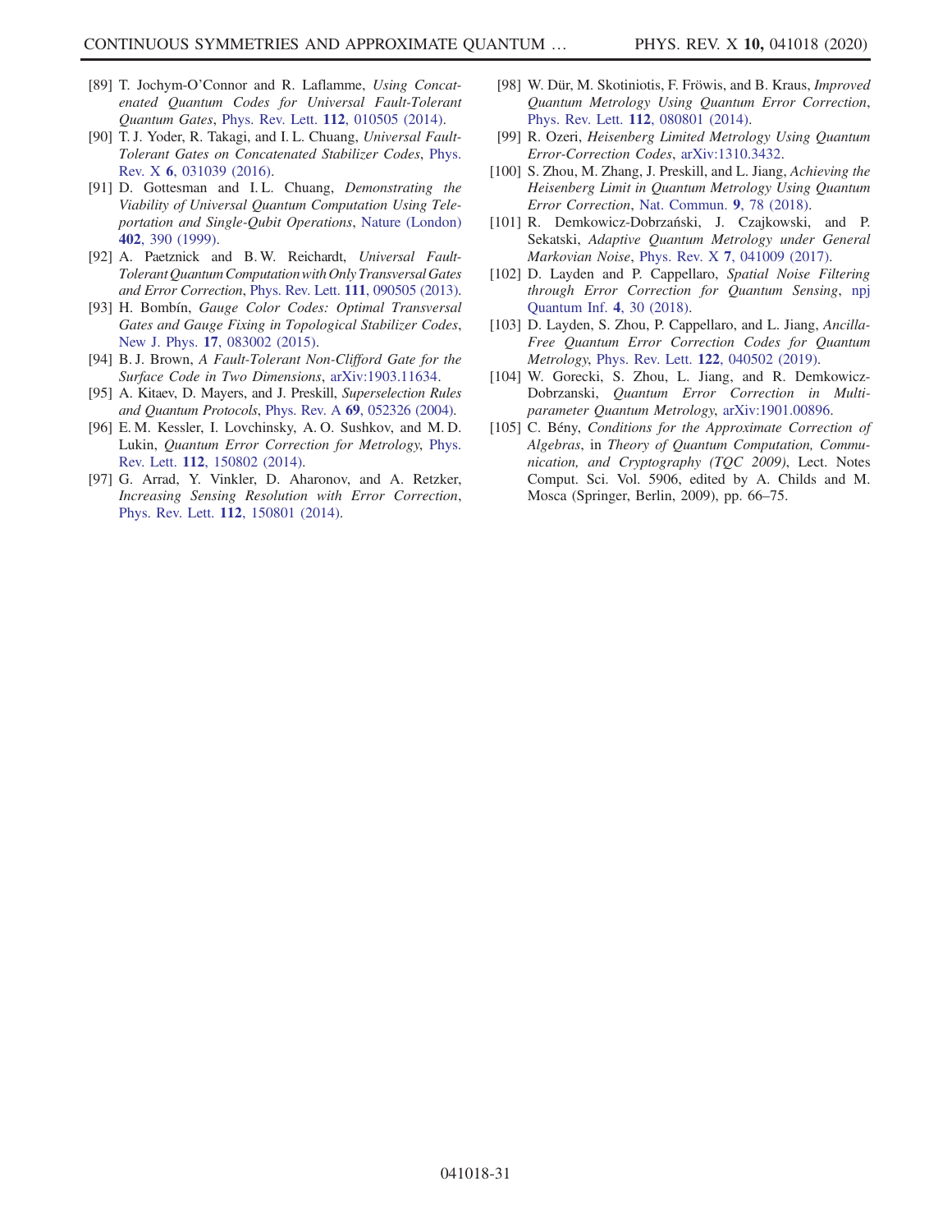[89] T. Jochym-O'Connor and R. Laflamme, *Using Concatenated Quantum Codes for Universal Fault-Tolerant Quantum Gates*, Phys. Rev. Lett. **112**, 010505 (2014).

[90] T. J. Yoder, R. Takagi, and I. L. Chuang, *Universal Fault-Tolerant Gates on Concatenated Stabilizer Codes*, Phys. Rev. X **6**, 031039 (2016).

[91] D. Gottesman and I. L. Chuang, *Demonstrating the Viability of Universal Quantum Computation Using Teleportation and Single-Qubit Operations*, Nature (London) **402**, 390 (1999).

[92] A. Paetznick and B. W. Reichardt, *Universal Fault-Tolerant Quantum Computation with Only Transversal Gates and Error Correction*, Phys. Rev. Lett. **111**, 090505 (2013).

[93] H. Bombín, *Gauge Color Codes: Optimal Transversal Gates and Gauge Fixing in Topological Stabilizer Codes*, New J. Phys. **17**, 083002 (2015).

[94] B. J. Brown, *A Fault-Tolerant Non-Clifford Gate for the Surface Code in Two Dimensions*, arXiv:1903.11634.

[95] A. Kitaev, D. Mayers, and J. Preskill, *Superselection Rules and Quantum Protocols*, Phys. Rev. A **69**, 052326 (2004).

[96] E. M. Kessler, I. Lovchinsky, A. O. Sushkov, and M. D. Lukin, *Quantum Error Correction for Metrology*, Phys. Rev. Lett. **112**, 150802 (2014).

[97] G. Arrad, Y. Vinkler, D. Aharonov, and A. Retzker, *Increasing Sensing Resolution with Error Correction*, Phys. Rev. Lett. **112**, 150801 (2014).

[98] W. Dür, M. Skotiniotis, F. Fröwis, and B. Kraus, *Improved Quantum Metrology Using Quantum Error Correction*, Phys. Rev. Lett. **112**, 080801 (2014).

[99] R. Ozeri, *Heisenberg Limited Metrology Using Quantum Error-Correction Codes*, arXiv:1310.3432.

[100] S. Zhou, M. Zhang, J. Preskill, and L. Jiang, *Achieving the Heisenberg Limit in Quantum Metrology Using Quantum Error Correction*, Nat. Commun. **9**, 78 (2018).

[101] R. Demkowicz-Dobrzański, J. Czajkowski, and P. Sekatski, *Adaptive Quantum Metrology under General Markovian Noise*, Phys. Rev. X **7**, 041009 (2017).

[102] D. Layden and P. Cappellaro, *Spatial Noise Filtering through Error Correction for Quantum Sensing*, npj Quantum Inf. **4**, 30 (2018).

[103] D. Layden, S. Zhou, P. Cappellaro, and L. Jiang, *Ancilla-Free Quantum Error Correction Codes for Quantum Metrology*, Phys. Rev. Lett. **122**, 040502 (2019).

[104] W. Gorecki, S. Zhou, L. Jiang, and R. Demkowicz-Dobrzanski, *Quantum Error Correction in Multi-parameter Quantum Metrology*, arXiv:1901.00896.

[105] C. Bény, *Conditions for the Approximate Correction of Algebras*, in *Theory of Quantum Computation, Communication, and Cryptography (TQC 2009)*, Lect. Notes Comput. Sci. Vol. 5906, edited by A. Childs and M. Mosca (Springer, Berlin, 2009), pp. 66–75.